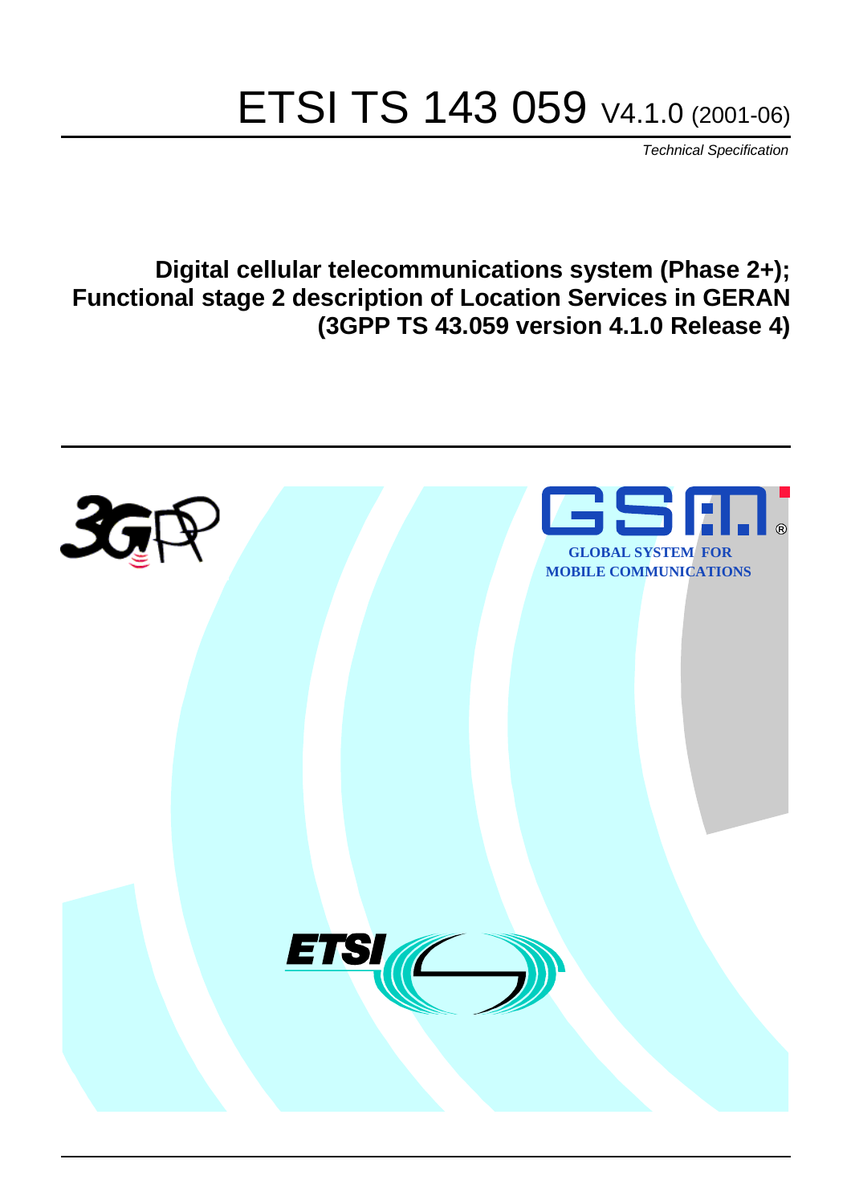# ETSI TS 143 059 V4.1.0 (2001-06)

*Technical Specification*

**Digital cellular telecommunications system (Phase 2+);
Functional stage 2 description of Location Services in GERAN
(3GPP TS 43.059 version 4.1.0 Release 4)**

GLOBAL SYSTEM FOR
MOBILE COMMUNICATIONS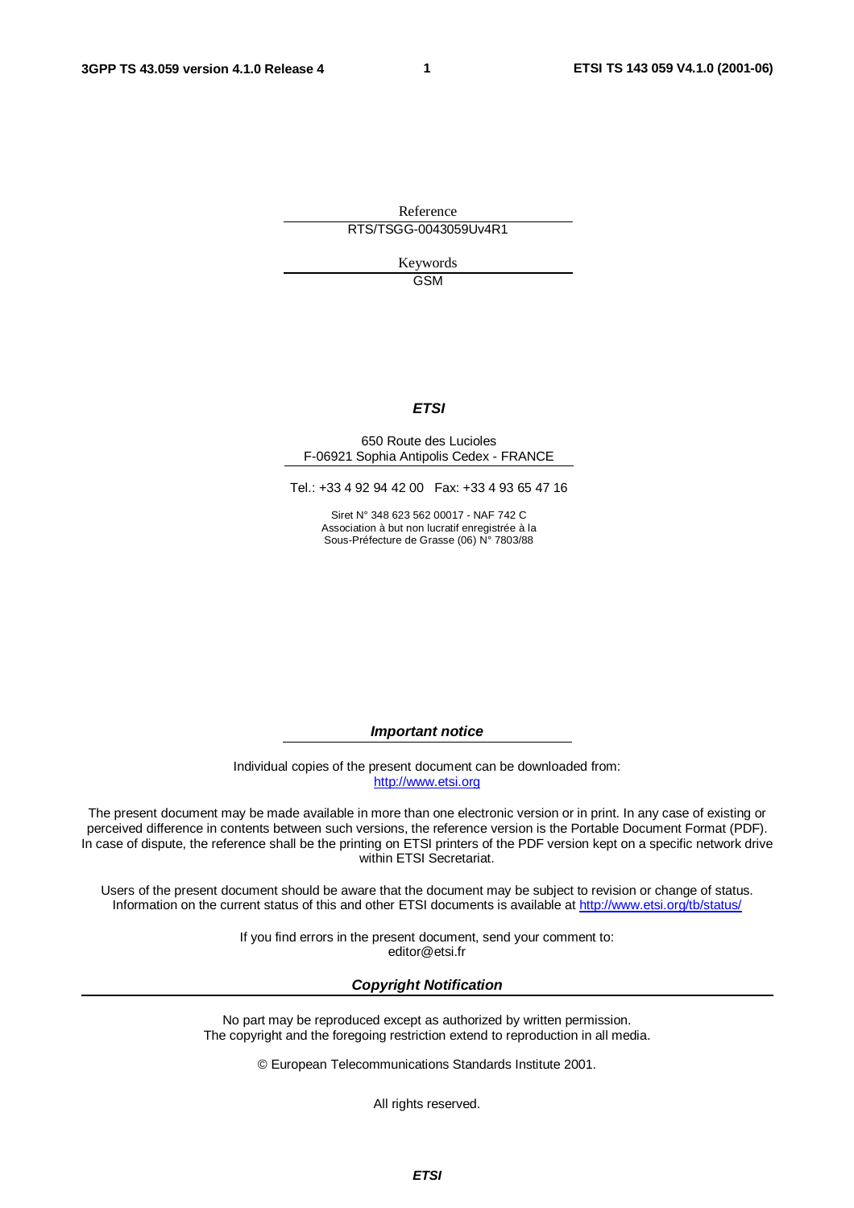Reference

RTS/TSGG-0043059Uv4R1

Keywords

GSM

***ETSI***

650 Route des Lucioles
F-06921 Sophia Antipolis Cedex - FRANCE

Tel.: +33 4 92 94 42 00 Fax: +33 4 93 65 47 16

Siret N° 348 623 562 00017 - NAF 742 C
Association à but non lucratif enregistrée à la
Sous-Préfecture de Grasse (06) N° 7803/88

***Important notice***

Individual copies of the present document can be downloaded from:
http://www.etsi.org

The present document may be made available in more than one electronic version or in print. In any case of existing or perceived difference in contents between such versions, the reference version is the Portable Document Format (PDF). In case of dispute, the reference shall be the printing on ETSI printers of the PDF version kept on a specific network drive within ETSI Secretariat.

Users of the present document should be aware that the document may be subject to revision or change of status. Information on the current status of this and other ETSI documents is available at http://www.etsi.org/tb/status/

If you find errors in the present document, send your comment to:
editor@etsi.fr

***Copyright Notification***

No part may be reproduced except as authorized by written permission.
The copyright and the foregoing restriction extend to reproduction in all media.

© European Telecommunications Standards Institute 2001.

All rights reserved.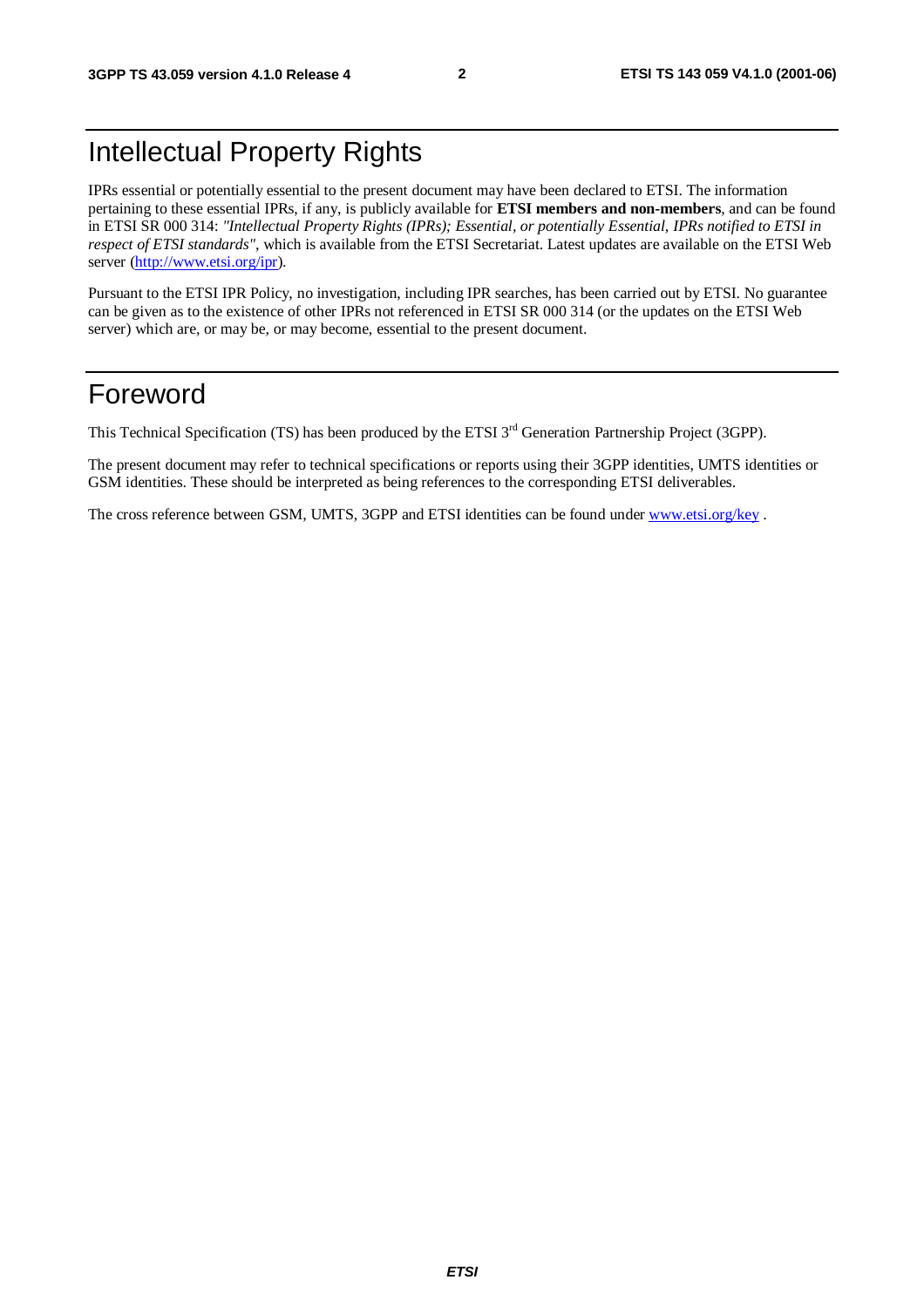# Intellectual Property Rights

IPRs essential or potentially essential to the present document may have been declared to ETSI. The information pertaining to these essential IPRs, if any, is publicly available for **ETSI members and non-members**, and can be found in ETSI SR 000 314: *"Intellectual Property Rights (IPRs); Essential, or potentially Essential, IPRs notified to ETSI in respect of ETSI standards"*, which is available from the ETSI Secretariat. Latest updates are available on the ETSI Web server (http://www.etsi.org/ipr).

Pursuant to the ETSI IPR Policy, no investigation, including IPR searches, has been carried out by ETSI. No guarantee can be given as to the existence of other IPRs not referenced in ETSI SR 000 314 (or the updates on the ETSI Web server) which are, or may be, or may become, essential to the present document.

# Foreword

This Technical Specification (TS) has been produced by the ETSI 3rd Generation Partnership Project (3GPP).

The present document may refer to technical specifications or reports using their 3GPP identities, UMTS identities or GSM identities. These should be interpreted as being references to the corresponding ETSI deliverables.

The cross reference between GSM, UMTS, 3GPP and ETSI identities can be found under www.etsi.org/key .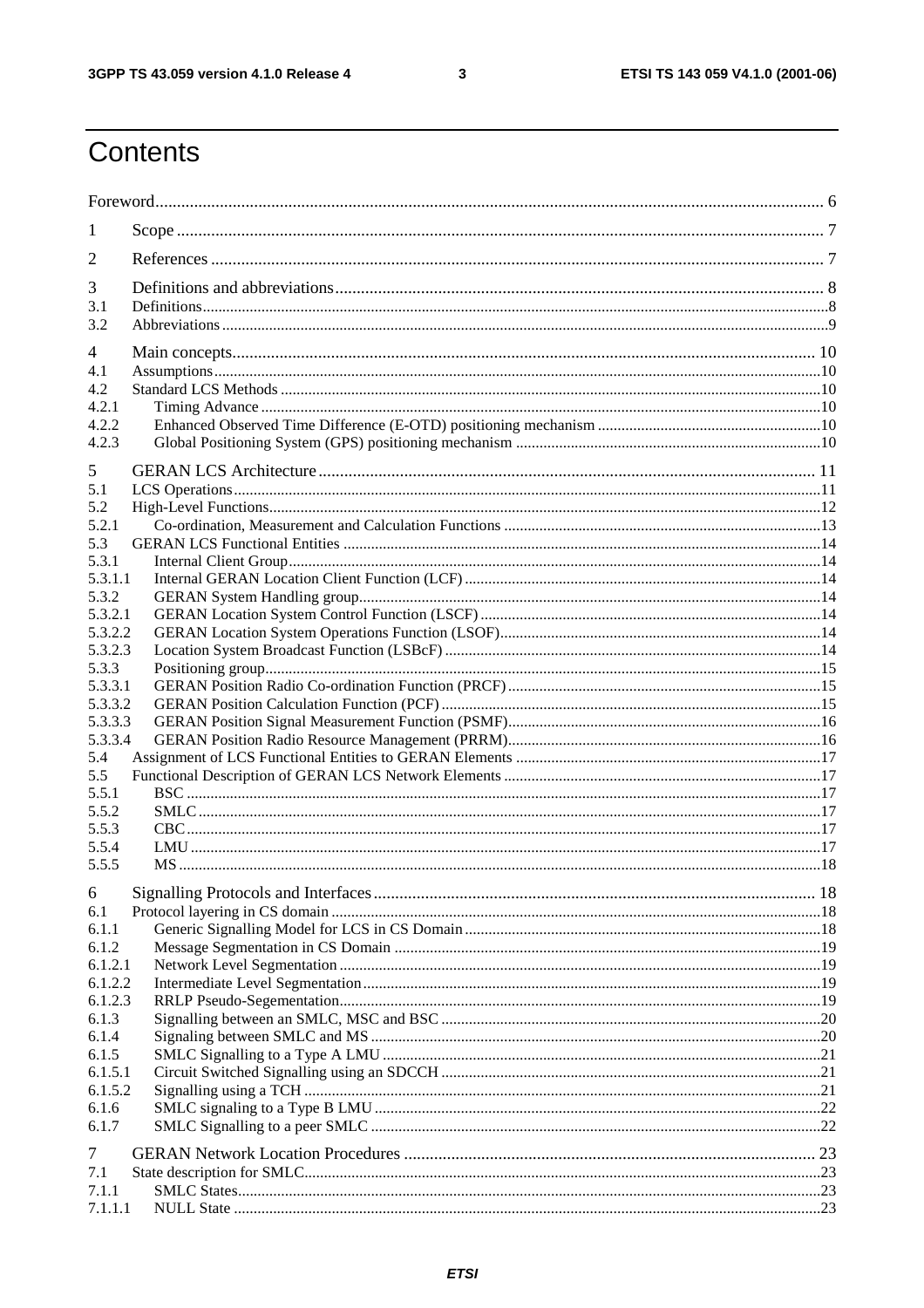# Contents

Foreword .......... 6

1 Scope .......... 7

2 References .......... 7

3 Definitions and abbreviations .......... 8
3.1 Definitions .......... 8
3.2 Abbreviations .......... 9

4 Main concepts .......... 10
4.1 Assumptions .......... 10
4.2 Standard LCS Methods .......... 10
4.2.1 Timing Advance .......... 10
4.2.2 Enhanced Observed Time Difference (E-OTD) positioning mechanism .......... 10
4.2.3 Global Positioning System (GPS) positioning mechanism .......... 10

5 GERAN LCS Architecture .......... 11
5.1 LCS Operations .......... 11
5.2 High-Level Functions .......... 12
5.2.1 Co-ordination, Measurement and Calculation Functions .......... 13
5.3 GERAN LCS Functional Entities .......... 14
5.3.1 Internal Client Group .......... 14
5.3.1.1 Internal GERAN Location Client Function (LCF) .......... 14
5.3.2 GERAN System Handling group .......... 14
5.3.2.1 GERAN Location System Control Function (LSCF) .......... 14
5.3.2.2 GERAN Location System Operations Function (LSOF) .......... 14
5.3.2.3 Location System Broadcast Function (LSBcF) .......... 14
5.3.3 Positioning group .......... 15
5.3.3.1 GERAN Position Radio Co-ordination Function (PRCF) .......... 15
5.3.3.2 GERAN Position Calculation Function (PCF) .......... 15
5.3.3.3 GERAN Position Signal Measurement Function (PSMF) .......... 16
5.3.3.4 GERAN Position Radio Resource Management (PRRM) .......... 16
5.4 Assignment of LCS Functional Entities to GERAN Elements .......... 17
5.5 Functional Description of GERAN LCS Network Elements .......... 17
5.5.1 BSC .......... 17
5.5.2 SMLC .......... 17
5.5.3 CBC .......... 17
5.5.4 LMU .......... 17
5.5.5 MS .......... 18

6 Signalling Protocols and Interfaces .......... 18
6.1 Protocol layering in CS domain .......... 18
6.1.1 Generic Signalling Model for LCS in CS Domain .......... 18
6.1.2 Message Segmentation in CS Domain .......... 19
6.1.2.1 Network Level Segmentation .......... 19
6.1.2.2 Intermediate Level Segmentation .......... 19
6.1.2.3 RRLP Pseudo-Segementation .......... 19
6.1.3 Signalling between an SMLC, MSC and BSC .......... 20
6.1.4 Signaling between SMLC and MS .......... 20
6.1.5 SMLC Signalling to a Type A LMU .......... 21
6.1.5.1 Circuit Switched Signalling using an SDCCH .......... 21
6.1.5.2 Signalling using a TCH .......... 21
6.1.6 SMLC signaling to a Type B LMU .......... 22
6.1.7 SMLC Signalling to a peer SMLC .......... 22

7 GERAN Network Location Procedures .......... 23
7.1 State description for SMLC .......... 23
7.1.1 SMLC States .......... 23
7.1.1.1 NULL State .......... 23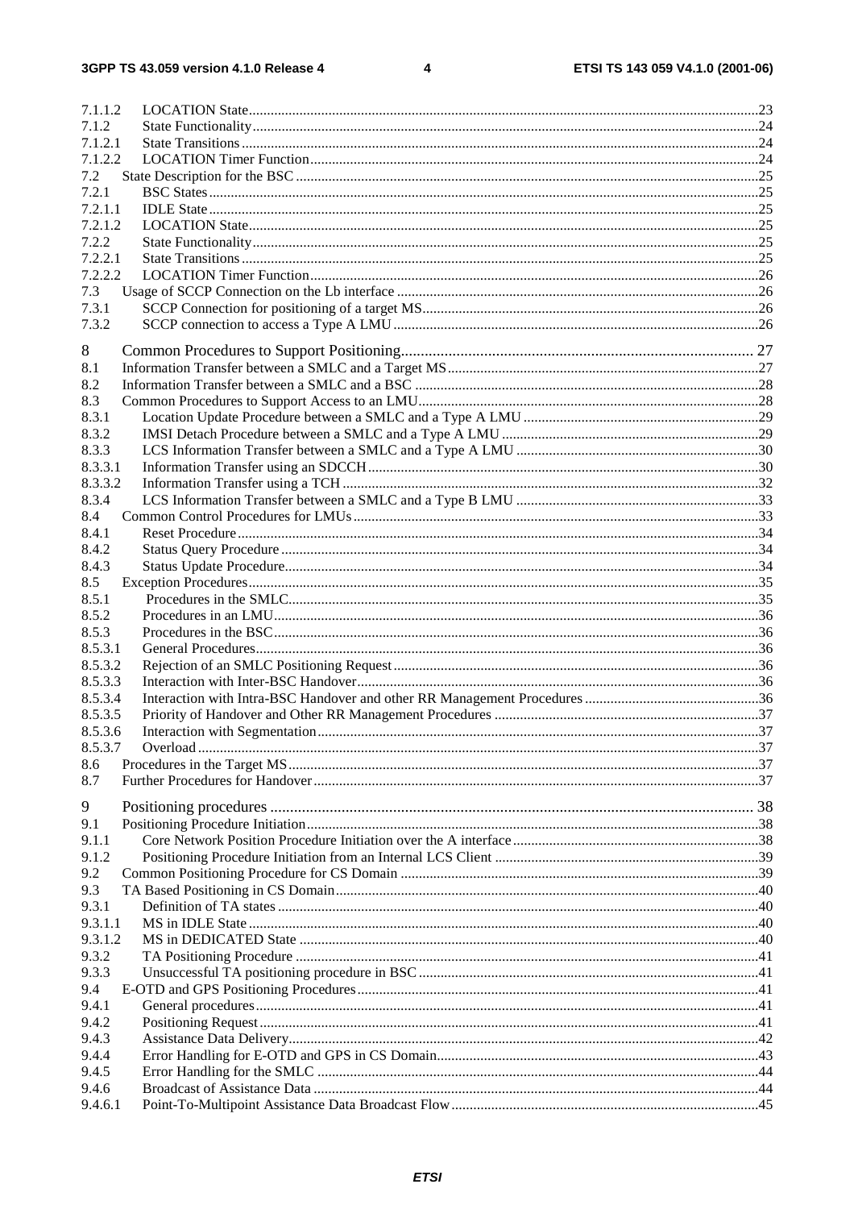7.1.1.2 LOCATION State ....23
7.1.2 State Functionality ....24
7.1.2.1 State Transitions ....24
7.1.2.2 LOCATION Timer Function ....24
7.2 State Description for the BSC ....25
7.2.1 BSC States ....25
7.2.1.1 IDLE State ....25
7.2.1.2 LOCATION State ....25
7.2.2 State Functionality ....25
7.2.2.1 State Transitions ....25
7.2.2.2 LOCATION Timer Function ....26
7.3 Usage of SCCP Connection on the Lb interface ....26
7.3.1 SCCP Connection for positioning of a target MS ....26
7.3.2 SCCP connection to access a Type A LMU ....26

8 Common Procedures to Support Positioning ....27
8.1 Information Transfer between a SMLC and a Target MS ....27
8.2 Information Transfer between a SMLC and a BSC ....28
8.3 Common Procedures to Support Access to an LMU ....28
8.3.1 Location Update Procedure between a SMLC and a Type A LMU ....29
8.3.2 IMSI Detach Procedure between a SMLC and a Type A LMU ....29
8.3.3 LCS Information Transfer between a SMLC and a Type A LMU ....30
8.3.3.1 Information Transfer using an SDCCH ....30
8.3.3.2 Information Transfer using a TCH ....32
8.3.4 LCS Information Transfer between a SMLC and a Type B LMU ....33
8.4 Common Control Procedures for LMUs ....33
8.4.1 Reset Procedure ....34
8.4.2 Status Query Procedure ....34
8.4.3 Status Update Procedure ....34
8.5 Exception Procedures ....35
8.5.1 Procedures in the SMLC ....35
8.5.2 Procedures in an LMU ....36
8.5.3 Procedures in the BSC ....36
8.5.3.1 General Procedures ....36
8.5.3.2 Rejection of an SMLC Positioning Request ....36
8.5.3.3 Interaction with Inter-BSC Handover ....36
8.5.3.4 Interaction with Intra-BSC Handover and other RR Management Procedures ....36
8.5.3.5 Priority of Handover and Other RR Management Procedures ....37
8.5.3.6 Interaction with Segmentation ....37
8.5.3.7 Overload ....37
8.6 Procedures in the Target MS ....37
8.7 Further Procedures for Handover ....37

9 Positioning procedures ....38
9.1 Positioning Procedure Initiation ....38
9.1.1 Core Network Position Procedure Initiation over the A interface ....38
9.1.2 Positioning Procedure Initiation from an Internal LCS Client ....39
9.2 Common Positioning Procedure for CS Domain ....39
9.3 TA Based Positioning in CS Domain ....40
9.3.1 Definition of TA states ....40
9.3.1.1 MS in IDLE State ....40
9.3.1.2 MS in DEDICATED State ....40
9.3.2 TA Positioning Procedure ....41
9.3.3 Unsuccessful TA positioning procedure in BSC ....41
9.4 E-OTD and GPS Positioning Procedures ....41
9.4.1 General procedures ....41
9.4.2 Positioning Request ....41
9.4.3 Assistance Data Delivery ....42
9.4.4 Error Handling for E-OTD and GPS in CS Domain ....43
9.4.5 Error Handling for the SMLC ....44
9.4.6 Broadcast of Assistance Data ....44
9.4.6.1 Point-To-Multipoint Assistance Data Broadcast Flow ....45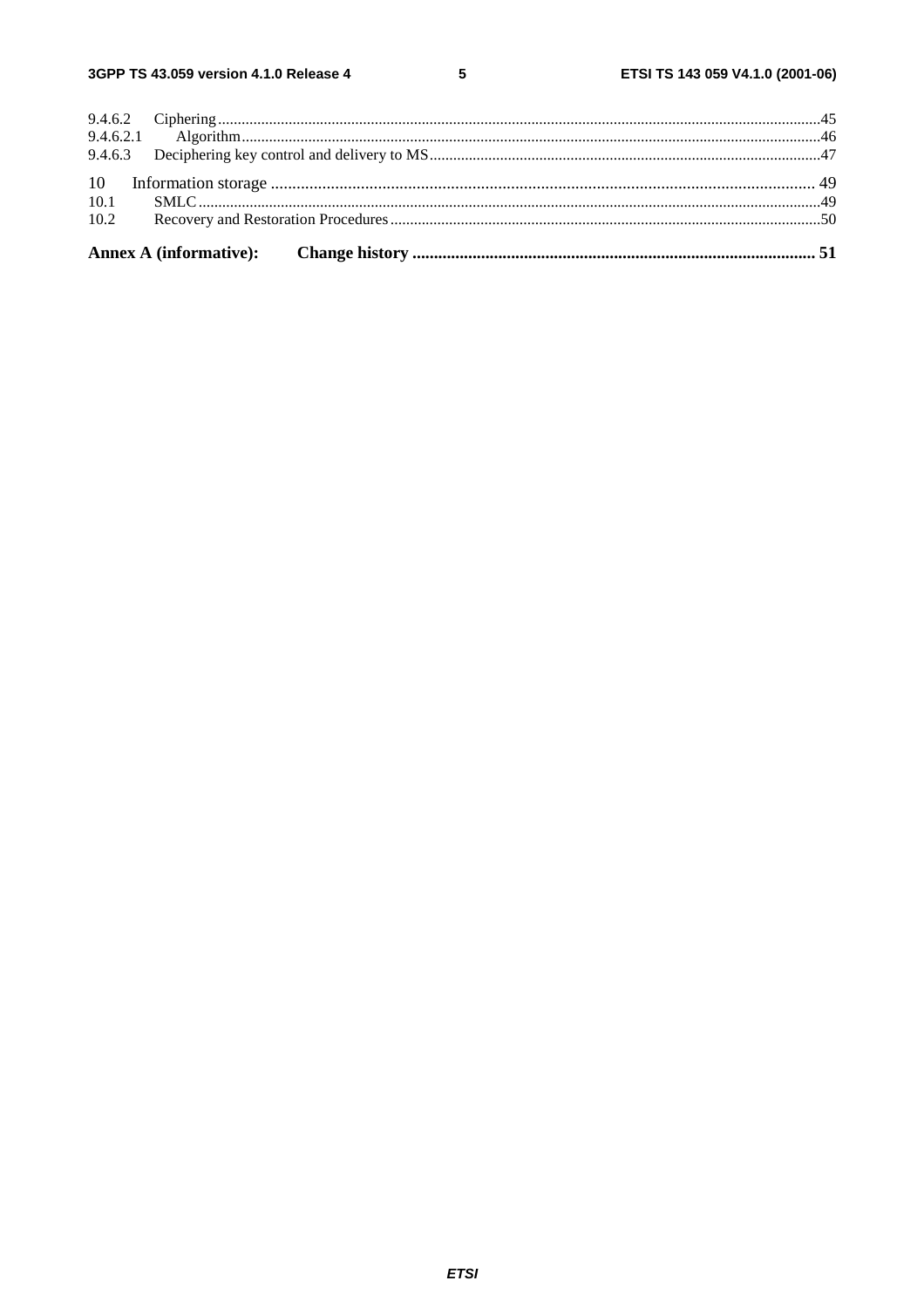9.4.6.2 Ciphering ........................................................................................................................................................45
9.4.6.2.1 Algorithm.................................................................................................................................................46
9.4.6.3 Deciphering key control and delivery to MS..................................................................................................47

10 Information storage ............................................................................................................................ 49
10.1 SMLC.............................................................................................................................................................49
10.2 Recovery and Restoration Procedures............................................................................................................50

**Annex A (informative): Change history .......................................................................................... 51**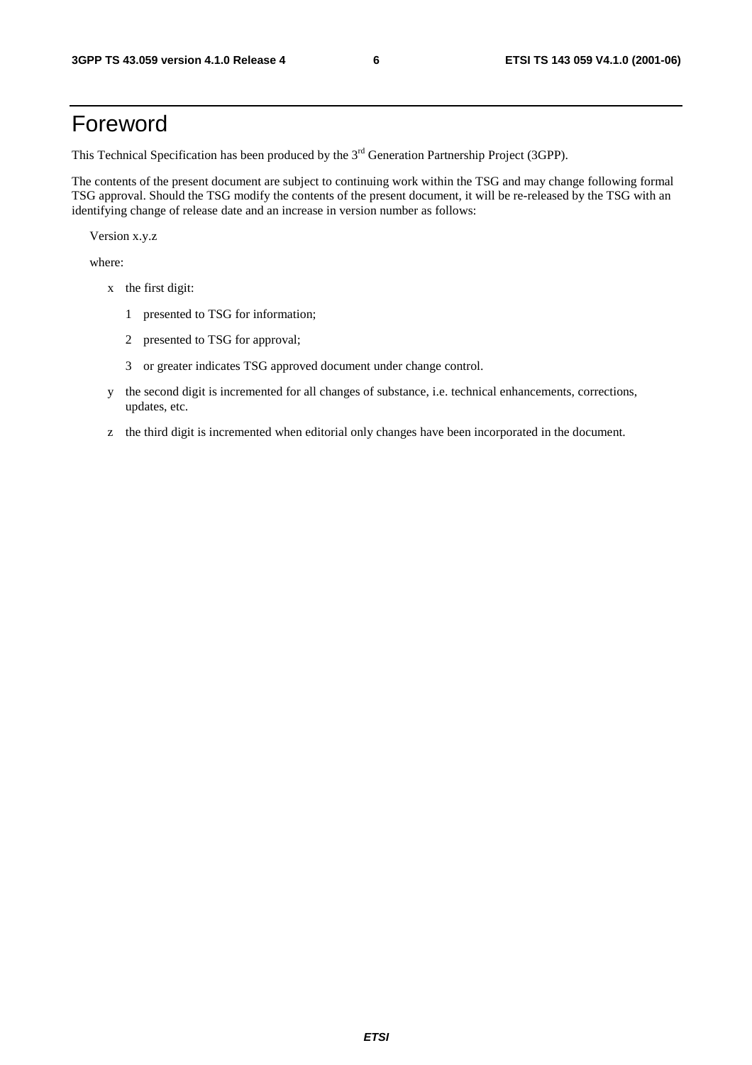# Foreword

This Technical Specification has been produced by the 3rd Generation Partnership Project (3GPP).

The contents of the present document are subject to continuing work within the TSG and may change following formal TSG approval. Should the TSG modify the contents of the present document, it will be re-released by the TSG with an identifying change of release date and an increase in version number as follows:

Version x.y.z

where:

- x the first digit:
  - 1 presented to TSG for information;
  - 2 presented to TSG for approval;
  - 3 or greater indicates TSG approved document under change control.
- y the second digit is incremented for all changes of substance, i.e. technical enhancements, corrections, updates, etc.
- z the third digit is incremented when editorial only changes have been incorporated in the document.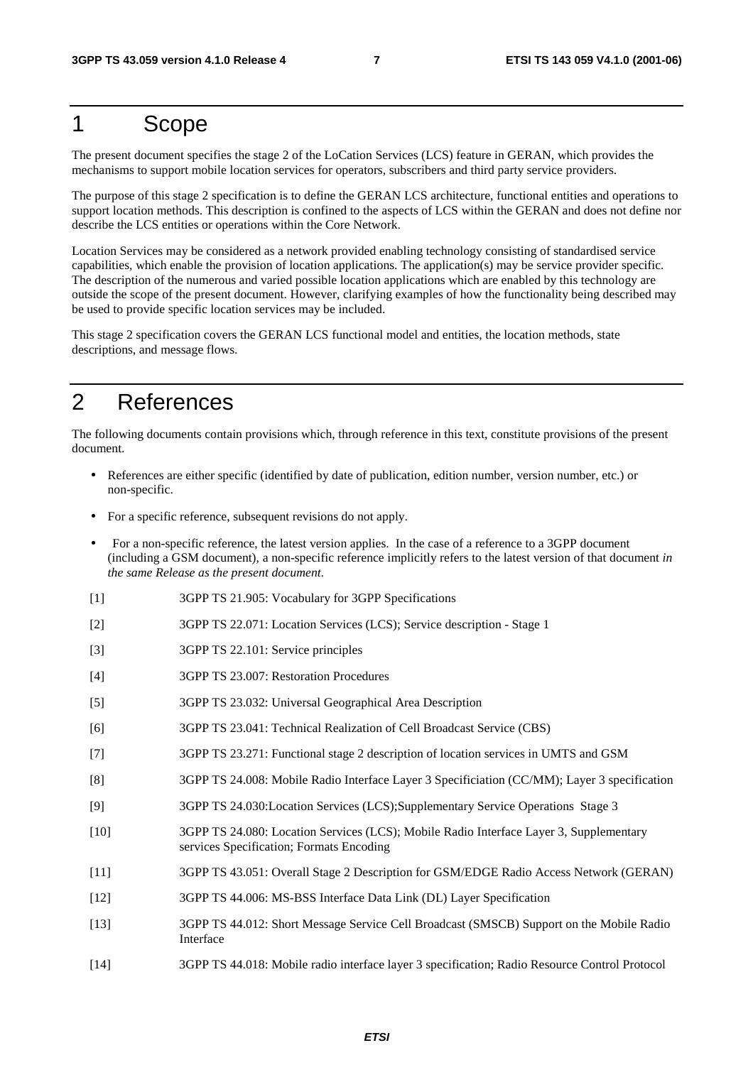# 1 Scope

The present document specifies the stage 2 of the LoCation Services (LCS) feature in GERAN, which provides the mechanisms to support mobile location services for operators, subscribers and third party service providers.

The purpose of this stage 2 specification is to define the GERAN LCS architecture, functional entities and operations to support location methods. This description is confined to the aspects of LCS within the GERAN and does not define nor describe the LCS entities or operations within the Core Network.

Location Services may be considered as a network provided enabling technology consisting of standardised service capabilities, which enable the provision of location applications. The application(s) may be service provider specific. The description of the numerous and varied possible location applications which are enabled by this technology are outside the scope of the present document. However, clarifying examples of how the functionality being described may be used to provide specific location services may be included.

This stage 2 specification covers the GERAN LCS functional model and entities, the location methods, state descriptions, and message flows.

# 2 References

The following documents contain provisions which, through reference in this text, constitute provisions of the present document.

- References are either specific (identified by date of publication, edition number, version number, etc.) or non-specific.
- For a specific reference, subsequent revisions do not apply.
- For a non-specific reference, the latest version applies. In the case of a reference to a 3GPP document (including a GSM document), a non-specific reference implicitly refers to the latest version of that document *in the same Release as the present document.*

[1] 3GPP TS 21.905: Vocabulary for 3GPP Specifications

[2] 3GPP TS 22.071: Location Services (LCS); Service description - Stage 1

[3] 3GPP TS 22.101: Service principles

[4] 3GPP TS 23.007: Restoration Procedures

[5] 3GPP TS 23.032: Universal Geographical Area Description

[6] 3GPP TS 23.041: Technical Realization of Cell Broadcast Service (CBS)

[7] 3GPP TS 23.271: Functional stage 2 description of location services in UMTS and GSM

[8] 3GPP TS 24.008: Mobile Radio Interface Layer 3 Specificiation (CC/MM); Layer 3 specification

[9] 3GPP TS 24.030:Location Services (LCS);Supplementary Service Operations Stage 3

[10] 3GPP TS 24.080: Location Services (LCS); Mobile Radio Interface Layer 3, Supplementary services Specification; Formats Encoding

[11] 3GPP TS 43.051: Overall Stage 2 Description for GSM/EDGE Radio Access Network (GERAN)

[12] 3GPP TS 44.006: MS-BSS Interface Data Link (DL) Layer Specification

[13] 3GPP TS 44.012: Short Message Service Cell Broadcast (SMSCB) Support on the Mobile Radio Interface

[14] 3GPP TS 44.018: Mobile radio interface layer 3 specification; Radio Resource Control Protocol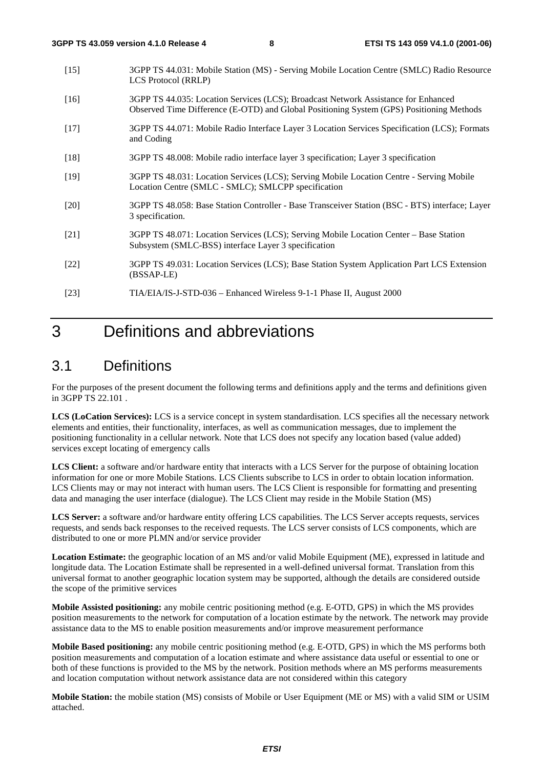[15] 3GPP TS 44.031: Mobile Station (MS) - Serving Mobile Location Centre (SMLC) Radio Resource LCS Protocol (RRLP)

[16] 3GPP TS 44.035: Location Services (LCS); Broadcast Network Assistance for Enhanced Observed Time Difference (E-OTD) and Global Positioning System (GPS) Positioning Methods

[17] 3GPP TS 44.071: Mobile Radio Interface Layer 3 Location Services Specification (LCS); Formats and Coding

[18] 3GPP TS 48.008: Mobile radio interface layer 3 specification; Layer 3 specification

[19] 3GPP TS 48.031: Location Services (LCS); Serving Mobile Location Centre - Serving Mobile Location Centre (SMLC - SMLC); SMLCPP specification

[20] 3GPP TS 48.058: Base Station Controller - Base Transceiver Station (BSC - BTS) interface; Layer 3 specification.

[21] 3GPP TS 48.071: Location Services (LCS); Serving Mobile Location Center – Base Station Subsystem (SMLC-BSS) interface Layer 3 specification

[22] 3GPP TS 49.031: Location Services (LCS); Base Station System Application Part LCS Extension (BSSAP-LE)

[23] TIA/EIA/IS-J-STD-036 – Enhanced Wireless 9-1-1 Phase II, August 2000

# 3 Definitions and abbreviations

## 3.1 Definitions

For the purposes of the present document the following terms and definitions apply and the terms and definitions given in 3GPP TS 22.101 .

**LCS (LoCation Services):** LCS is a service concept in system standardisation. LCS specifies all the necessary network elements and entities, their functionality, interfaces, as well as communication messages, due to implement the positioning functionality in a cellular network. Note that LCS does not specify any location based (value added) services except locating of emergency calls

**LCS Client:** a software and/or hardware entity that interacts with a LCS Server for the purpose of obtaining location information for one or more Mobile Stations. LCS Clients subscribe to LCS in order to obtain location information. LCS Clients may or may not interact with human users. The LCS Client is responsible for formatting and presenting data and managing the user interface (dialogue). The LCS Client may reside in the Mobile Station (MS)

**LCS Server:** a software and/or hardware entity offering LCS capabilities. The LCS Server accepts requests, services requests, and sends back responses to the received requests. The LCS server consists of LCS components, which are distributed to one or more PLMN and/or service provider

**Location Estimate:** the geographic location of an MS and/or valid Mobile Equipment (ME), expressed in latitude and longitude data. The Location Estimate shall be represented in a well-defined universal format. Translation from this universal format to another geographic location system may be supported, although the details are considered outside the scope of the primitive services

**Mobile Assisted positioning:** any mobile centric positioning method (e.g. E-OTD, GPS) in which the MS provides position measurements to the network for computation of a location estimate by the network. The network may provide assistance data to the MS to enable position measurements and/or improve measurement performance

**Mobile Based positioning:** any mobile centric positioning method (e.g. E-OTD, GPS) in which the MS performs both position measurements and computation of a location estimate and where assistance data useful or essential to one or both of these functions is provided to the MS by the network. Position methods where an MS performs measurements and location computation without network assistance data are not considered within this category

**Mobile Station:** the mobile station (MS) consists of Mobile or User Equipment (ME or MS) with a valid SIM or USIM attached.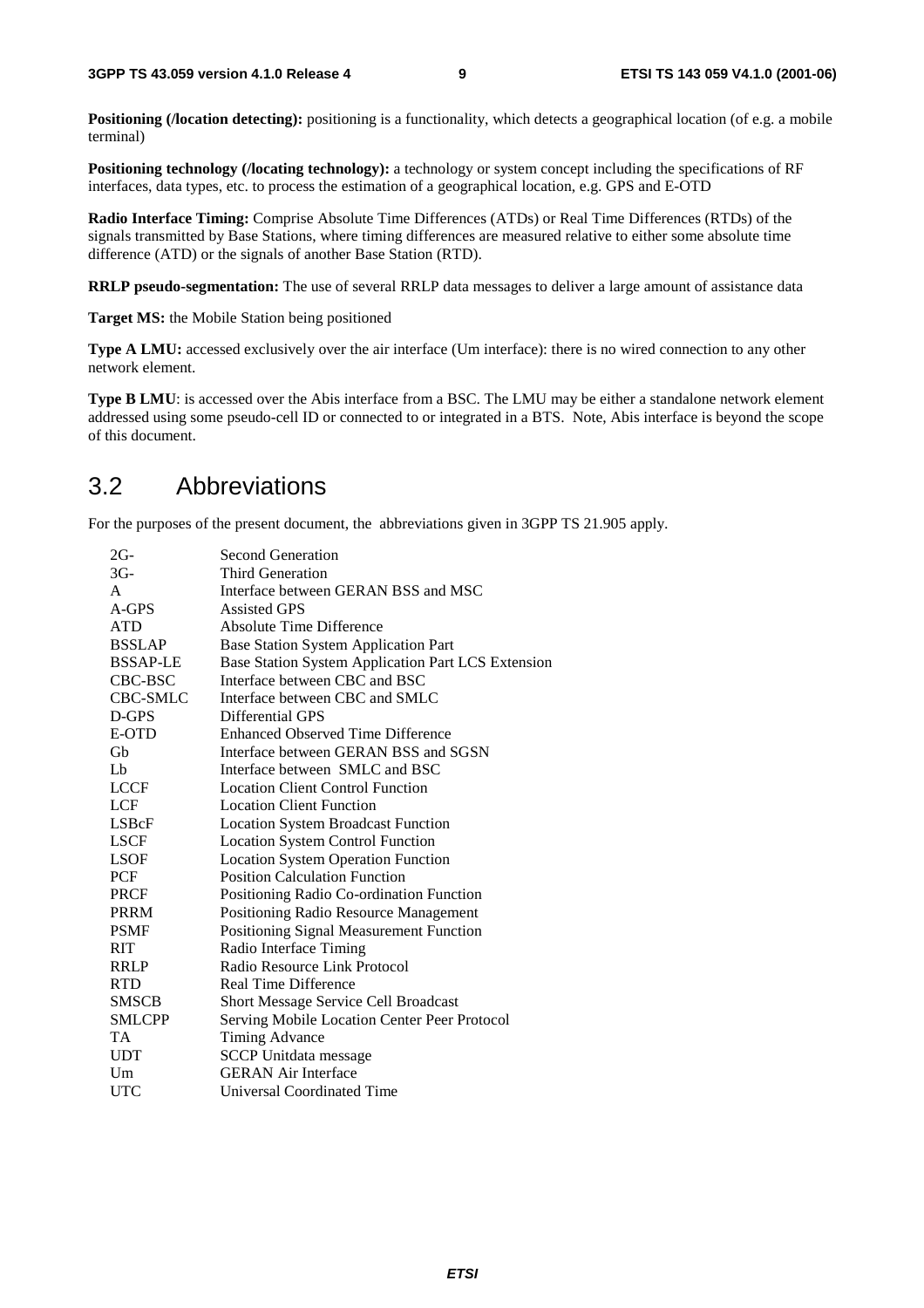**Positioning (/location detecting):** positioning is a functionality, which detects a geographical location (of e.g. a mobile terminal)

**Positioning technology (/locating technology):** a technology or system concept including the specifications of RF interfaces, data types, etc. to process the estimation of a geographical location, e.g. GPS and E-OTD

**Radio Interface Timing:** Comprise Absolute Time Differences (ATDs) or Real Time Differences (RTDs) of the signals transmitted by Base Stations, where timing differences are measured relative to either some absolute time difference (ATD) or the signals of another Base Station (RTD).

**RRLP pseudo-segmentation:** The use of several RRLP data messages to deliver a large amount of assistance data

**Target MS:** the Mobile Station being positioned

**Type A LMU:** accessed exclusively over the air interface (Um interface): there is no wired connection to any other network element.

**Type B LMU**: is accessed over the Abis interface from a BSC. The LMU may be either a standalone network element addressed using some pseudo-cell ID or connected to or integrated in a BTS. Note, Abis interface is beyond the scope of this document.

## 3.2 Abbreviations

For the purposes of the present document, the abbreviations given in 3GPP TS 21.905 apply.

| | |
|---|---|
| 2G- | Second Generation |
| 3G- | Third Generation |
| A | Interface between GERAN BSS and MSC |
| A-GPS | Assisted GPS |
| ATD | Absolute Time Difference |
| BSSLAP | Base Station System Application Part |
| BSSAP-LE | Base Station System Application Part LCS Extension |
| CBC-BSC | Interface between CBC and BSC |
| CBC-SMLC | Interface between CBC and SMLC |
| D-GPS | Differential GPS |
| E-OTD | Enhanced Observed Time Difference |
| Gb | Interface between GERAN BSS and SGSN |
| Lb | Interface between SMLC and BSC |
| LCCF | Location Client Control Function |
| LCF | Location Client Function |
| LSBcF | Location System Broadcast Function |
| LSCF | Location System Control Function |
| LSOF | Location System Operation Function |
| PCF | Position Calculation Function |
| PRCF | Positioning Radio Co-ordination Function |
| PRRM | Positioning Radio Resource Management |
| PSMF | Positioning Signal Measurement Function |
| RIT | Radio Interface Timing |
| RRLP | Radio Resource Link Protocol |
| RTD | Real Time Difference |
| SMSCB | Short Message Service Cell Broadcast |
| SMLCPP | Serving Mobile Location Center Peer Protocol |
| TA | Timing Advance |
| UDT | SCCP Unitdata message |
| Um | GERAN Air Interface |
| UTC | Universal Coordinated Time |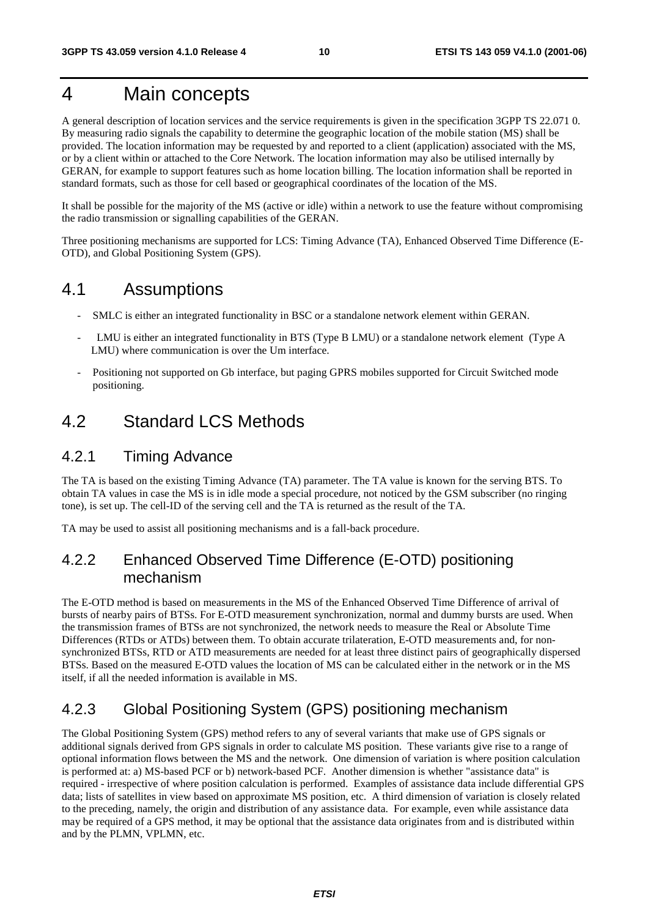# 4 Main concepts

A general description of location services and the service requirements is given in the specification 3GPP TS 22.071 0. By measuring radio signals the capability to determine the geographic location of the mobile station (MS) shall be provided. The location information may be requested by and reported to a client (application) associated with the MS, or by a client within or attached to the Core Network. The location information may also be utilised internally by GERAN, for example to support features such as home location billing. The location information shall be reported in standard formats, such as those for cell based or geographical coordinates of the location of the MS.

It shall be possible for the majority of the MS (active or idle) within a network to use the feature without compromising the radio transmission or signalling capabilities of the GERAN.

Three positioning mechanisms are supported for LCS: Timing Advance (TA), Enhanced Observed Time Difference (E-OTD), and Global Positioning System (GPS).

## 4.1 Assumptions

- SMLC is either an integrated functionality in BSC or a standalone network element within GERAN.
- LMU is either an integrated functionality in BTS (Type B LMU) or a standalone network element (Type A LMU) where communication is over the Um interface.
- Positioning not supported on Gb interface, but paging GPRS mobiles supported for Circuit Switched mode positioning.

## 4.2 Standard LCS Methods

### 4.2.1 Timing Advance

The TA is based on the existing Timing Advance (TA) parameter. The TA value is known for the serving BTS. To obtain TA values in case the MS is in idle mode a special procedure, not noticed by the GSM subscriber (no ringing tone), is set up. The cell-ID of the serving cell and the TA is returned as the result of the TA.

TA may be used to assist all positioning mechanisms and is a fall-back procedure.

### 4.2.2 Enhanced Observed Time Difference (E-OTD) positioning mechanism

The E-OTD method is based on measurements in the MS of the Enhanced Observed Time Difference of arrival of bursts of nearby pairs of BTSs. For E-OTD measurement synchronization, normal and dummy bursts are used. When the transmission frames of BTSs are not synchronized, the network needs to measure the Real or Absolute Time Differences (RTDs or ATDs) between them. To obtain accurate trilateration, E-OTD measurements and, for non-synchronized BTSs, RTD or ATD measurements are needed for at least three distinct pairs of geographically dispersed BTSs. Based on the measured E-OTD values the location of MS can be calculated either in the network or in the MS itself, if all the needed information is available in MS.

### 4.2.3 Global Positioning System (GPS) positioning mechanism

The Global Positioning System (GPS) method refers to any of several variants that make use of GPS signals or additional signals derived from GPS signals in order to calculate MS position. These variants give rise to a range of optional information flows between the MS and the network. One dimension of variation is where position calculation is performed at: a) MS-based PCF or b) network-based PCF. Another dimension is whether "assistance data" is required - irrespective of where position calculation is performed. Examples of assistance data include differential GPS data; lists of satellites in view based on approximate MS position, etc. A third dimension of variation is closely related to the preceding, namely, the origin and distribution of any assistance data. For example, even while assistance data may be required of a GPS method, it may be optional that the assistance data originates from and is distributed within and by the PLMN, VPLMN, etc.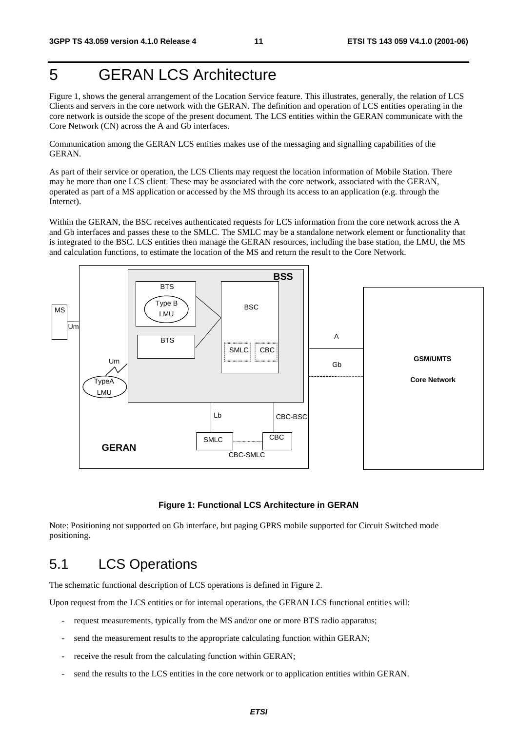# 5 GERAN LCS Architecture

Figure 1, shows the general arrangement of the Location Service feature. This illustrates, generally, the relation of LCS Clients and servers in the core network with the GERAN. The definition and operation of LCS entities operating in the core network is outside the scope of the present document. The LCS entities within the GERAN communicate with the Core Network (CN) across the A and Gb interfaces.

Communication among the GERAN LCS entities makes use of the messaging and signalling capabilities of the GERAN.

As part of their service or operation, the LCS Clients may request the location information of Mobile Station. There may be more than one LCS client. These may be associated with the core network, associated with the GERAN, operated as part of a MS application or accessed by the MS through its access to an application (e.g. through the Internet).

Within the GERAN, the BSC receives authenticated requests for LCS information from the core network across the A and Gb interfaces and passes these to the SMLC. The SMLC may be a standalone network element or functionality that is integrated to the BSC. LCS entities then manage the GERAN resources, including the base station, the LMU, the MS and calculation functions, to estimate the location of the MS and return the result to the Core Network.

**Figure 1: Functional LCS Architecture in GERAN**

Note: Positioning not supported on Gb interface, but paging GPRS mobile supported for Circuit Switched mode positioning.

## 5.1 LCS Operations

The schematic functional description of LCS operations is defined in Figure 2.

Upon request from the LCS entities or for internal operations, the GERAN LCS functional entities will:

- request measurements, typically from the MS and/or one or more BTS radio apparatus;
- send the measurement results to the appropriate calculating function within GERAN;
- receive the result from the calculating function within GERAN;
- send the results to the LCS entities in the core network or to application entities within GERAN.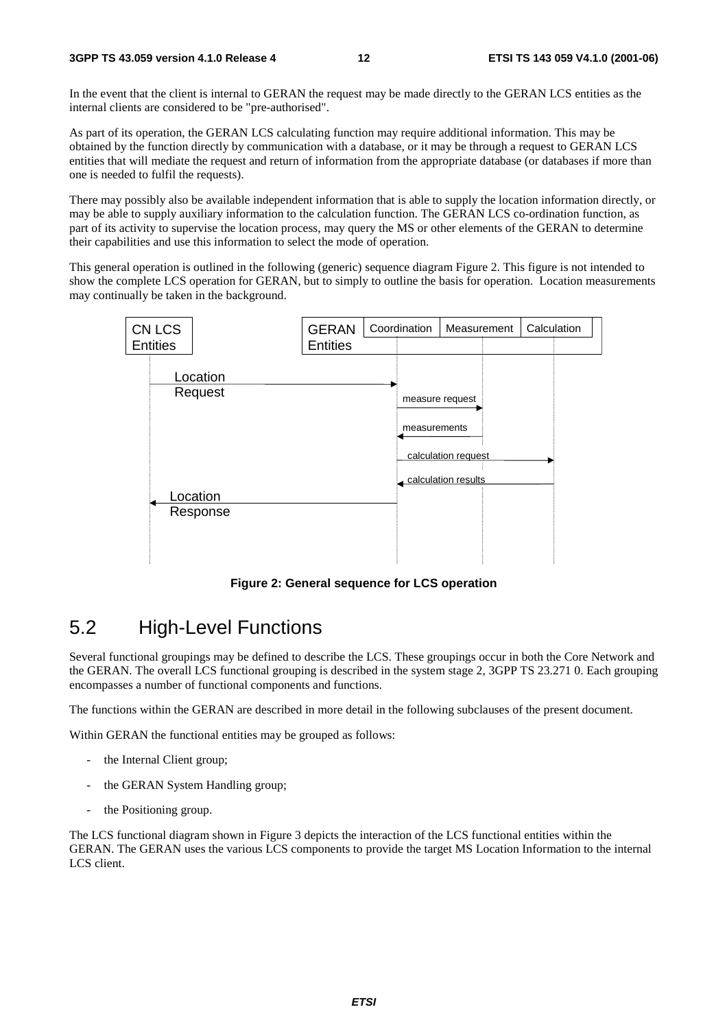In the event that the client is internal to GERAN the request may be made directly to the GERAN LCS entities as the internal clients are considered to be "pre-authorised".

As part of its operation, the GERAN LCS calculating function may require additional information. This may be obtained by the function directly by communication with a database, or it may be through a request to GERAN LCS entities that will mediate the request and return of information from the appropriate database (or databases if more than one is needed to fulfil the requests).

There may possibly also be available independent information that is able to supply the location information directly, or may be able to supply auxiliary information to the calculation function. The GERAN LCS co-ordination function, as part of its activity to supervise the location process, may query the MS or other elements of the GERAN to determine their capabilities and use this information to select the mode of operation.

This general operation is outlined in the following (generic) sequence diagram Figure 2. This figure is not intended to show the complete LCS operation for GERAN, but to simply to outline the basis for operation. Location measurements may continually be taken in the background.

**Figure 2: General sequence for LCS operation**

## 5.2 High-Level Functions

Several functional groupings may be defined to describe the LCS. These groupings occur in both the Core Network and the GERAN. The overall LCS functional grouping is described in the system stage 2, 3GPP TS 23.271 0. Each grouping encompasses a number of functional components and functions.

The functions within the GERAN are described in more detail in the following subclauses of the present document.

Within GERAN the functional entities may be grouped as follows:

- the Internal Client group;
- the GERAN System Handling group;
- the Positioning group.

The LCS functional diagram shown in Figure 3 depicts the interaction of the LCS functional entities within the GERAN. The GERAN uses the various LCS components to provide the target MS Location Information to the internal LCS client.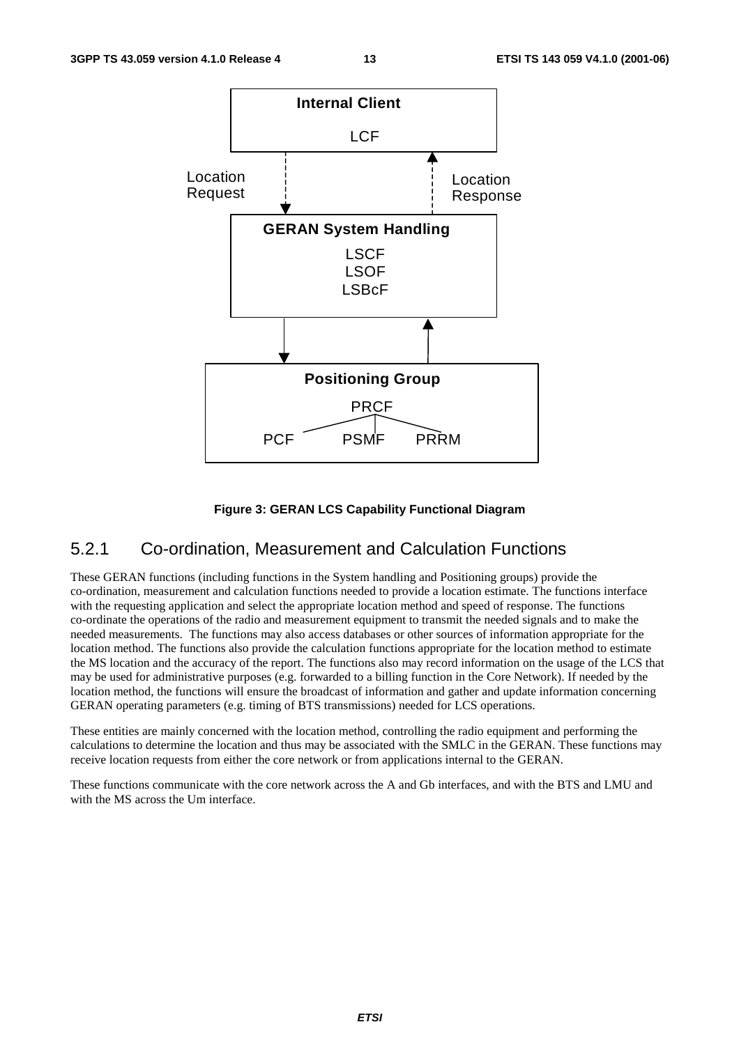**Figure 3: GERAN LCS Capability Functional Diagram**

### 5.2.1 Co-ordination, Measurement and Calculation Functions

These GERAN functions (including functions in the System handling and Positioning groups) provide the co-ordination, measurement and calculation functions needed to provide a location estimate. The functions interface with the requesting application and select the appropriate location method and speed of response. The functions co-ordinate the operations of the radio and measurement equipment to transmit the needed signals and to make the needed measurements. The functions may also access databases or other sources of information appropriate for the location method. The functions also provide the calculation functions appropriate for the location method to estimate the MS location and the accuracy of the report. The functions also may record information on the usage of the LCS that may be used for administrative purposes (e.g. forwarded to a billing function in the Core Network). If needed by the location method, the functions will ensure the broadcast of information and gather and update information concerning GERAN operating parameters (e.g. timing of BTS transmissions) needed for LCS operations.

These entities are mainly concerned with the location method, controlling the radio equipment and performing the calculations to determine the location and thus may be associated with the SMLC in the GERAN. These functions may receive location requests from either the core network or from applications internal to the GERAN.

These functions communicate with the core network across the A and Gb interfaces, and with the BTS and LMU and with the MS across the Um interface.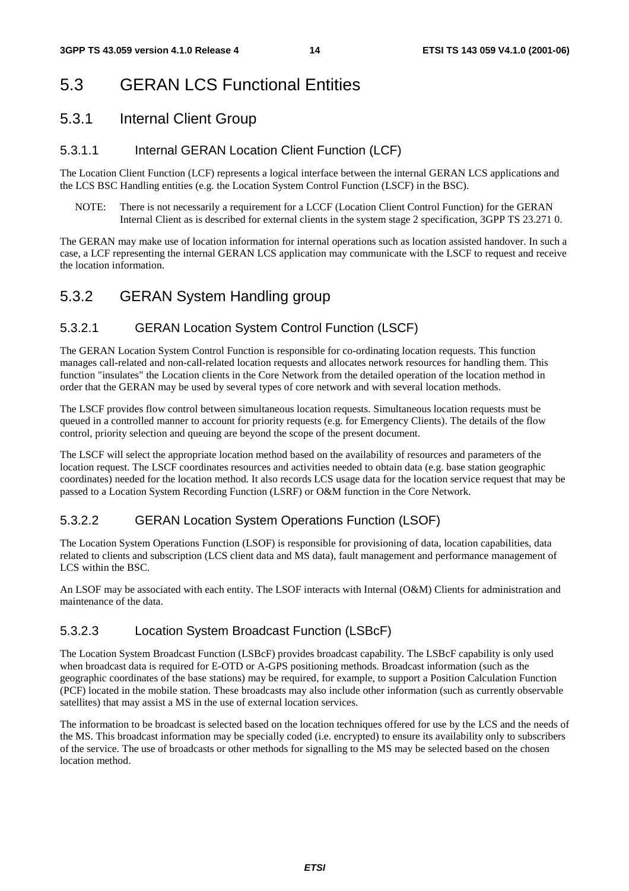## 5.3 GERAN LCS Functional Entities

### 5.3.1 Internal Client Group

#### 5.3.1.1 Internal GERAN Location Client Function (LCF)

The Location Client Function (LCF) represents a logical interface between the internal GERAN LCS applications and the LCS BSC Handling entities (e.g. the Location System Control Function (LSCF) in the BSC).

NOTE: There is not necessarily a requirement for a LCCF (Location Client Control Function) for the GERAN Internal Client as is described for external clients in the system stage 2 specification, 3GPP TS 23.271 0.

The GERAN may make use of location information for internal operations such as location assisted handover. In such a case, a LCF representing the internal GERAN LCS application may communicate with the LSCF to request and receive the location information.

### 5.3.2 GERAN System Handling group

#### 5.3.2.1 GERAN Location System Control Function (LSCF)

The GERAN Location System Control Function is responsible for co-ordinating location requests. This function manages call-related and non-call-related location requests and allocates network resources for handling them. This function "insulates" the Location clients in the Core Network from the detailed operation of the location method in order that the GERAN may be used by several types of core network and with several location methods.

The LSCF provides flow control between simultaneous location requests. Simultaneous location requests must be queued in a controlled manner to account for priority requests (e.g. for Emergency Clients). The details of the flow control, priority selection and queuing are beyond the scope of the present document.

The LSCF will select the appropriate location method based on the availability of resources and parameters of the location request. The LSCF coordinates resources and activities needed to obtain data (e.g. base station geographic coordinates) needed for the location method. It also records LCS usage data for the location service request that may be passed to a Location System Recording Function (LSRF) or O&M function in the Core Network.

#### 5.3.2.2 GERAN Location System Operations Function (LSOF)

The Location System Operations Function (LSOF) is responsible for provisioning of data, location capabilities, data related to clients and subscription (LCS client data and MS data), fault management and performance management of LCS within the BSC.

An LSOF may be associated with each entity. The LSOF interacts with Internal (O&M) Clients for administration and maintenance of the data.

#### 5.3.2.3 Location System Broadcast Function (LSBcF)

The Location System Broadcast Function (LSBcF) provides broadcast capability. The LSBcF capability is only used when broadcast data is required for E-OTD or A-GPS positioning methods. Broadcast information (such as the geographic coordinates of the base stations) may be required, for example, to support a Position Calculation Function (PCF) located in the mobile station. These broadcasts may also include other information (such as currently observable satellites) that may assist a MS in the use of external location services.

The information to be broadcast is selected based on the location techniques offered for use by the LCS and the needs of the MS. This broadcast information may be specially coded (i.e. encrypted) to ensure its availability only to subscribers of the service. The use of broadcasts or other methods for signalling to the MS may be selected based on the chosen location method.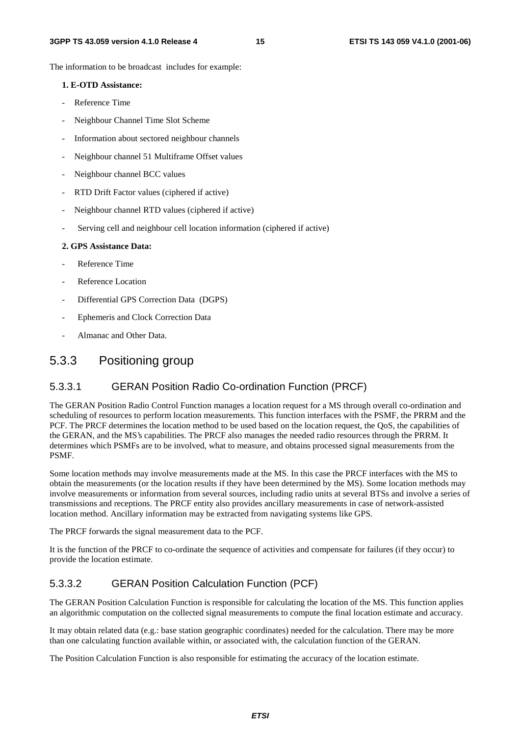The information to be broadcast  includes for example:

**1. E-OTD Assistance:**

- Reference Time
- Neighbour Channel Time Slot Scheme
- Information about sectored neighbour channels
- Neighbour channel 51 Multiframe Offset values
- Neighbour channel BCC values
- RTD Drift Factor values (ciphered if active)
- Neighbour channel RTD values (ciphered if active)
- Serving cell and neighbour cell location information (ciphered if active)

**2. GPS Assistance Data:**

- Reference Time
- Reference Location
- Differential GPS Correction Data  (DGPS)
- Ephemeris and Clock Correction Data
- Almanac and Other Data.

### 5.3.3 Positioning group

#### 5.3.3.1 GERAN Position Radio Co-ordination Function (PRCF)

The GERAN Position Radio Control Function manages a location request for a MS through overall co-ordination and scheduling of resources to perform location measurements. This function interfaces with the PSMF, the PRRM and the PCF. The PRCF determines the location method to be used based on the location request, the QoS, the capabilities of the GERAN, and the MS's capabilities. The PRCF also manages the needed radio resources through the PRRM. It determines which PSMFs are to be involved, what to measure, and obtains processed signal measurements from the PSMF.

Some location methods may involve measurements made at the MS. In this case the PRCF interfaces with the MS to obtain the measurements (or the location results if they have been determined by the MS). Some location methods may involve measurements or information from several sources, including radio units at several BTSs and involve a series of transmissions and receptions. The PRCF entity also provides ancillary measurements in case of network-assisted location method. Ancillary information may be extracted from navigating systems like GPS.

The PRCF forwards the signal measurement data to the PCF.

It is the function of the PRCF to co-ordinate the sequence of activities and compensate for failures (if they occur) to provide the location estimate.

#### 5.3.3.2 GERAN Position Calculation Function (PCF)

The GERAN Position Calculation Function is responsible for calculating the location of the MS. This function applies an algorithmic computation on the collected signal measurements to compute the final location estimate and accuracy.

It may obtain related data (e.g.: base station geographic coordinates) needed for the calculation. There may be more than one calculating function available within, or associated with, the calculation function of the GERAN.

The Position Calculation Function is also responsible for estimating the accuracy of the location estimate.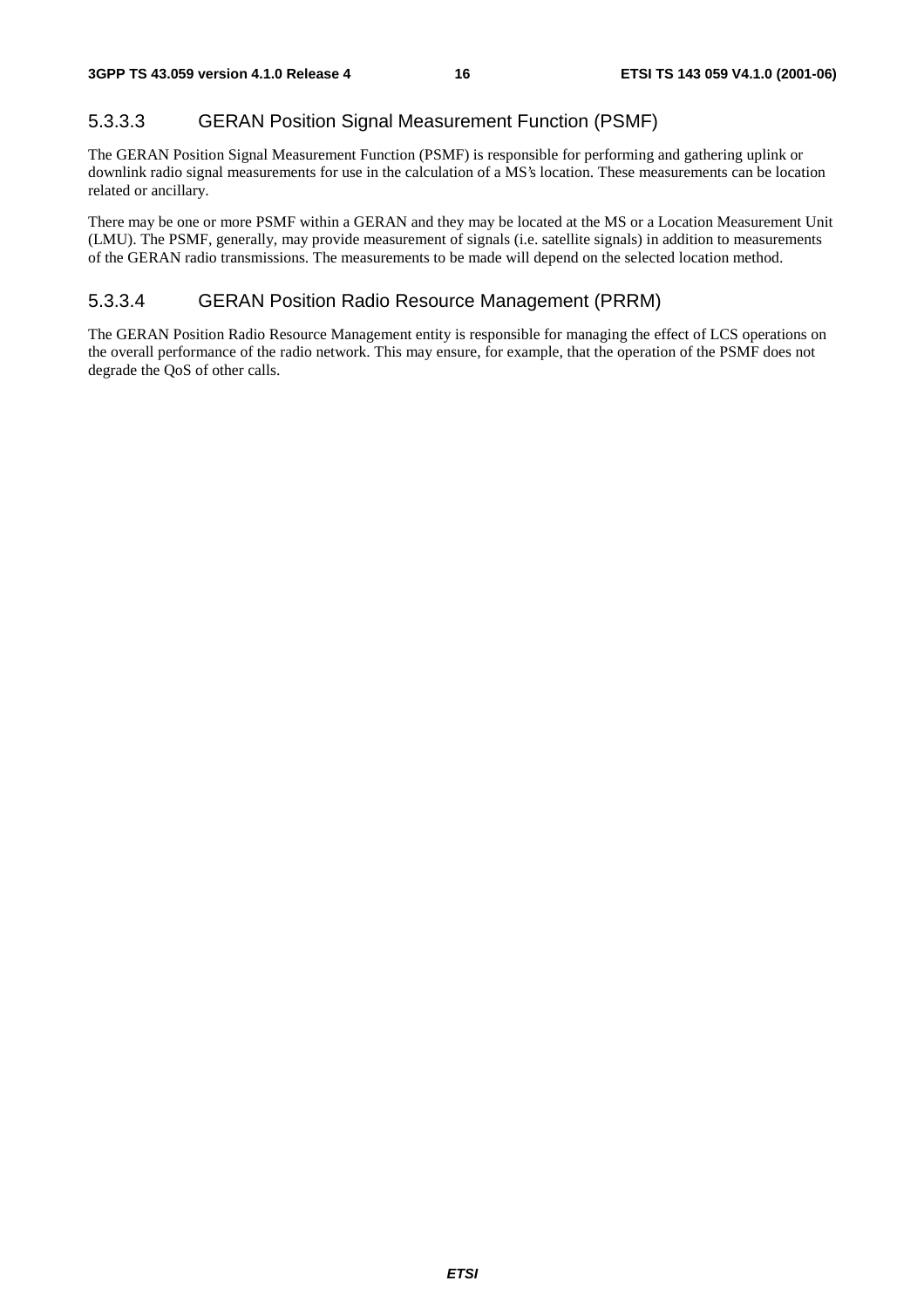#### 5.3.3.3 GERAN Position Signal Measurement Function (PSMF)

The GERAN Position Signal Measurement Function (PSMF) is responsible for performing and gathering uplink or downlink radio signal measurements for use in the calculation of a MS's location. These measurements can be location related or ancillary.

There may be one or more PSMF within a GERAN and they may be located at the MS or a Location Measurement Unit (LMU). The PSMF, generally, may provide measurement of signals (i.e. satellite signals) in addition to measurements of the GERAN radio transmissions. The measurements to be made will depend on the selected location method.

#### 5.3.3.4 GERAN Position Radio Resource Management (PRRM)

The GERAN Position Radio Resource Management entity is responsible for managing the effect of LCS operations on the overall performance of the radio network. This may ensure, for example, that the operation of the PSMF does not degrade the QoS of other calls.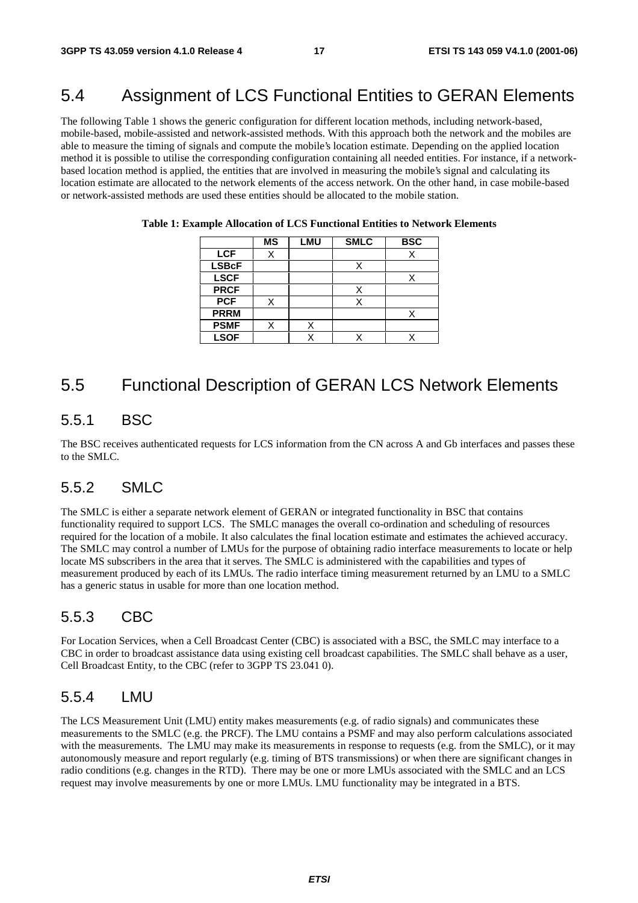## 5.4 Assignment of LCS Functional Entities to GERAN Elements

The following Table 1 shows the generic configuration for different location methods, including network-based, mobile-based, mobile-assisted and network-assisted methods. With this approach both the network and the mobiles are able to measure the timing of signals and compute the mobile's location estimate. Depending on the applied location method it is possible to utilise the corresponding configuration containing all needed entities. For instance, if a network-based location method is applied, the entities that are involved in measuring the mobile's signal and calculating its location estimate are allocated to the network elements of the access network. On the other hand, in case mobile-based or network-assisted methods are used these entities should be allocated to the mobile station.

**Table 1: Example Allocation of LCS Functional Entities to Network Elements**

| | MS | LMU | SMLC | BSC |
|---|---|---|---|---|
| **LCF** | X | | | X |
| **LSBcF** | | | X | |
| **LSCF** | | | | X |
| **PRCF** | | | X | |
| **PCF** | X | | X | |
| **PRRM** | | | | X |
| **PSMF** | X | X | | |
| **LSOF** | | X | X | X |

## 5.5 Functional Description of GERAN LCS Network Elements

### 5.5.1 BSC

The BSC receives authenticated requests for LCS information from the CN across A and Gb interfaces and passes these to the SMLC.

### 5.5.2 SMLC

The SMLC is either a separate network element of GERAN or integrated functionality in BSC that contains functionality required to support LCS. The SMLC manages the overall co-ordination and scheduling of resources required for the location of a mobile. It also calculates the final location estimate and estimates the achieved accuracy. The SMLC may control a number of LMUs for the purpose of obtaining radio interface measurements to locate or help locate MS subscribers in the area that it serves. The SMLC is administered with the capabilities and types of measurement produced by each of its LMUs. The radio interface timing measurement returned by an LMU to a SMLC has a generic status in usable for more than one location method.

### 5.5.3 CBC

For Location Services, when a Cell Broadcast Center (CBC) is associated with a BSC, the SMLC may interface to a CBC in order to broadcast assistance data using existing cell broadcast capabilities. The SMLC shall behave as a user, Cell Broadcast Entity, to the CBC (refer to 3GPP TS 23.041 0).

### 5.5.4 LMU

The LCS Measurement Unit (LMU) entity makes measurements (e.g. of radio signals) and communicates these measurements to the SMLC (e.g. the PRCF). The LMU contains a PSMF and may also perform calculations associated with the measurements. The LMU may make its measurements in response to requests (e.g. from the SMLC), or it may autonomously measure and report regularly (e.g. timing of BTS transmissions) or when there are significant changes in radio conditions (e.g. changes in the RTD). There may be one or more LMUs associated with the SMLC and an LCS request may involve measurements by one or more LMUs. LMU functionality may be integrated in a BTS.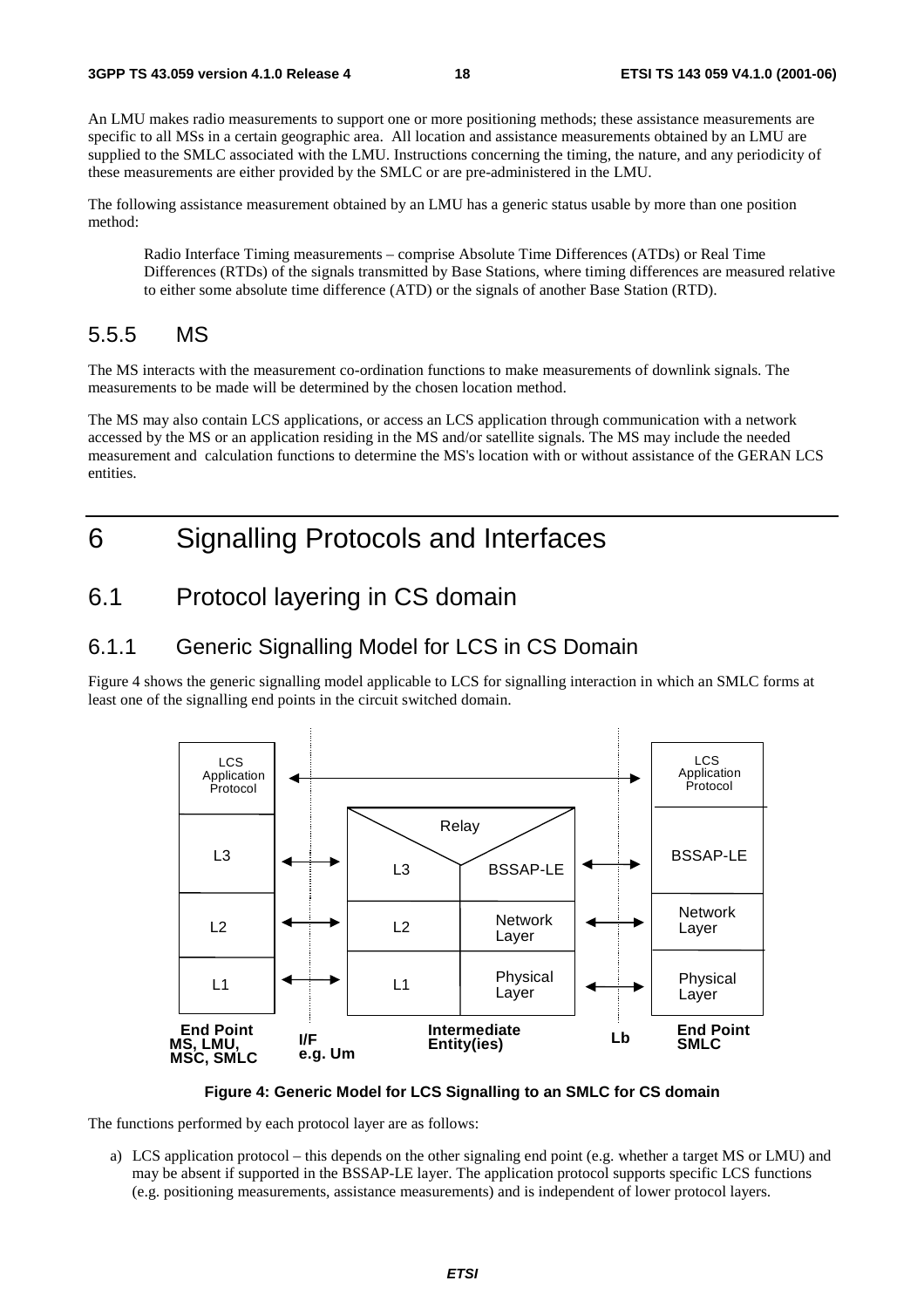An LMU makes radio measurements to support one or more positioning methods; these assistance measurements are specific to all MSs in a certain geographic area. All location and assistance measurements obtained by an LMU are supplied to the SMLC associated with the LMU. Instructions concerning the timing, the nature, and any periodicity of these measurements are either provided by the SMLC or are pre-administered in the LMU.

The following assistance measurement obtained by an LMU has a generic status usable by more than one position method:

Radio Interface Timing measurements – comprise Absolute Time Differences (ATDs) or Real Time Differences (RTDs) of the signals transmitted by Base Stations, where timing differences are measured relative to either some absolute time difference (ATD) or the signals of another Base Station (RTD).

### 5.5.5 MS

The MS interacts with the measurement co-ordination functions to make measurements of downlink signals. The measurements to be made will be determined by the chosen location method.

The MS may also contain LCS applications, or access an LCS application through communication with a network accessed by the MS or an application residing in the MS and/or satellite signals. The MS may include the needed measurement and calculation functions to determine the MS's location with or without assistance of the GERAN LCS entities.

# 6 Signalling Protocols and Interfaces

## 6.1 Protocol layering in CS domain

### 6.1.1 Generic Signalling Model for LCS in CS Domain

Figure 4 shows the generic signalling model applicable to LCS for signalling interaction in which an SMLC forms at least one of the signalling end points in the circuit switched domain.

| End Point MS, LMU, MSC, SMLC | I/F e.g. Um | Intermediate Entity(ies) | | Lb | End Point SMLC |
|---|---|---|---|---|---|
| LCS Application Protocol | ↔ | | | ↔ | LCS Application Protocol |
| | | Relay | | | |
| L3 | ↔ | L3 | BSSAP-LE | ↔ | BSSAP-LE |
| L2 | ↔ | L2 | Network Layer | ↔ | Network Layer |
| L1 | ↔ | L1 | Physical Layer | ↔ | Physical Layer |

**Figure 4: Generic Model for LCS Signalling to an SMLC for CS domain**

The functions performed by each protocol layer are as follows:

a) LCS application protocol – this depends on the other signaling end point (e.g. whether a target MS or LMU) and may be absent if supported in the BSSAP-LE layer. The application protocol supports specific LCS functions (e.g. positioning measurements, assistance measurements) and is independent of lower protocol layers.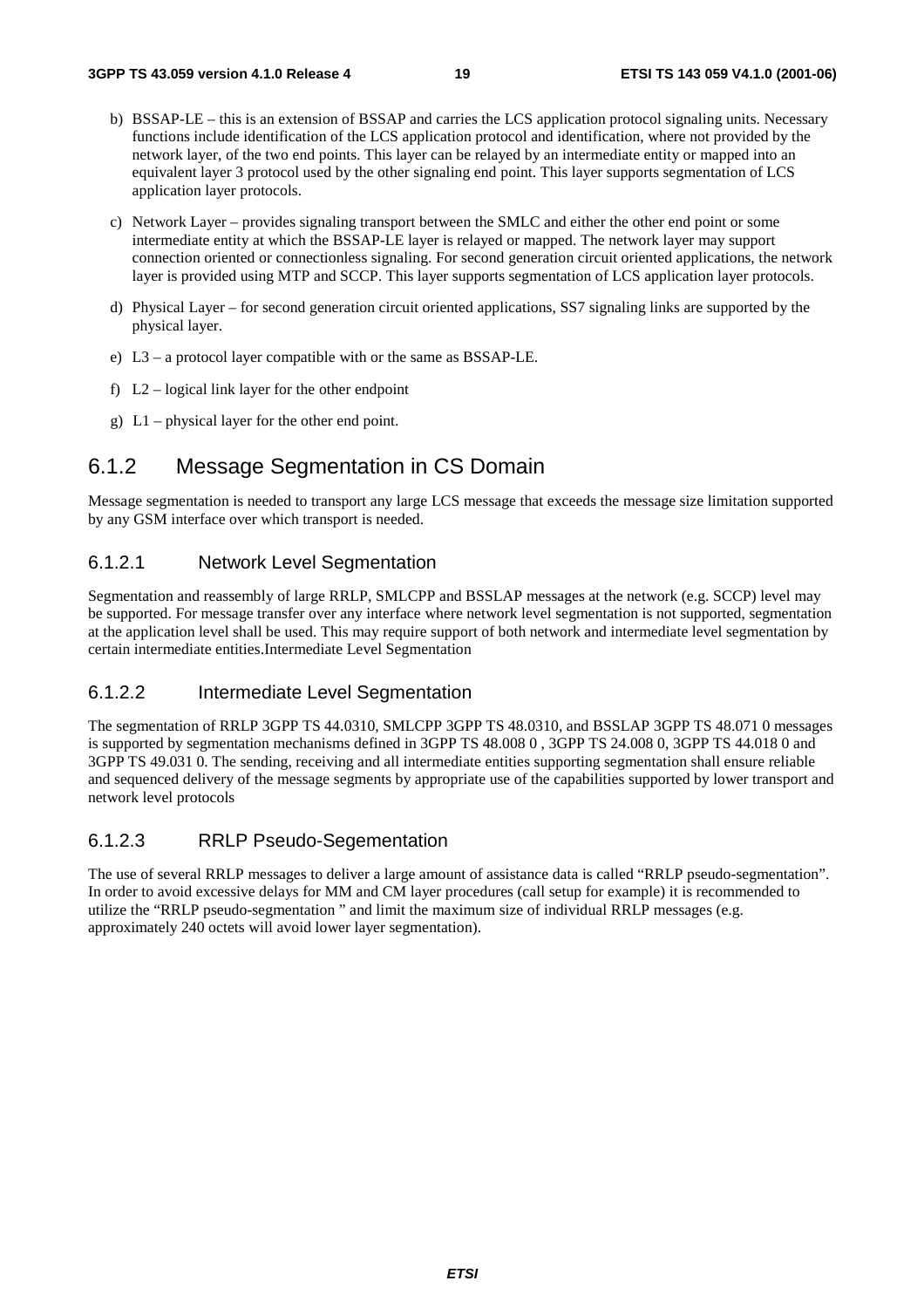b) BSSAP-LE – this is an extension of BSSAP and carries the LCS application protocol signaling units. Necessary functions include identification of the LCS application protocol and identification, where not provided by the network layer, of the two end points. This layer can be relayed by an intermediate entity or mapped into an equivalent layer 3 protocol used by the other signaling end point. This layer supports segmentation of LCS application layer protocols.

c) Network Layer – provides signaling transport between the SMLC and either the other end point or some intermediate entity at which the BSSAP-LE layer is relayed or mapped. The network layer may support connection oriented or connectionless signaling. For second generation circuit oriented applications, the network layer is provided using MTP and SCCP. This layer supports segmentation of LCS application layer protocols.

d) Physical Layer – for second generation circuit oriented applications, SS7 signaling links are supported by the physical layer.

e) L3 – a protocol layer compatible with or the same as BSSAP-LE.

f) L2 – logical link layer for the other endpoint

g) L1 – physical layer for the other end point.

## 6.1.2 Message Segmentation in CS Domain

Message segmentation is needed to transport any large LCS message that exceeds the message size limitation supported by any GSM interface over which transport is needed.

### 6.1.2.1 Network Level Segmentation

Segmentation and reassembly of large RRLP, SMLCPP and BSSLAP messages at the network (e.g. SCCP) level may be supported. For message transfer over any interface where network level segmentation is not supported, segmentation at the application level shall be used. This may require support of both network and intermediate level segmentation by certain intermediate entities.Intermediate Level Segmentation

### 6.1.2.2 Intermediate Level Segmentation

The segmentation of RRLP 3GPP TS 44.0310, SMLCPP 3GPP TS 48.0310, and BSSLAP 3GPP TS 48.071 0 messages is supported by segmentation mechanisms defined in 3GPP TS 48.008 0 , 3GPP TS 24.008 0, 3GPP TS 44.018 0 and 3GPP TS 49.031 0. The sending, receiving and all intermediate entities supporting segmentation shall ensure reliable and sequenced delivery of the message segments by appropriate use of the capabilities supported by lower transport and network level protocols

### 6.1.2.3 RRLP Pseudo-Segementation

The use of several RRLP messages to deliver a large amount of assistance data is called "RRLP pseudo-segmentation". In order to avoid excessive delays for MM and CM layer procedures (call setup for example) it is recommended to utilize the "RRLP pseudo-segmentation " and limit the maximum size of individual RRLP messages (e.g. approximately 240 octets will avoid lower layer segmentation).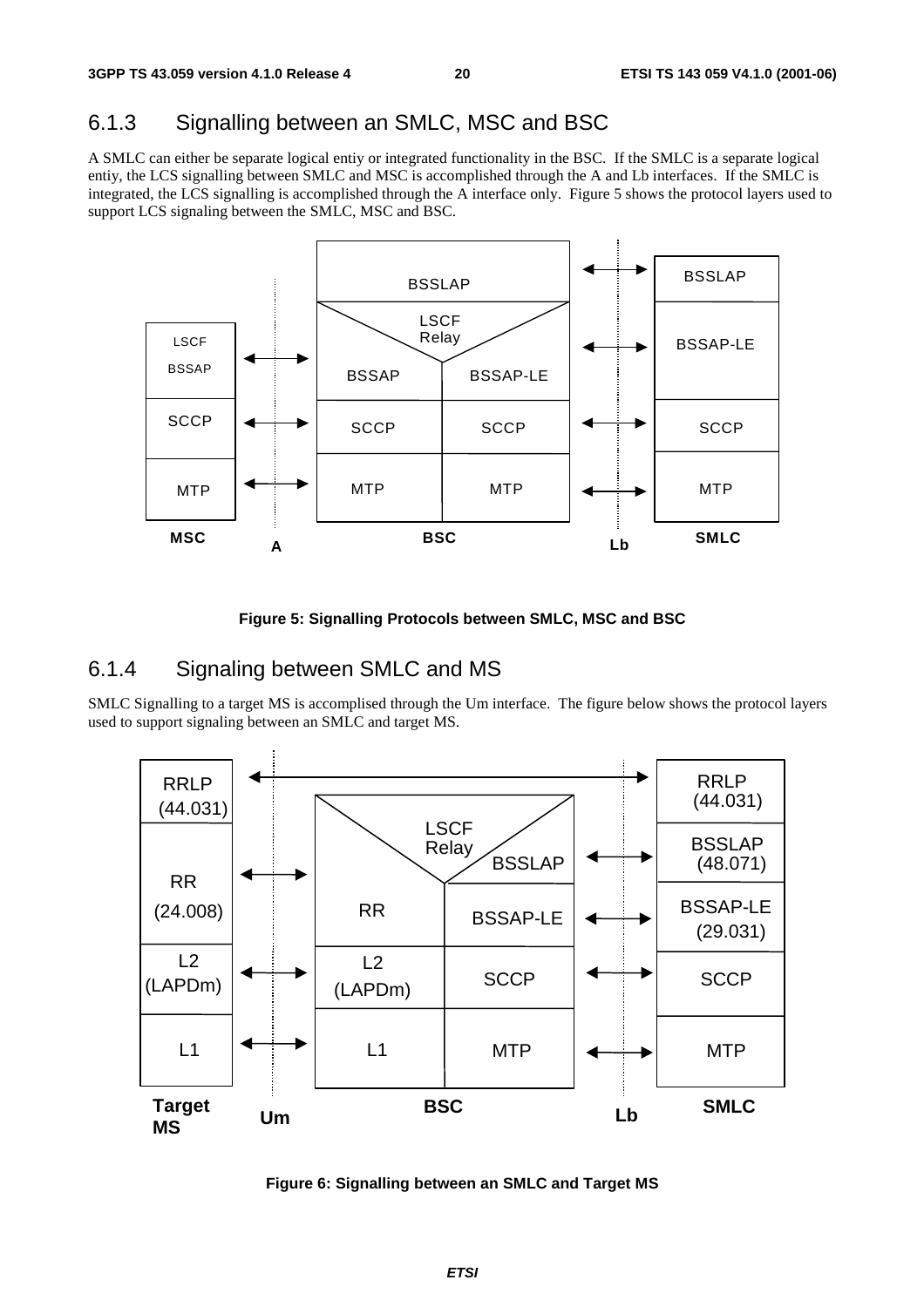### 6.1.3 Signalling between an SMLC, MSC and BSC

A SMLC can either be separate logical entiy or integrated functionality in the BSC. If the SMLC is a separate logical entiy, the LCS signalling between SMLC and MSC is accomplished through the A and Lb interfaces. If the SMLC is integrated, the LCS signalling is accomplished through the A interface only. Figure 5 shows the protocol layers used to support LCS signaling between the SMLC, MSC and BSC.

**Figure 5: Signalling Protocols between SMLC, MSC and BSC**

### 6.1.4 Signaling between SMLC and MS

SMLC Signalling to a target MS is accomplised through the Um interface. The figure below shows the protocol layers used to support signaling between an SMLC and target MS.

**Figure 6: Signalling between an SMLC and Target MS**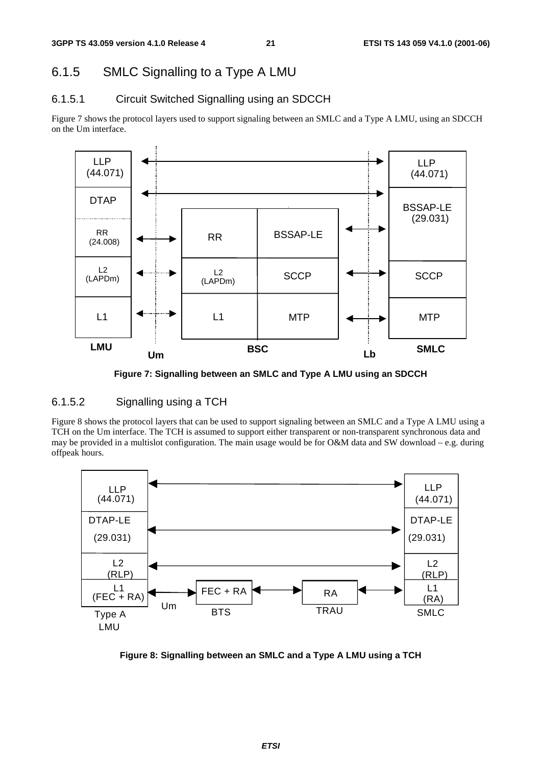### 6.1.5 SMLC Signalling to a Type A LMU

#### 6.1.5.1 Circuit Switched Signalling using an SDCCH

Figure 7 shows the protocol layers used to support signaling between an SMLC and a Type A LMU, using an SDCCH on the Um interface.

**Figure 7: Signalling between an SMLC and Type A LMU using an SDCCH**

#### 6.1.5.2 Signalling using a TCH

Figure 8 shows the protocol layers that can be used to support signaling between an SMLC and a Type A LMU using a TCH on the Um interface. The TCH is assumed to support either transparent or non-transparent synchronous data and may be provided in a multislot configuration. The main usage would be for O&M data and SW download – e.g. during offpeak hours.

**Figure 8: Signalling between an SMLC and a Type A LMU using a TCH**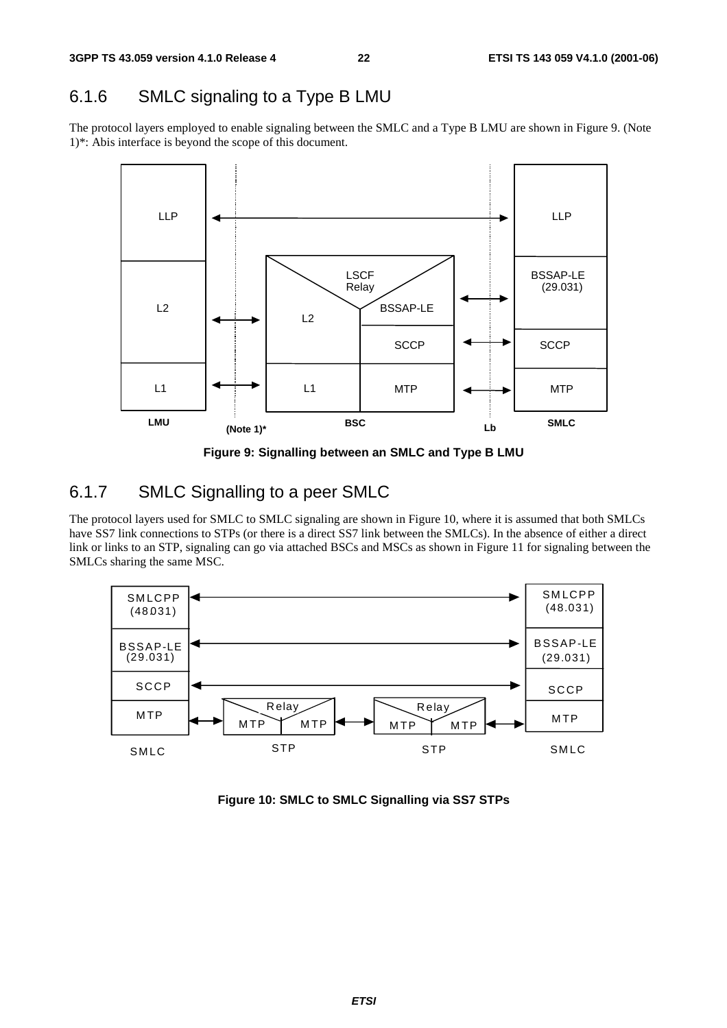## 6.1.6 SMLC signaling to a Type B LMU

The protocol layers employed to enable signaling between the SMLC and a Type B LMU are shown in Figure 9. (Note 1)*: Abis interface is beyond the scope of this document.

**Figure 9: Signalling between an SMLC and Type B LMU**

## 6.1.7 SMLC Signalling to a peer SMLC

The protocol layers used for SMLC to SMLC signaling are shown in Figure 10, where it is assumed that both SMLCs have SS7 link connections to STPs (or there is a direct SS7 link between the SMLCs). In the absence of either a direct link or links to an STP, signaling can go via attached BSCs and MSCs as shown in Figure 11 for signaling between the SMLCs sharing the same MSC.

**Figure 10: SMLC to SMLC Signalling via SS7 STPs**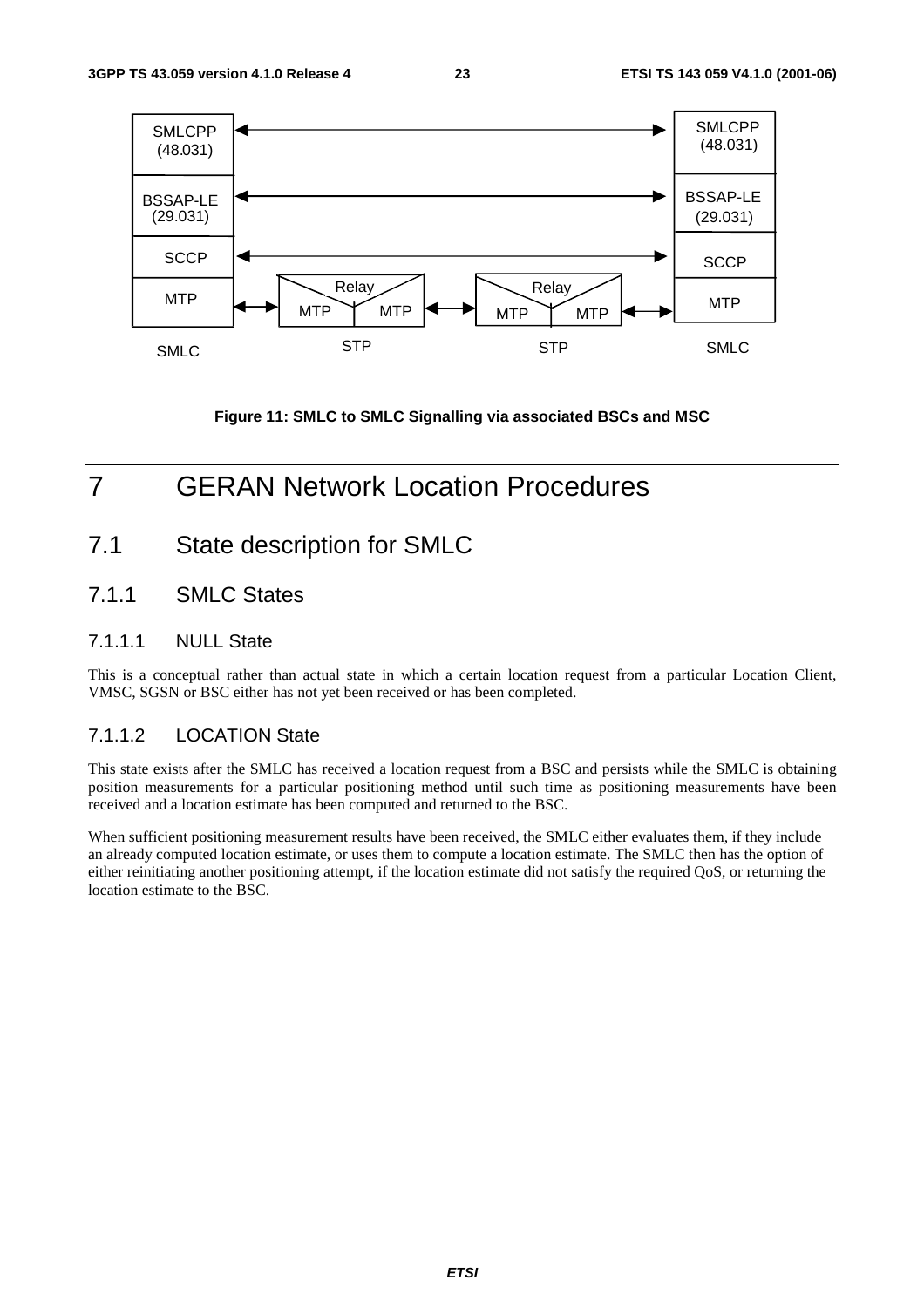Figure 11: SMLC to SMLC Signalling via associated BSCs and MSC

# 7 GERAN Network Location Procedures

## 7.1 State description for SMLC

### 7.1.1 SMLC States

#### 7.1.1.1 NULL State

This is a conceptual rather than actual state in which a certain location request from a particular Location Client, VMSC, SGSN or BSC either has not yet been received or has been completed.

#### 7.1.1.2 LOCATION State

This state exists after the SMLC has received a location request from a BSC and persists while the SMLC is obtaining position measurements for a particular positioning method until such time as positioning measurements have been received and a location estimate has been computed and returned to the BSC.

When sufficient positioning measurement results have been received, the SMLC either evaluates them, if they include an already computed location estimate, or uses them to compute a location estimate. The SMLC then has the option of either reinitiating another positioning attempt, if the location estimate did not satisfy the required QoS, or returning the location estimate to the BSC.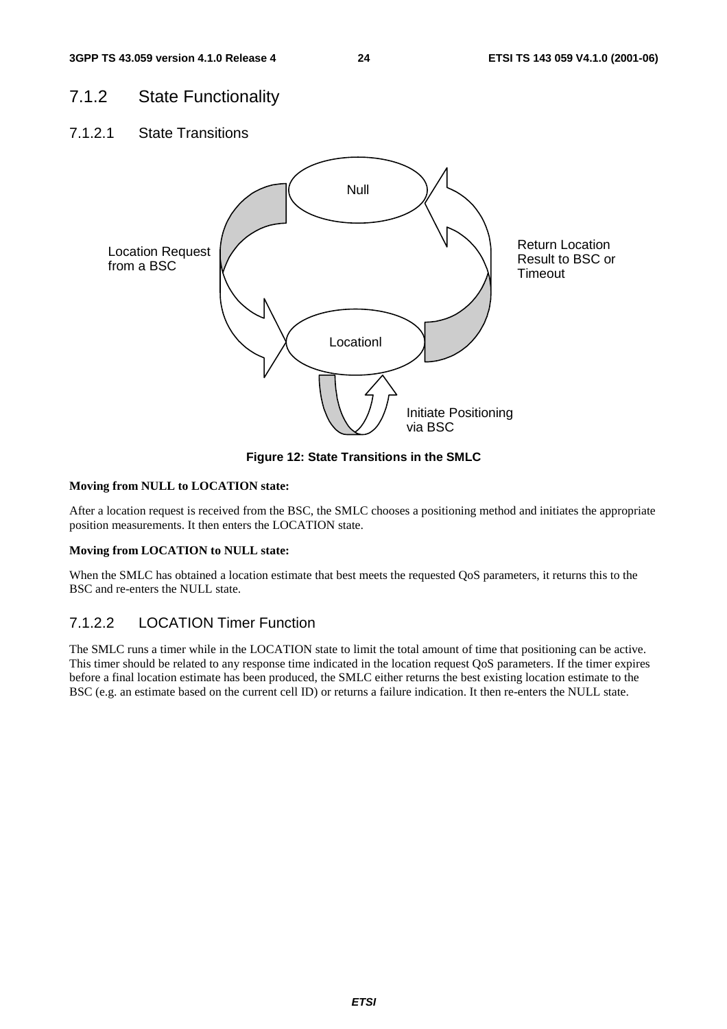## 7.1.2 State Functionality

### 7.1.2.1 State Transitions

Location Request from a BSC

Null

Return Location Result to BSC or Timeout

Locationl

Initiate Positioning via BSC

**Figure 12: State Transitions in the SMLC**

**Moving from NULL to LOCATION state:**

After a location request is received from the BSC, the SMLC chooses a positioning method and initiates the appropriate position measurements. It then enters the LOCATION state.

**Moving from LOCATION to NULL state:**

When the SMLC has obtained a location estimate that best meets the requested QoS parameters, it returns this to the BSC and re-enters the NULL state.

### 7.1.2.2 LOCATION Timer Function

The SMLC runs a timer while in the LOCATION state to limit the total amount of time that positioning can be active. This timer should be related to any response time indicated in the location request QoS parameters. If the timer expires before a final location estimate has been produced, the SMLC either returns the best existing location estimate to the BSC (e.g. an estimate based on the current cell ID) or returns a failure indication. It then re-enters the NULL state.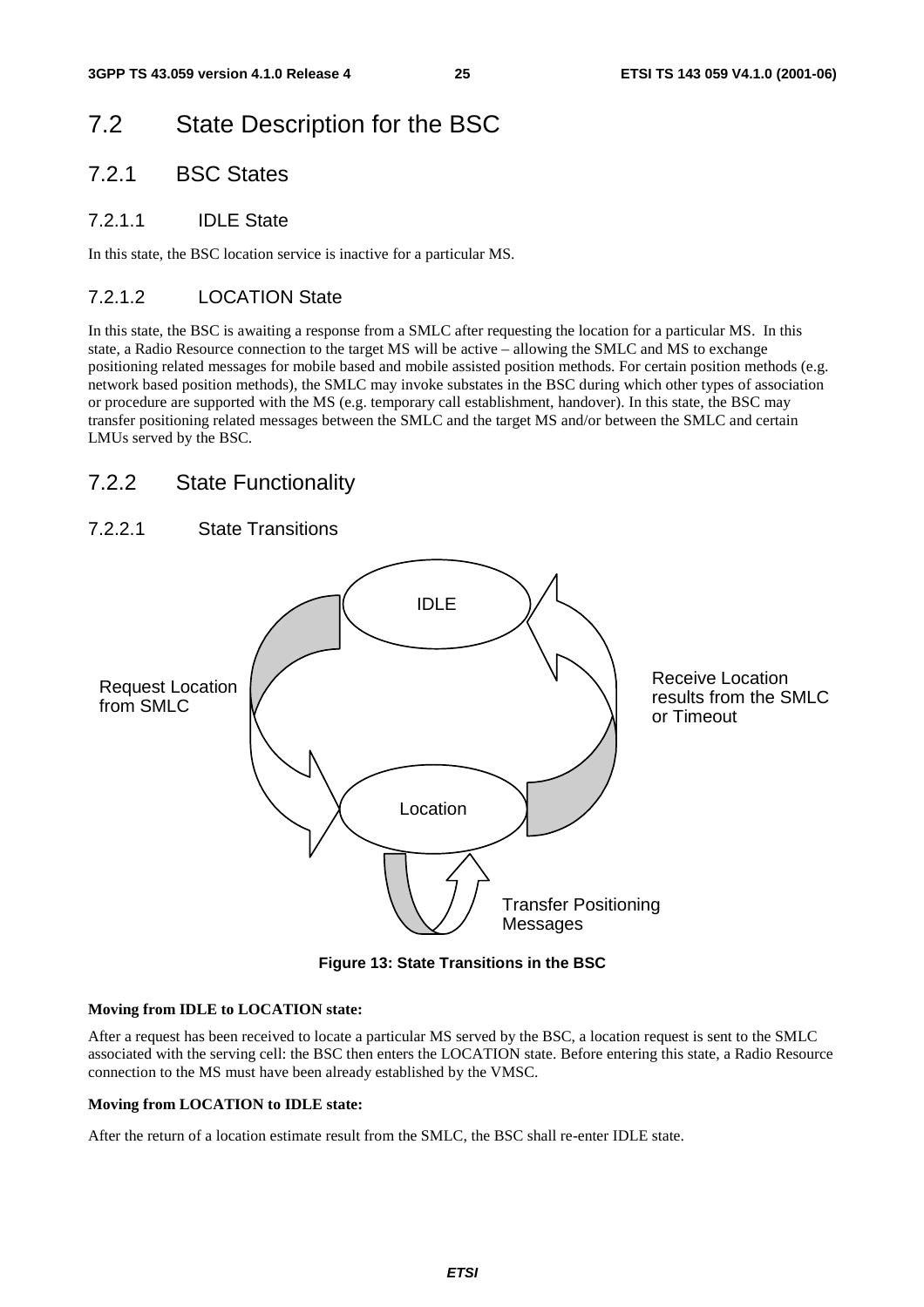## 7.2 State Description for the BSC

### 7.2.1 BSC States

#### 7.2.1.1 IDLE State

In this state, the BSC location service is inactive for a particular MS.

#### 7.2.1.2 LOCATION State

In this state, the BSC is awaiting a response from a SMLC after requesting the location for a particular MS. In this state, a Radio Resource connection to the target MS will be active – allowing the SMLC and MS to exchange positioning related messages for mobile based and mobile assisted position methods. For certain position methods (e.g. network based position methods), the SMLC may invoke substates in the BSC during which other types of association or procedure are supported with the MS (e.g. temporary call establishment, handover). In this state, the BSC may transfer positioning related messages between the SMLC and the target MS and/or between the SMLC and certain LMUs served by the BSC.

### 7.2.2 State Functionality

#### 7.2.2.1 State Transitions

IDLE

Request Location from SMLC

Receive Location results from the SMLC or Timeout

Location

Transfer Positioning Messages

**Figure 13: State Transitions in the BSC**

**Moving from IDLE to LOCATION state:**

After a request has been received to locate a particular MS served by the BSC, a location request is sent to the SMLC associated with the serving cell: the BSC then enters the LOCATION state. Before entering this state, a Radio Resource connection to the MS must have been already established by the VMSC.

**Moving from LOCATION to IDLE state:**

After the return of a location estimate result from the SMLC, the BSC shall re-enter IDLE state.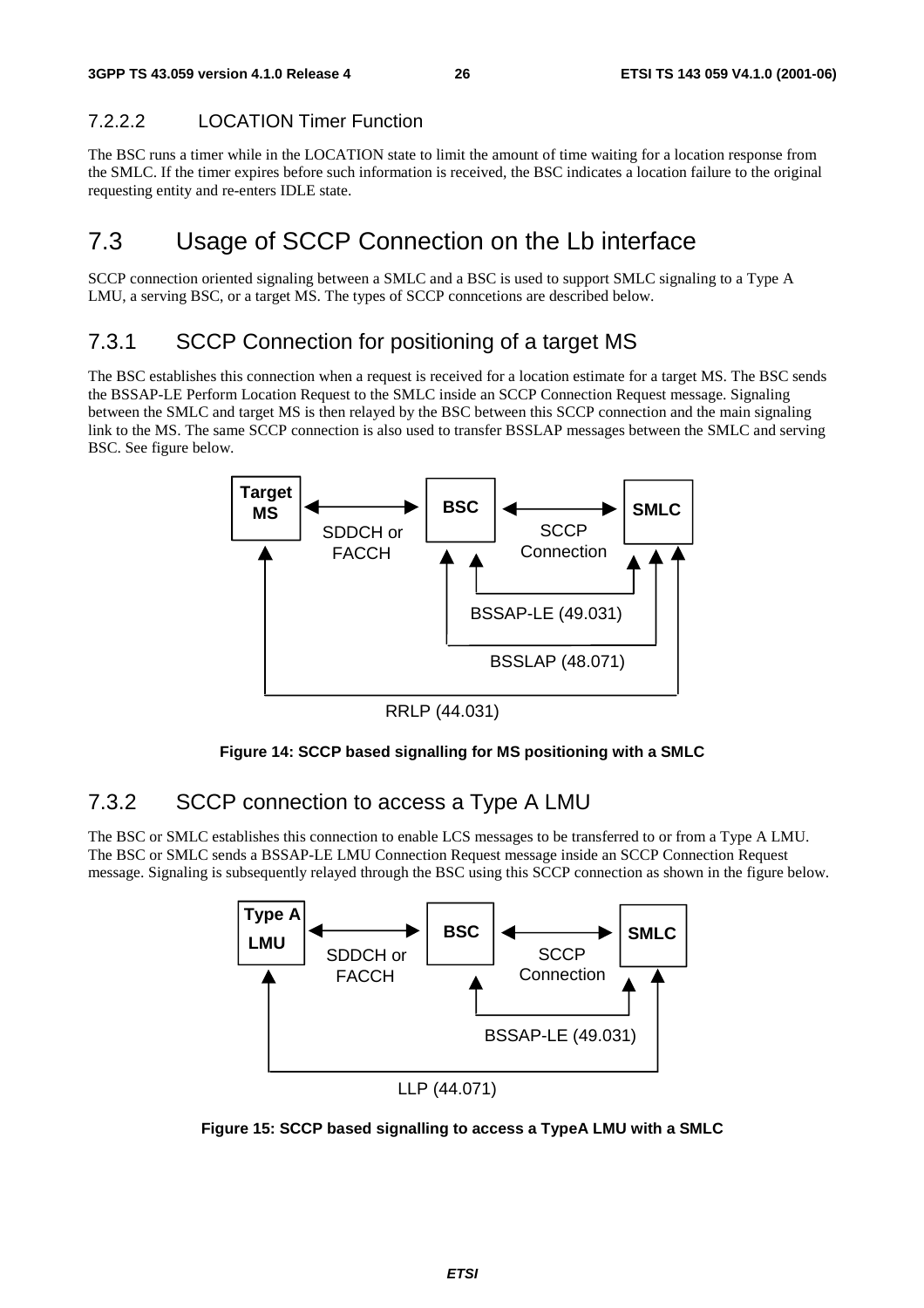#### 7.2.2.2 LOCATION Timer Function

The BSC runs a timer while in the LOCATION state to limit the amount of time waiting for a location response from the SMLC. If the timer expires before such information is received, the BSC indicates a location failure to the original requesting entity and re-enters IDLE state.

## 7.3 Usage of SCCP Connection on the Lb interface

SCCP connection oriented signaling between a SMLC and a BSC is used to support SMLC signaling to a Type A LMU, a serving BSC, or a target MS. The types of SCCP conncetions are described below.

### 7.3.1 SCCP Connection for positioning of a target MS

The BSC establishes this connection when a request is received for a location estimate for a target MS. The BSC sends the BSSAP-LE Perform Location Request to the SMLC inside an SCCP Connection Request message. Signaling between the SMLC and target MS is then relayed by the BSC between this SCCP connection and the main signaling link to the MS. The same SCCP connection is also used to transfer BSSLAP messages between the SMLC and serving BSC. See figure below.

Target MS — SDDCH or FACCH — BSC — SCCP Connection — SMLC

BSSAP-LE (49.031)

BSSLAP (48.071)

RRLP (44.031)

**Figure 14: SCCP based signalling for MS positioning with a SMLC**

### 7.3.2 SCCP connection to access a Type A LMU

The BSC or SMLC establishes this connection to enable LCS messages to be transferred to or from a Type A LMU. The BSC or SMLC sends a BSSAP-LE LMU Connection Request message inside an SCCP Connection Request message. Signaling is subsequently relayed through the BSC using this SCCP connection as shown in the figure below.

Type A LMU — SDDCH or FACCH — BSC — SCCP Connection — SMLC

BSSAP-LE (49.031)

LLP (44.071)

**Figure 15: SCCP based signalling to access a TypeA LMU with a SMLC**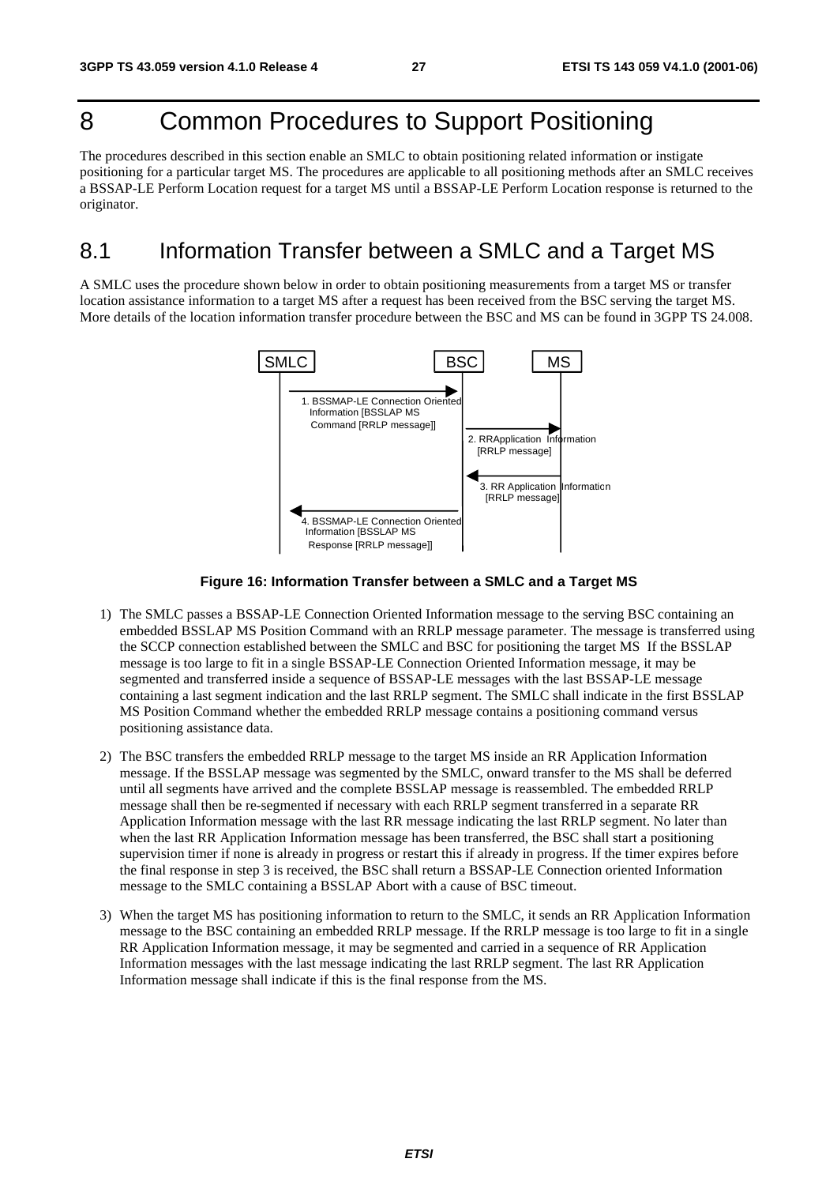# 8 Common Procedures to Support Positioning

The procedures described in this section enable an SMLC to obtain positioning related information or instigate positioning for a particular target MS. The procedures are applicable to all positioning methods after an SMLC receives a BSSAP-LE Perform Location request for a target MS until a BSSAP-LE Perform Location response is returned to the originator.

## 8.1 Information Transfer between a SMLC and a Target MS

A SMLC uses the procedure shown below in order to obtain positioning measurements from a target MS or transfer location assistance information to a target MS after a request has been received from the BSC serving the target MS. More details of the location information transfer procedure between the BSC and MS can be found in 3GPP TS 24.008.

SMLC BSC MS

1. BSSMAP-LE Connection Oriented Information [BSSLAP MS Command [RRLP message]]

2. RRApplication Information [RRLP message]

3. RR Application Informaticn [RRLP message]

4. BSSMAP-LE Connection Oriented Information [BSSLAP MS Response [RRLP message]]

**Figure 16: Information Transfer between a SMLC and a Target MS**

1) The SMLC passes a BSSAP-LE Connection Oriented Information message to the serving BSC containing an embedded BSSLAP MS Position Command with an RRLP message parameter. The message is transferred using the SCCP connection established between the SMLC and BSC for positioning the target MS If the BSSLAP message is too large to fit in a single BSSAP-LE Connection Oriented Information message, it may be segmented and transferred inside a sequence of BSSAP-LE messages with the last BSSAP-LE message containing a last segment indication and the last RRLP segment. The SMLC shall indicate in the first BSSLAP MS Position Command whether the embedded RRLP message contains a positioning command versus positioning assistance data.

2) The BSC transfers the embedded RRLP message to the target MS inside an RR Application Information message. If the BSSLAP message was segmented by the SMLC, onward transfer to the MS shall be deferred until all segments have arrived and the complete BSSLAP message is reassembled. The embedded RRLP message shall then be re-segmented if necessary with each RRLP segment transferred in a separate RR Application Information message with the last RR message indicating the last RRLP segment. No later than when the last RR Application Information message has been transferred, the BSC shall start a positioning supervision timer if none is already in progress or restart this if already in progress. If the timer expires before the final response in step 3 is received, the BSC shall return a BSSAP-LE Connection oriented Information message to the SMLC containing a BSSLAP Abort with a cause of BSC timeout.

3) When the target MS has positioning information to return to the SMLC, it sends an RR Application Information message to the BSC containing an embedded RRLP message. If the RRLP message is too large to fit in a single RR Application Information message, it may be segmented and carried in a sequence of RR Application Information messages with the last message indicating the last RRLP segment. The last RR Application Information message shall indicate if this is the final response from the MS.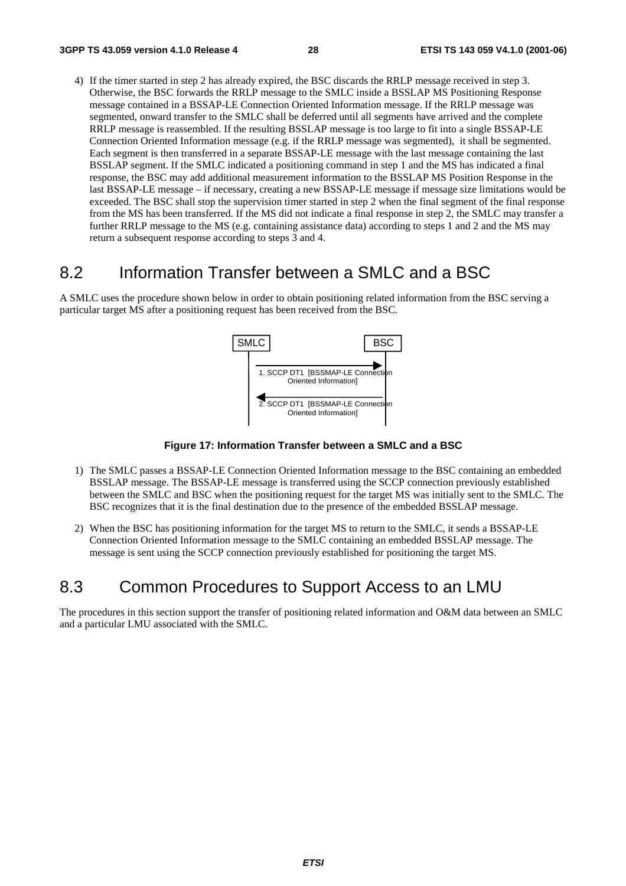4) If the timer started in step 2 has already expired, the BSC discards the RRLP message received in step 3. Otherwise, the BSC forwards the RRLP message to the SMLC inside a BSSLAP MS Positioning Response message contained in a BSSAP-LE Connection Oriented Information message. If the RRLP message was segmented, onward transfer to the SMLC shall be deferred until all segments have arrived and the complete RRLP message is reassembled. If the resulting BSSLAP message is too large to fit into a single BSSAP-LE Connection Oriented Information message (e.g. if the RRLP message was segmented), it shall be segmented. Each segment is then transferred in a separate BSSAP-LE message with the last message containing the last BSSLAP segment. If the SMLC indicated a positioning command in step 1 and the MS has indicated a final response, the BSC may add additional measurement information to the BSSLAP MS Position Response in the last BSSAP-LE message – if necessary, creating a new BSSAP-LE message if message size limitations would be exceeded. The BSC shall stop the supervision timer started in step 2 when the final segment of the final response from the MS has been transferred. If the MS did not indicate a final response in step 2, the SMLC may transfer a further RRLP message to the MS (e.g. containing assistance data) according to steps 1 and 2 and the MS may return a subsequent response according to steps 3 and 4.

## 8.2 Information Transfer between a SMLC and a BSC

A SMLC uses the procedure shown below in order to obtain positioning related information from the BSC serving a particular target MS after a positioning request has been received from the BSC.

SMLC | BSC

1. SCCP DT1 [BSSMAP-LE Connection Oriented Information] (SMLC → BSC)

2. SCCP DT1 [BSSMAP-LE Connection Oriented Information] (BSC → SMLC)

**Figure 17: Information Transfer between a SMLC and a BSC**

1) The SMLC passes a BSSAP-LE Connection Oriented Information message to the BSC containing an embedded BSSLAP message. The BSSAP-LE message is transferred using the SCCP connection previously established between the SMLC and BSC when the positioning request for the target MS was initially sent to the SMLC. The BSC recognizes that it is the final destination due to the presence of the embedded BSSLAP message.

2) When the BSC has positioning information for the target MS to return to the SMLC, it sends a BSSAP-LE Connection Oriented Information message to the SMLC containing an embedded BSSLAP message. The message is sent using the SCCP connection previously established for positioning the target MS.

## 8.3 Common Procedures to Support Access to an LMU

The procedures in this section support the transfer of positioning related information and O&M data between an SMLC and a particular LMU associated with the SMLC.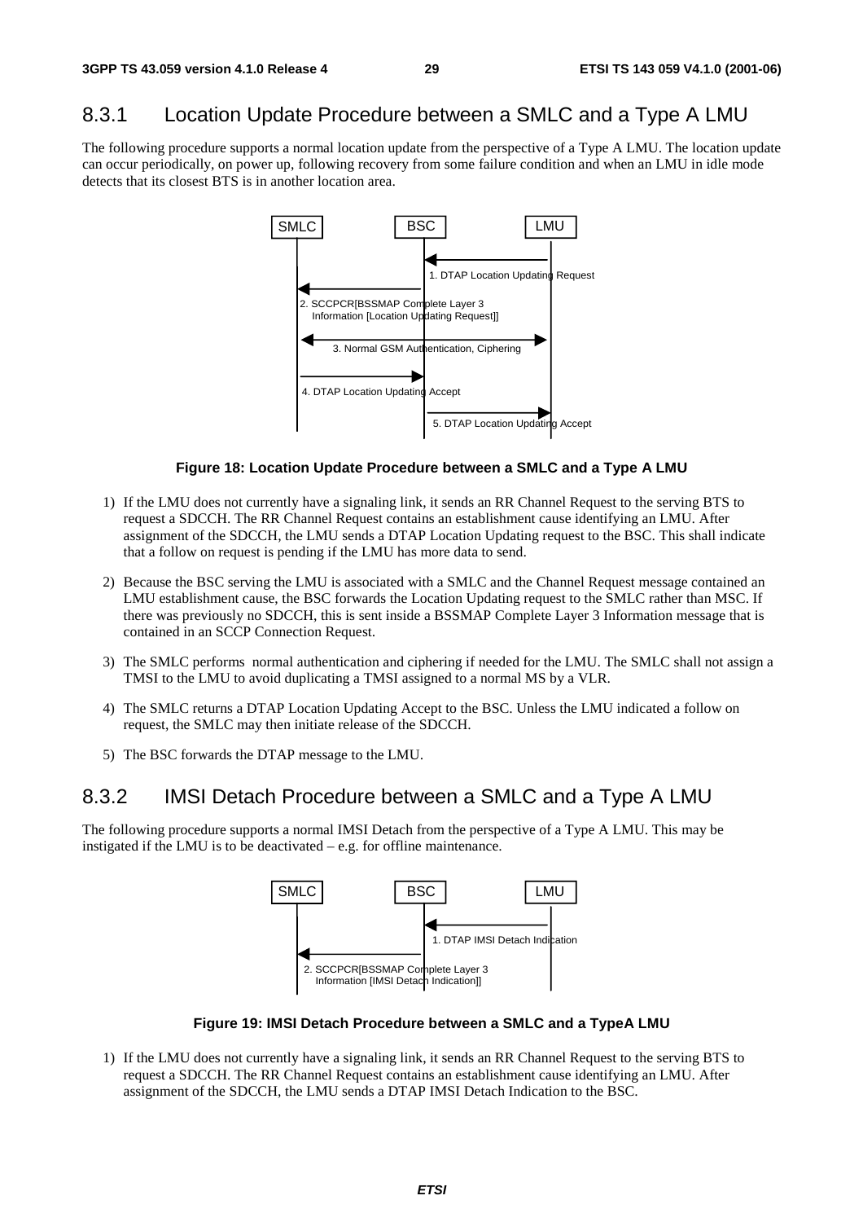## 8.3.1 Location Update Procedure between a SMLC and a Type A LMU

The following procedure supports a normal location update from the perspective of a Type A LMU. The location update can occur periodically, on power up, following recovery from some failure condition and when an LMU in idle mode detects that its closest BTS is in another location area.

SMLC BSC LMU

1. DTAP Location Updating Request

2. SCCPCR[BSSMAP Complete Layer 3 Information [Location Updating Request]]

3. Normal GSM Authentication, Ciphering

4. DTAP Location Updating Accept

5. DTAP Location Updating Accept

**Figure 18: Location Update Procedure between a SMLC and a Type A LMU**

1) If the LMU does not currently have a signaling link, it sends an RR Channel Request to the serving BTS to request a SDCCH. The RR Channel Request contains an establishment cause identifying an LMU. After assignment of the SDCCH, the LMU sends a DTAP Location Updating request to the BSC. This shall indicate that a follow on request is pending if the LMU has more data to send.

2) Because the BSC serving the LMU is associated with a SMLC and the Channel Request message contained an LMU establishment cause, the BSC forwards the Location Updating request to the SMLC rather than MSC. If there was previously no SDCCH, this is sent inside a BSSMAP Complete Layer 3 Information message that is contained in an SCCP Connection Request.

3) The SMLC performs normal authentication and ciphering if needed for the LMU. The SMLC shall not assign a TMSI to the LMU to avoid duplicating a TMSI assigned to a normal MS by a VLR.

4) The SMLC returns a DTAP Location Updating Accept to the BSC. Unless the LMU indicated a follow on request, the SMLC may then initiate release of the SDCCH.

5) The BSC forwards the DTAP message to the LMU.

## 8.3.2 IMSI Detach Procedure between a SMLC and a Type A LMU

The following procedure supports a normal IMSI Detach from the perspective of a Type A LMU. This may be instigated if the LMU is to be deactivated – e.g. for offline maintenance.

SMLC BSC LMU

1. DTAP IMSI Detach Indication

2. SCCPCR[BSSMAP Complete Layer 3 Information [IMSI Detach Indication]]

**Figure 19: IMSI Detach Procedure between a SMLC and a TypeA LMU**

1) If the LMU does not currently have a signaling link, it sends an RR Channel Request to the serving BTS to request a SDCCH. The RR Channel Request contains an establishment cause identifying an LMU. After assignment of the SDCCH, the LMU sends a DTAP IMSI Detach Indication to the BSC.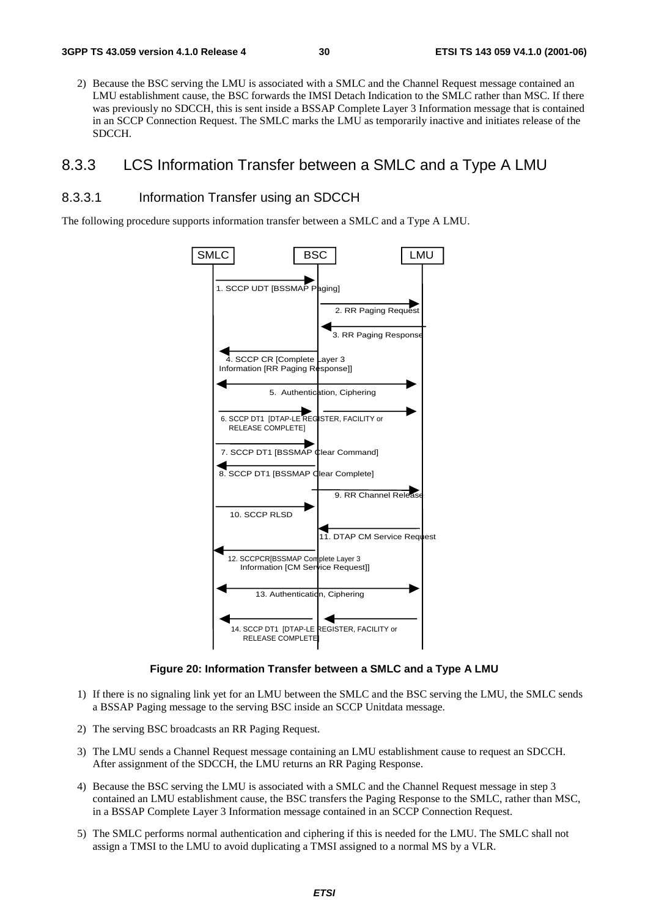2) Because the BSC serving the LMU is associated with a SMLC and the Channel Request message contained an LMU establishment cause, the BSC forwards the IMSI Detach Indication to the SMLC rather than MSC. If there was previously no SDCCH, this is sent inside a BSSAP Complete Layer 3 Information message that is contained in an SCCP Connection Request. The SMLC marks the LMU as temporarily inactive and initiates release of the SDCCH.

## 8.3.3 LCS Information Transfer between a SMLC and a Type A LMU

### 8.3.3.1 Information Transfer using an SDCCH

The following procedure supports information transfer between a SMLC and a Type A LMU.

SMLC BSC LMU

1. SCCP UDT [BSSMAP Paging]

2. RR Paging Request

3. RR Paging Response

4. SCCP CR [Complete Layer 3 Information [RR Paging Response]]

5. Authentication, Ciphering

6. SCCP DT1 [DTAP-LE REGISTER, FACILITY or RELEASE COMPLETE]

7. SCCP DT1 [BSSMAP Clear Command]

8. SCCP DT1 [BSSMAP Clear Complete]

9. RR Channel Release

10. SCCP RLSD

11. DTAP CM Service Request

12. SCCPCR[BSSMAP Complete Layer 3 Information [CM Service Request]]

13. Authentication, Ciphering

14. SCCP DT1 [DTAP-LE REGISTER, FACILITY or RELEASE COMPLETE]

**Figure 20: Information Transfer between a SMLC and a Type A LMU**

1) If there is no signaling link yet for an LMU between the SMLC and the BSC serving the LMU, the SMLC sends a BSSAP Paging message to the serving BSC inside an SCCP Unitdata message.

2) The serving BSC broadcasts an RR Paging Request.

3) The LMU sends a Channel Request message containing an LMU establishment cause to request an SDCCH. After assignment of the SDCCH, the LMU returns an RR Paging Response.

4) Because the BSC serving the LMU is associated with a SMLC and the Channel Request message in step 3 contained an LMU establishment cause, the BSC transfers the Paging Response to the SMLC, rather than MSC, in a BSSAP Complete Layer 3 Information message contained in an SCCP Connection Request.

5) The SMLC performs normal authentication and ciphering if this is needed for the LMU. The SMLC shall not assign a TMSI to the LMU to avoid duplicating a TMSI assigned to a normal MS by a VLR.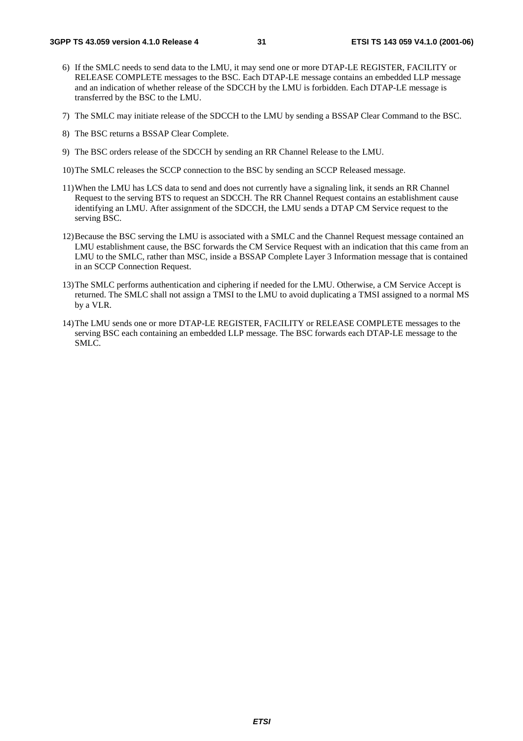6) If the SMLC needs to send data to the LMU, it may send one or more DTAP-LE REGISTER, FACILITY or RELEASE COMPLETE messages to the BSC. Each DTAP-LE message contains an embedded LLP message and an indication of whether release of the SDCCH by the LMU is forbidden. Each DTAP-LE message is transferred by the BSC to the LMU.

7) The SMLC may initiate release of the SDCCH to the LMU by sending a BSSAP Clear Command to the BSC.

8) The BSC returns a BSSAP Clear Complete.

9) The BSC orders release of the SDCCH by sending an RR Channel Release to the LMU.

10) The SMLC releases the SCCP connection to the BSC by sending an SCCP Released message.

11) When the LMU has LCS data to send and does not currently have a signaling link, it sends an RR Channel Request to the serving BTS to request an SDCCH. The RR Channel Request contains an establishment cause identifying an LMU. After assignment of the SDCCH, the LMU sends a DTAP CM Service request to the serving BSC.

12) Because the BSC serving the LMU is associated with a SMLC and the Channel Request message contained an LMU establishment cause, the BSC forwards the CM Service Request with an indication that this came from an LMU to the SMLC, rather than MSC, inside a BSSAP Complete Layer 3 Information message that is contained in an SCCP Connection Request.

13) The SMLC performs authentication and ciphering if needed for the LMU. Otherwise, a CM Service Accept is returned. The SMLC shall not assign a TMSI to the LMU to avoid duplicating a TMSI assigned to a normal MS by a VLR.

14) The LMU sends one or more DTAP-LE REGISTER, FACILITY or RELEASE COMPLETE messages to the serving BSC each containing an embedded LLP message. The BSC forwards each DTAP-LE message to the SMLC.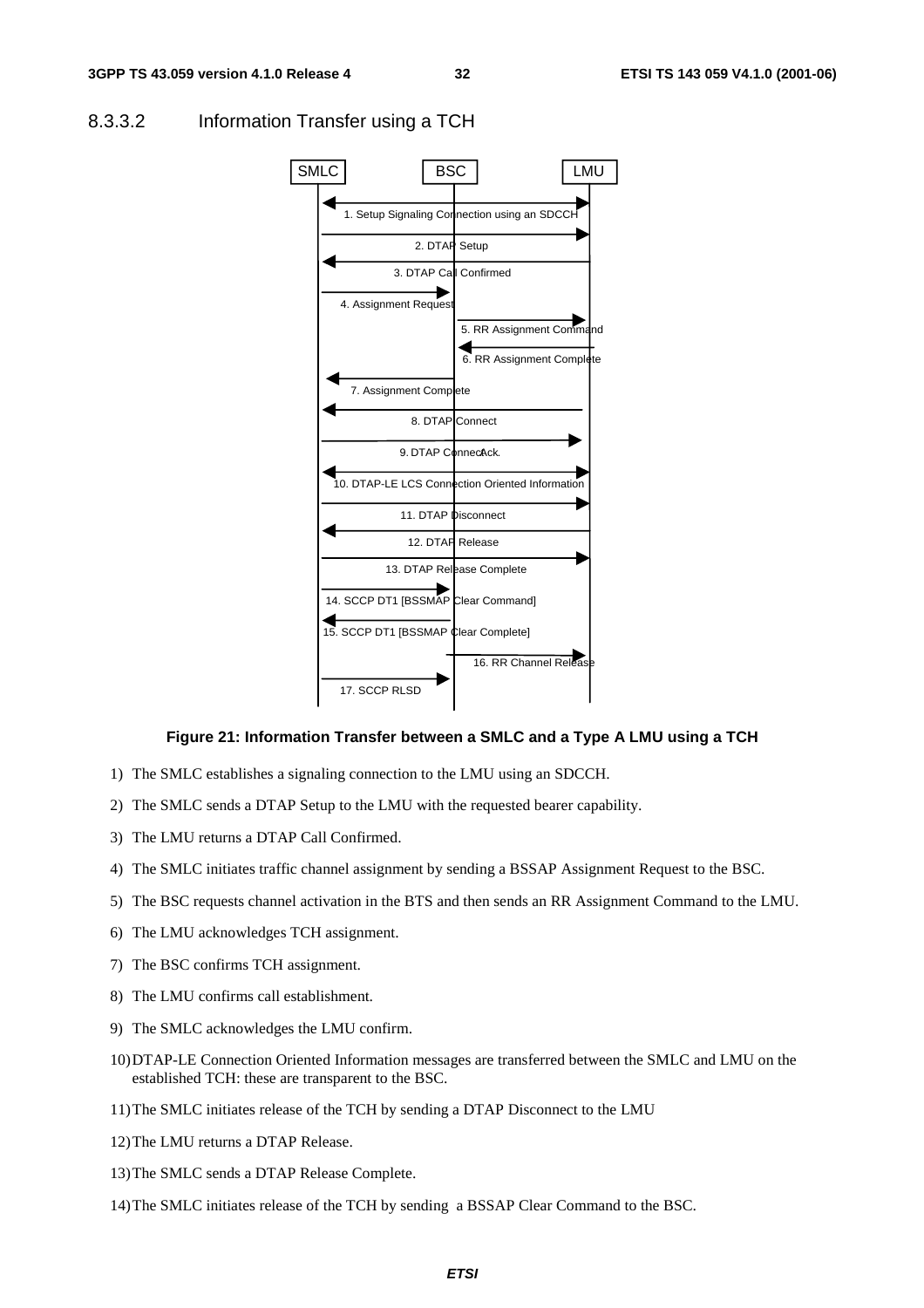### 8.3.3.2 Information Transfer using a TCH

| SMLC | BSC | LMU |
| --- | --- | --- |
| 1. Setup Signaling Connection using an SDCCH | | |
| 2. DTAP Setup | | |
| 3. DTAP Call Confirmed | | |
| 4. Assignment Request | | |
| | 5. RR Assignment Command | |
| | 6. RR Assignment Complete | |
| 7. Assignment Complete | | |
| 8. DTAP Connect | | |
| 9. DTAP ConnectAck. | | |
| 10. DTAP-LE LCS Connection Oriented Information | | |
| 11. DTAP Disconnect | | |
| 12. DTAP Release | | |
| 13. DTAP Release Complete | | |
| 14. SCCP DT1 [BSSMAP Clear Command] | | |
| 15. SCCP DT1 [BSSMAP Clear Complete] | | |
| | 16. RR Channel Release | |
| 17. SCCP RLSD | | |

**Figure 21: Information Transfer between a SMLC and a Type A LMU using a TCH**

1) The SMLC establishes a signaling connection to the LMU using an SDCCH.

2) The SMLC sends a DTAP Setup to the LMU with the requested bearer capability.

3) The LMU returns a DTAP Call Confirmed.

4) The SMLC initiates traffic channel assignment by sending a BSSAP Assignment Request to the BSC.

5) The BSC requests channel activation in the BTS and then sends an RR Assignment Command to the LMU.

6) The LMU acknowledges TCH assignment.

7) The BSC confirms TCH assignment.

8) The LMU confirms call establishment.

9) The SMLC acknowledges the LMU confirm.

10) DTAP-LE Connection Oriented Information messages are transferred between the SMLC and LMU on the established TCH: these are transparent to the BSC.

11) The SMLC initiates release of the TCH by sending a DTAP Disconnect to the LMU

12) The LMU returns a DTAP Release.

13) The SMLC sends a DTAP Release Complete.

14) The SMLC initiates release of the TCH by sending a BSSAP Clear Command to the BSC.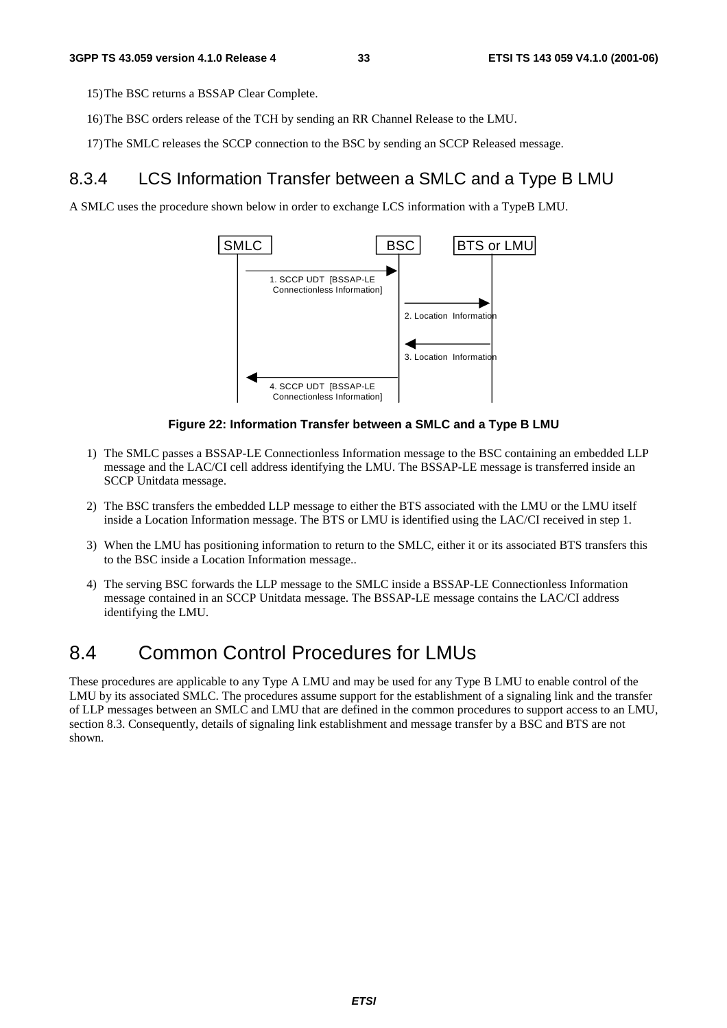15) The BSC returns a BSSAP Clear Complete.

16) The BSC orders release of the TCH by sending an RR Channel Release to the LMU.

17) The SMLC releases the SCCP connection to the BSC by sending an SCCP Released message.

### 8.3.4 LCS Information Transfer between a SMLC and a Type B LMU

A SMLC uses the procedure shown below in order to exchange LCS information with a TypeB LMU.

```
SMLC                          BSC              BTS or LMU
 |                             |                    |
 |---------------------------->|                    |
 | 1. SCCP UDT [BSSAP-LE       |                    |
 |  Connectionless Information]|                    |
 |                             |------------------->|
 |                             | 2. Location Information
 |                             |                    |
 |                             |<-------------------|
 |                             | 3. Location Information
 |<----------------------------|                    |
 | 4. SCCP UDT [BSSAP-LE       |                    |
 |  Connectionless Information]|                    |
```

**Figure 22: Information Transfer between a SMLC and a Type B LMU**

1) The SMLC passes a BSSAP-LE Connectionless Information message to the BSC containing an embedded LLP message and the LAC/CI cell address identifying the LMU. The BSSAP-LE message is transferred inside an SCCP Unitdata message.

2) The BSC transfers the embedded LLP message to either the BTS associated with the LMU or the LMU itself inside a Location Information message. The BTS or LMU is identified using the LAC/CI received in step 1.

3) When the LMU has positioning information to return to the SMLC, either it or its associated BTS transfers this to the BSC inside a Location Information message..

4) The serving BSC forwards the LLP message to the SMLC inside a BSSAP-LE Connectionless Information message contained in an SCCP Unitdata message. The BSSAP-LE message contains the LAC/CI address identifying the LMU.

## 8.4 Common Control Procedures for LMUs

These procedures are applicable to any Type A LMU and may be used for any Type B LMU to enable control of the LMU by its associated SMLC. The procedures assume support for the establishment of a signaling link and the transfer of LLP messages between an SMLC and LMU that are defined in the common procedures to support access to an LMU, section 8.3. Consequently, details of signaling link establishment and message transfer by a BSC and BTS are not shown.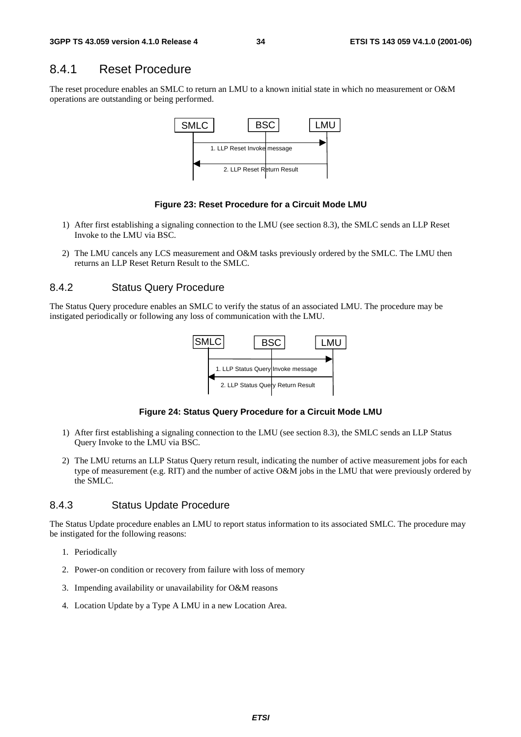### 8.4.1 Reset Procedure

The reset procedure enables an SMLC to return an LMU to a known initial state in which no measurement or O&M operations are outstanding or being performed.

**Figure 23: Reset Procedure for a Circuit Mode LMU**

1) After first establishing a signaling connection to the LMU (see section 8.3), the SMLC sends an LLP Reset Invoke to the LMU via BSC.

2) The LMU cancels any LCS measurement and O&M tasks previously ordered by the SMLC. The LMU then returns an LLP Reset Return Result to the SMLC.

### 8.4.2 Status Query Procedure

The Status Query procedure enables an SMLC to verify the status of an associated LMU. The procedure may be instigated periodically or following any loss of communication with the LMU.

**Figure 24: Status Query Procedure for a Circuit Mode LMU**

1) After first establishing a signaling connection to the LMU (see section 8.3), the SMLC sends an LLP Status Query Invoke to the LMU via BSC.

2) The LMU returns an LLP Status Query return result, indicating the number of active measurement jobs for each type of measurement (e.g. RIT) and the number of active O&M jobs in the LMU that were previously ordered by the SMLC.

### 8.4.3 Status Update Procedure

The Status Update procedure enables an LMU to report status information to its associated SMLC. The procedure may be instigated for the following reasons:

1. Periodically

2. Power-on condition or recovery from failure with loss of memory

3. Impending availability or unavailability for O&M reasons

4. Location Update by a Type A LMU in a new Location Area.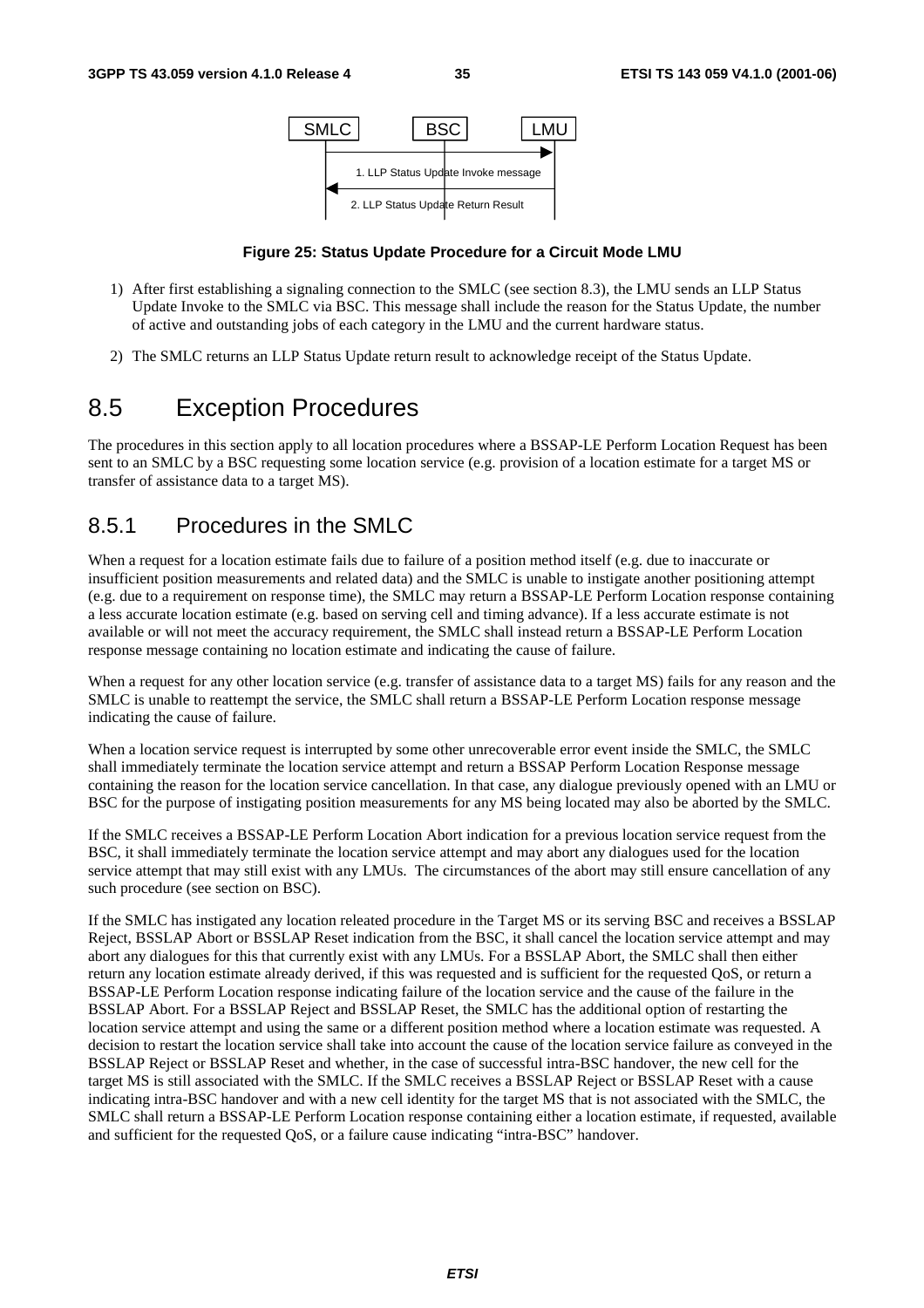| SMLC | BSC | LMU |
|---|---|---|
| | 1. LLP Status Update Invoke message → | |
| ← 2. LLP Status Update Return Result | | |

**Figure 25: Status Update Procedure for a Circuit Mode LMU**

1) After first establishing a signaling connection to the SMLC (see section 8.3), the LMU sends an LLP Status Update Invoke to the SMLC via BSC. This message shall include the reason for the Status Update, the number of active and outstanding jobs of each category in the LMU and the current hardware status.

2) The SMLC returns an LLP Status Update return result to acknowledge receipt of the Status Update.

# 8.5 Exception Procedures

The procedures in this section apply to all location procedures where a BSSAP-LE Perform Location Request has been sent to an SMLC by a BSC requesting some location service (e.g. provision of a location estimate for a target MS or transfer of assistance data to a target MS).

## 8.5.1 Procedures in the SMLC

When a request for a location estimate fails due to failure of a position method itself (e.g. due to inaccurate or insufficient position measurements and related data) and the SMLC is unable to instigate another positioning attempt (e.g. due to a requirement on response time), the SMLC may return a BSSAP-LE Perform Location response containing a less accurate location estimate (e.g. based on serving cell and timing advance). If a less accurate estimate is not available or will not meet the accuracy requirement, the SMLC shall instead return a BSSAP-LE Perform Location response message containing no location estimate and indicating the cause of failure.

When a request for any other location service (e.g. transfer of assistance data to a target MS) fails for any reason and the SMLC is unable to reattempt the service, the SMLC shall return a BSSAP-LE Perform Location response message indicating the cause of failure.

When a location service request is interrupted by some other unrecoverable error event inside the SMLC, the SMLC shall immediately terminate the location service attempt and return a BSSAP Perform Location Response message containing the reason for the location service cancellation. In that case, any dialogue previously opened with an LMU or BSC for the purpose of instigating position measurements for any MS being located may also be aborted by the SMLC.

If the SMLC receives a BSSAP-LE Perform Location Abort indication for a previous location service request from the BSC, it shall immediately terminate the location service attempt and may abort any dialogues used for the location service attempt that may still exist with any LMUs. The circumstances of the abort may still ensure cancellation of any such procedure (see section on BSC).

If the SMLC has instigated any location releated procedure in the Target MS or its serving BSC and receives a BSSLAP Reject, BSSLAP Abort or BSSLAP Reset indication from the BSC, it shall cancel the location service attempt and may abort any dialogues for this that currently exist with any LMUs. For a BSSLAP Abort, the SMLC shall then either return any location estimate already derived, if this was requested and is sufficient for the requested QoS, or return a BSSAP-LE Perform Location response indicating failure of the location service and the cause of the failure in the BSSLAP Abort. For a BSSLAP Reject and BSSLAP Reset, the SMLC has the additional option of restarting the location service attempt and using the same or a different position method where a location estimate was requested. A decision to restart the location service shall take into account the cause of the location service failure as conveyed in the BSSLAP Reject or BSSLAP Reset and whether, in the case of successful intra-BSC handover, the new cell for the target MS is still associated with the SMLC. If the SMLC receives a BSSLAP Reject or BSSLAP Reset with a cause indicating intra-BSC handover and with a new cell identity for the target MS that is not associated with the SMLC, the SMLC shall return a BSSAP-LE Perform Location response containing either a location estimate, if requested, available and sufficient for the requested QoS, or a failure cause indicating "intra-BSC" handover.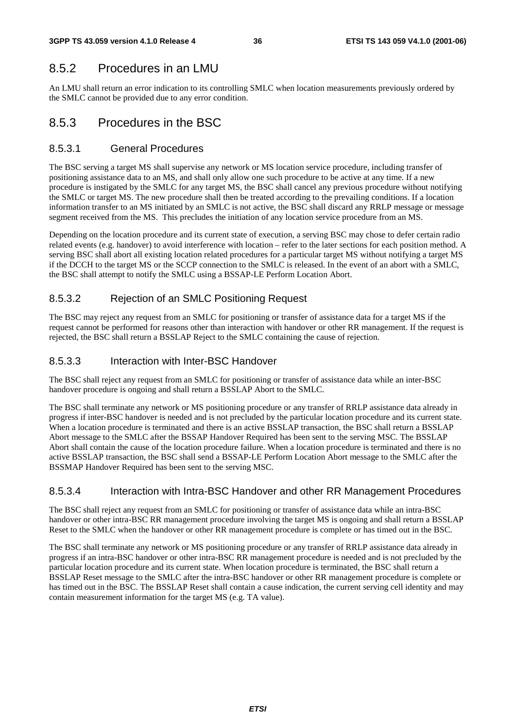## 8.5.2 Procedures in an LMU

An LMU shall return an error indication to its controlling SMLC when location measurements previously ordered by the SMLC cannot be provided due to any error condition.

## 8.5.3 Procedures in the BSC

### 8.5.3.1 General Procedures

The BSC serving a target MS shall supervise any network or MS location service procedure, including transfer of positioning assistance data to an MS, and shall only allow one such procedure to be active at any time. If a new procedure is instigated by the SMLC for any target MS, the BSC shall cancel any previous procedure without notifying the SMLC or target MS. The new procedure shall then be treated according to the prevailing conditions. If a location information transfer to an MS initiated by an SMLC is not active, the BSC shall discard any RRLP message or message segment received from the MS. This precludes the initiation of any location service procedure from an MS.

Depending on the location procedure and its current state of execution, a serving BSC may chose to defer certain radio related events (e.g. handover) to avoid interference with location – refer to the later sections for each position method. A serving BSC shall abort all existing location related procedures for a particular target MS without notifying a target MS if the DCCH to the target MS or the SCCP connection to the SMLC is released. In the event of an abort with a SMLC, the BSC shall attempt to notify the SMLC using a BSSAP-LE Perform Location Abort.

### 8.5.3.2 Rejection of an SMLC Positioning Request

The BSC may reject any request from an SMLC for positioning or transfer of assistance data for a target MS if the request cannot be performed for reasons other than interaction with handover or other RR management. If the request is rejected, the BSC shall return a BSSLAP Reject to the SMLC containing the cause of rejection.

### 8.5.3.3 Interaction with Inter-BSC Handover

The BSC shall reject any request from an SMLC for positioning or transfer of assistance data while an inter-BSC handover procedure is ongoing and shall return a BSSLAP Abort to the SMLC.

The BSC shall terminate any network or MS positioning procedure or any transfer of RRLP assistance data already in progress if inter-BSC handover is needed and is not precluded by the particular location procedure and its current state. When a location procedure is terminated and there is an active BSSLAP transaction, the BSC shall return a BSSLAP Abort message to the SMLC after the BSSAP Handover Required has been sent to the serving MSC. The BSSLAP Abort shall contain the cause of the location procedure failure. When a location procedure is terminated and there is no active BSSLAP transaction, the BSC shall send a BSSAP-LE Perform Location Abort message to the SMLC after the BSSMAP Handover Required has been sent to the serving MSC.

### 8.5.3.4 Interaction with Intra-BSC Handover and other RR Management Procedures

The BSC shall reject any request from an SMLC for positioning or transfer of assistance data while an intra-BSC handover or other intra-BSC RR management procedure involving the target MS is ongoing and shall return a BSSLAP Reset to the SMLC when the handover or other RR management procedure is complete or has timed out in the BSC.

The BSC shall terminate any network or MS positioning procedure or any transfer of RRLP assistance data already in progress if an intra-BSC handover or other intra-BSC RR management procedure is needed and is not precluded by the particular location procedure and its current state. When location procedure is terminated, the BSC shall return a BSSLAP Reset message to the SMLC after the intra-BSC handover or other RR management procedure is complete or has timed out in the BSC. The BSSLAP Reset shall contain a cause indication, the current serving cell identity and may contain measurement information for the target MS (e.g. TA value).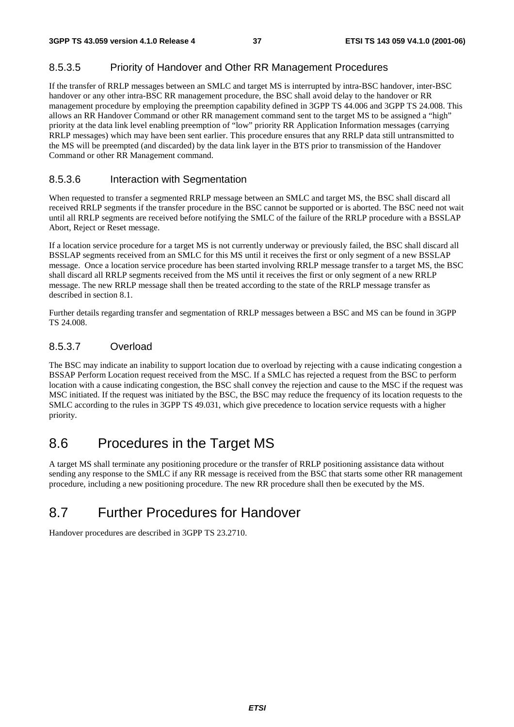#### 8.5.3.5 Priority of Handover and Other RR Management Procedures

If the transfer of RRLP messages between an SMLC and target MS is interrupted by intra-BSC handover, inter-BSC handover or any other intra-BSC RR management procedure, the BSC shall avoid delay to the handover or RR management procedure by employing the preemption capability defined in 3GPP TS 44.006 and 3GPP TS 24.008. This allows an RR Handover Command or other RR management command sent to the target MS to be assigned a "high" priority at the data link level enabling preemption of "low" priority RR Application Information messages (carrying RRLP messages) which may have been sent earlier. This procedure ensures that any RRLP data still untransmitted to the MS will be preempted (and discarded) by the data link layer in the BTS prior to transmission of the Handover Command or other RR Management command.

#### 8.5.3.6 Interaction with Segmentation

When requested to transfer a segmented RRLP message between an SMLC and target MS, the BSC shall discard all received RRLP segments if the transfer procedure in the BSC cannot be supported or is aborted. The BSC need not wait until all RRLP segments are received before notifying the SMLC of the failure of the RRLP procedure with a BSSLAP Abort, Reject or Reset message.

If a location service procedure for a target MS is not currently underway or previously failed, the BSC shall discard all BSSLAP segments received from an SMLC for this MS until it receives the first or only segment of a new BSSLAP message. Once a location service procedure has been started involving RRLP message transfer to a target MS, the BSC shall discard all RRLP segments received from the MS until it receives the first or only segment of a new RRLP message. The new RRLP message shall then be treated according to the state of the RRLP message transfer as described in section 8.1.

Further details regarding transfer and segmentation of RRLP messages between a BSC and MS can be found in 3GPP TS 24.008.

#### 8.5.3.7 Overload

The BSC may indicate an inability to support location due to overload by rejecting with a cause indicating congestion a BSSAP Perform Location request received from the MSC. If a SMLC has rejected a request from the BSC to perform location with a cause indicating congestion, the BSC shall convey the rejection and cause to the MSC if the request was MSC initiated. If the request was initiated by the BSC, the BSC may reduce the frequency of its location requests to the SMLC according to the rules in 3GPP TS 49.031, which give precedence to location service requests with a higher priority.

## 8.6 Procedures in the Target MS

A target MS shall terminate any positioning procedure or the transfer of RRLP positioning assistance data without sending any response to the SMLC if any RR message is received from the BSC that starts some other RR management procedure, including a new positioning procedure. The new RR procedure shall then be executed by the MS.

## 8.7 Further Procedures for Handover

Handover procedures are described in 3GPP TS 23.2710.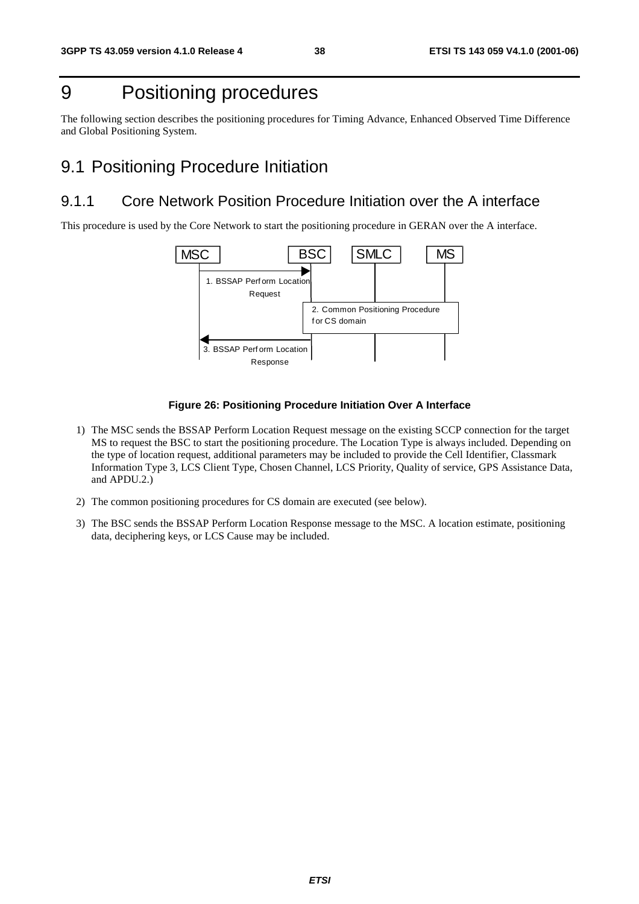# 9 Positioning procedures

The following section describes the positioning procedures for Timing Advance, Enhanced Observed Time Difference and Global Positioning System.

## 9.1 Positioning Procedure Initiation

### 9.1.1 Core Network Position Procedure Initiation over the A interface

This procedure is used by the Core Network to start the positioning procedure in GERAN over the A interface.

**Figure 26: Positioning Procedure Initiation Over A Interface**

1) The MSC sends the BSSAP Perform Location Request message on the existing SCCP connection for the target MS to request the BSC to start the positioning procedure. The Location Type is always included. Depending on the type of location request, additional parameters may be included to provide the Cell Identifier, Classmark Information Type 3, LCS Client Type, Chosen Channel, LCS Priority, Quality of service, GPS Assistance Data, and APDU.2.)

2) The common positioning procedures for CS domain are executed (see below).

3) The BSC sends the BSSAP Perform Location Response message to the MSC. A location estimate, positioning data, deciphering keys, or LCS Cause may be included.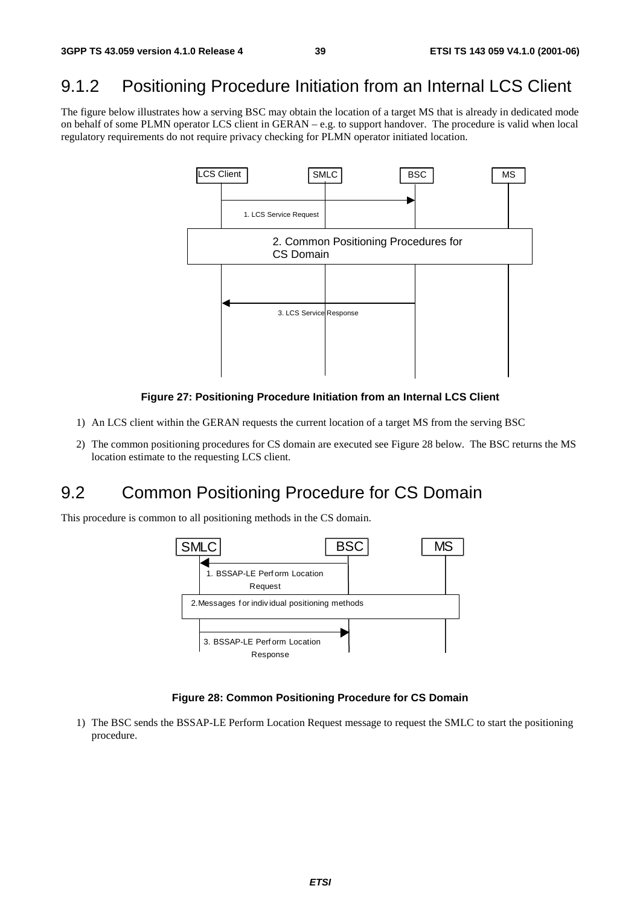## 9.1.2 Positioning Procedure Initiation from an Internal LCS Client

The figure below illustrates how a serving BSC may obtain the location of a target MS that is already in dedicated mode on behalf of some PLMN operator LCS client in GERAN – e.g. to support handover. The procedure is valid when local regulatory requirements do not require privacy checking for PLMN operator initiated location.

LCS Client | SMLC | BSC | MS

1. LCS Service Request

2. Common Positioning Procedures for CS Domain

3. LCS Service Response

**Figure 27: Positioning Procedure Initiation from an Internal LCS Client**

1) An LCS client within the GERAN requests the current location of a target MS from the serving BSC

2) The common positioning procedures for CS domain are executed see Figure 28 below. The BSC returns the MS location estimate to the requesting LCS client.

## 9.2 Common Positioning Procedure for CS Domain

This procedure is common to all positioning methods in the CS domain.

SMLC | BSC | MS

1. BSSAP-LE Perform Location Request

2. Messages for individual positioning methods

3. BSSAP-LE Perform Location Response

**Figure 28: Common Positioning Procedure for CS Domain**

1) The BSC sends the BSSAP-LE Perform Location Request message to request the SMLC to start the positioning procedure.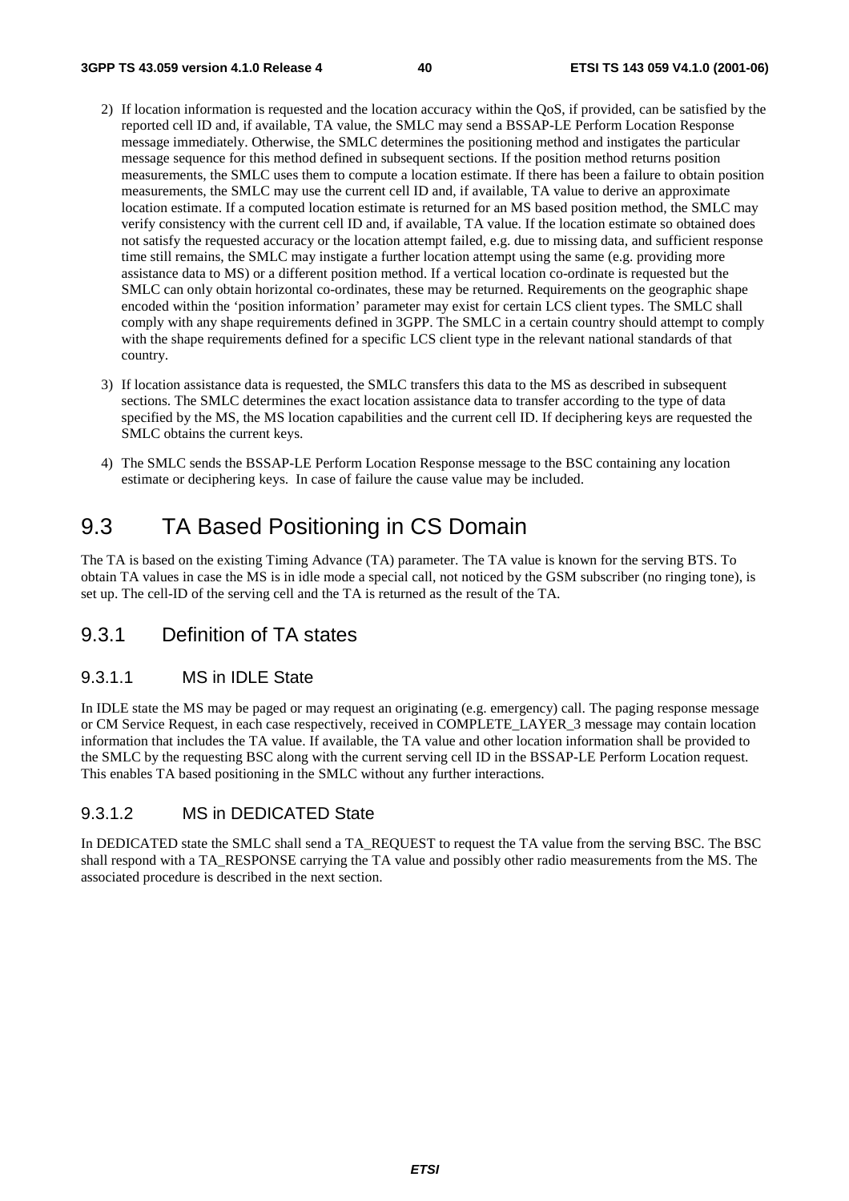2) If location information is requested and the location accuracy within the QoS, if provided, can be satisfied by the reported cell ID and, if available, TA value, the SMLC may send a BSSAP-LE Perform Location Response message immediately. Otherwise, the SMLC determines the positioning method and instigates the particular message sequence for this method defined in subsequent sections. If the position method returns position measurements, the SMLC uses them to compute a location estimate. If there has been a failure to obtain position measurements, the SMLC may use the current cell ID and, if available, TA value to derive an approximate location estimate. If a computed location estimate is returned for an MS based position method, the SMLC may verify consistency with the current cell ID and, if available, TA value. If the location estimate so obtained does not satisfy the requested accuracy or the location attempt failed, e.g. due to missing data, and sufficient response time still remains, the SMLC may instigate a further location attempt using the same (e.g. providing more assistance data to MS) or a different position method. If a vertical location co-ordinate is requested but the SMLC can only obtain horizontal co-ordinates, these may be returned. Requirements on the geographic shape encoded within the 'position information' parameter may exist for certain LCS client types. The SMLC shall comply with any shape requirements defined in 3GPP. The SMLC in a certain country should attempt to comply with the shape requirements defined for a specific LCS client type in the relevant national standards of that country.

3) If location assistance data is requested, the SMLC transfers this data to the MS as described in subsequent sections. The SMLC determines the exact location assistance data to transfer according to the type of data specified by the MS, the MS location capabilities and the current cell ID. If deciphering keys are requested the SMLC obtains the current keys.

4) The SMLC sends the BSSAP-LE Perform Location Response message to the BSC containing any location estimate or deciphering keys. In case of failure the cause value may be included.

# 9.3 TA Based Positioning in CS Domain

The TA is based on the existing Timing Advance (TA) parameter. The TA value is known for the serving BTS. To obtain TA values in case the MS is in idle mode a special call, not noticed by the GSM subscriber (no ringing tone), is set up. The cell-ID of the serving cell and the TA is returned as the result of the TA.

## 9.3.1 Definition of TA states

### 9.3.1.1 MS in IDLE State

In IDLE state the MS may be paged or may request an originating (e.g. emergency) call. The paging response message or CM Service Request, in each case respectively, received in COMPLETE_LAYER_3 message may contain location information that includes the TA value. If available, the TA value and other location information shall be provided to the SMLC by the requesting BSC along with the current serving cell ID in the BSSAP-LE Perform Location request. This enables TA based positioning in the SMLC without any further interactions.

### 9.3.1.2 MS in DEDICATED State

In DEDICATED state the SMLC shall send a TA_REQUEST to request the TA value from the serving BSC. The BSC shall respond with a TA_RESPONSE carrying the TA value and possibly other radio measurements from the MS. The associated procedure is described in the next section.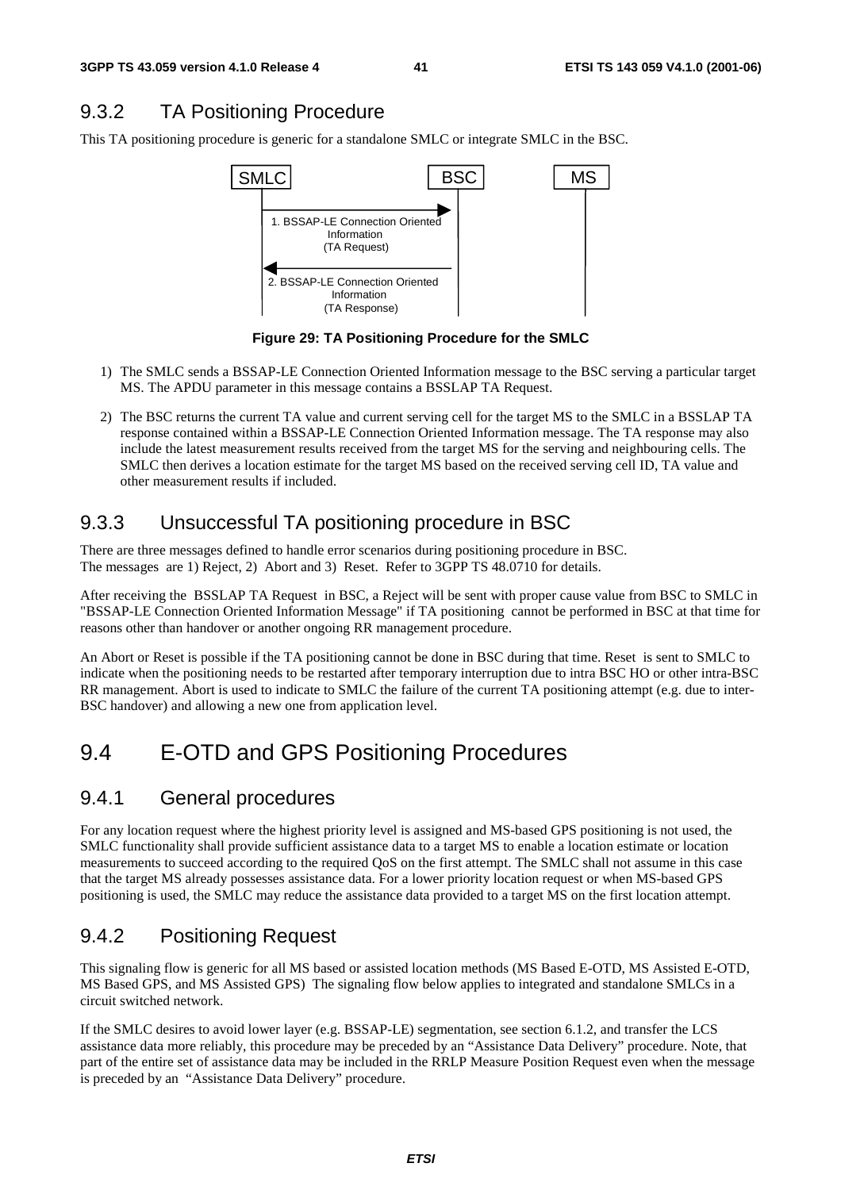### 9.3.2 TA Positioning Procedure

This TA positioning procedure is generic for a standalone SMLC or integrate SMLC in the BSC.

**Figure 29: TA Positioning Procedure for the SMLC**

1) The SMLC sends a BSSAP-LE Connection Oriented Information message to the BSC serving a particular target MS. The APDU parameter in this message contains a BSSLAP TA Request.

2) The BSC returns the current TA value and current serving cell for the target MS to the SMLC in a BSSLAP TA response contained within a BSSAP-LE Connection Oriented Information message. The TA response may also include the latest measurement results received from the target MS for the serving and neighbouring cells. The SMLC then derives a location estimate for the target MS based on the received serving cell ID, TA value and other measurement results if included.

### 9.3.3 Unsuccessful TA positioning procedure in BSC

There are three messages defined to handle error scenarios during positioning procedure in BSC. The messages are 1) Reject, 2) Abort and 3) Reset. Refer to 3GPP TS 48.0710 for details.

After receiving the BSSLAP TA Request in BSC, a Reject will be sent with proper cause value from BSC to SMLC in "BSSAP-LE Connection Oriented Information Message" if TA positioning cannot be performed in BSC at that time for reasons other than handover or another ongoing RR management procedure.

An Abort or Reset is possible if the TA positioning cannot be done in BSC during that time. Reset is sent to SMLC to indicate when the positioning needs to be restarted after temporary interruption due to intra BSC HO or other intra-BSC RR management. Abort is used to indicate to SMLC the failure of the current TA positioning attempt (e.g. due to inter-BSC handover) and allowing a new one from application level.

## 9.4 E-OTD and GPS Positioning Procedures

### 9.4.1 General procedures

For any location request where the highest priority level is assigned and MS-based GPS positioning is not used, the SMLC functionality shall provide sufficient assistance data to a target MS to enable a location estimate or location measurements to succeed according to the required QoS on the first attempt. The SMLC shall not assume in this case that the target MS already possesses assistance data. For a lower priority location request or when MS-based GPS positioning is used, the SMLC may reduce the assistance data provided to a target MS on the first location attempt.

### 9.4.2 Positioning Request

This signaling flow is generic for all MS based or assisted location methods (MS Based E-OTD, MS Assisted E-OTD, MS Based GPS, and MS Assisted GPS) The signaling flow below applies to integrated and standalone SMLCs in a circuit switched network.

If the SMLC desires to avoid lower layer (e.g. BSSAP-LE) segmentation, see section 6.1.2, and transfer the LCS assistance data more reliably, this procedure may be preceded by an "Assistance Data Delivery" procedure. Note, that part of the entire set of assistance data may be included in the RRLP Measure Position Request even when the message is preceded by an "Assistance Data Delivery" procedure.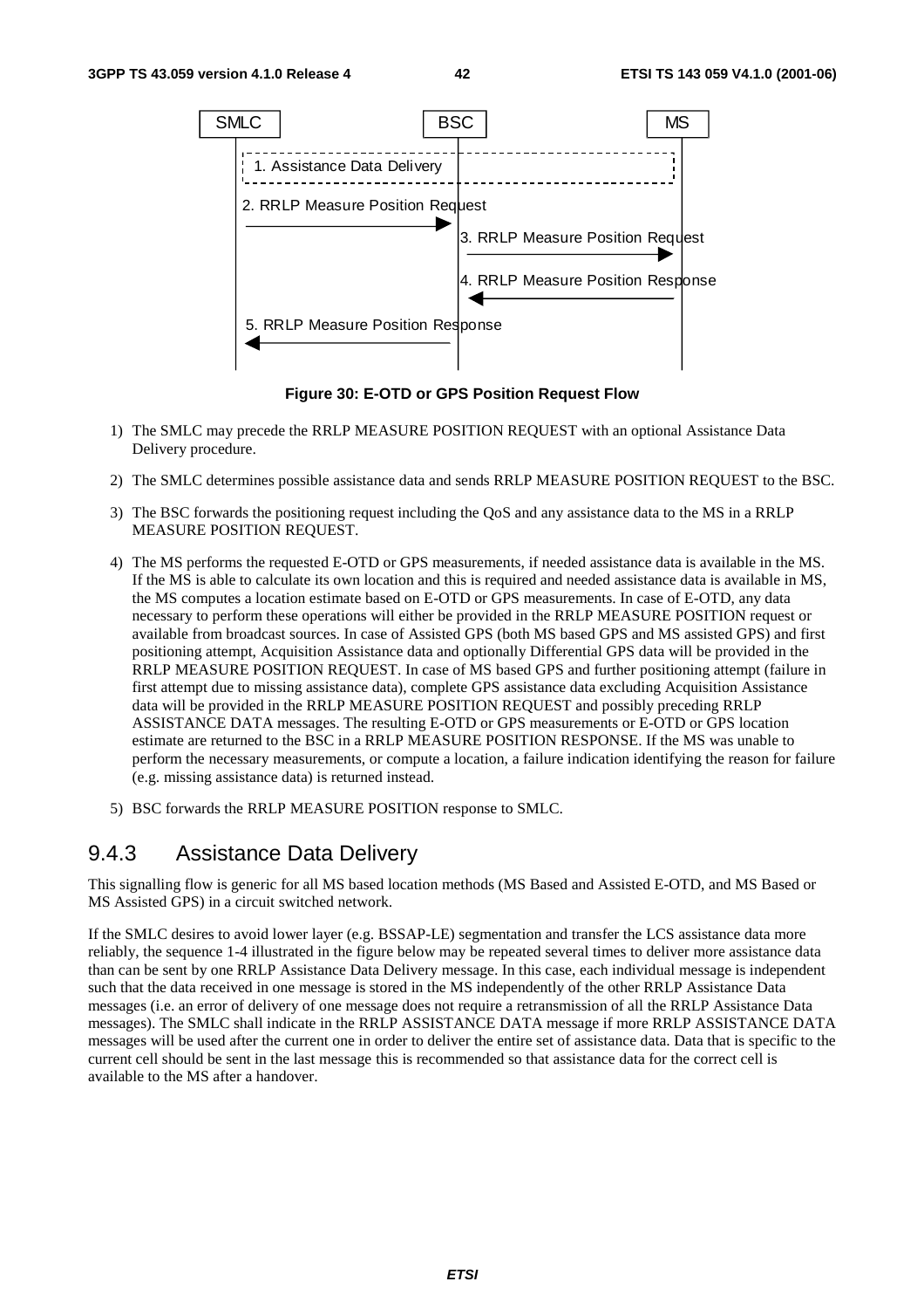**Figure 30: E-OTD or GPS Position Request Flow**

1) The SMLC may precede the RRLP MEASURE POSITION REQUEST with an optional Assistance Data Delivery procedure.

2) The SMLC determines possible assistance data and sends RRLP MEASURE POSITION REQUEST to the BSC.

3) The BSC forwards the positioning request including the QoS and any assistance data to the MS in a RRLP MEASURE POSITION REQUEST.

4) The MS performs the requested E-OTD or GPS measurements, if needed assistance data is available in the MS. If the MS is able to calculate its own location and this is required and needed assistance data is available in MS, the MS computes a location estimate based on E-OTD or GPS measurements. In case of E-OTD, any data necessary to perform these operations will either be provided in the RRLP MEASURE POSITION request or available from broadcast sources. In case of Assisted GPS (both MS based GPS and MS assisted GPS) and first positioning attempt, Acquisition Assistance data and optionally Differential GPS data will be provided in the RRLP MEASURE POSITION REQUEST. In case of MS based GPS and further positioning attempt (failure in first attempt due to missing assistance data), complete GPS assistance data excluding Acquisition Assistance data will be provided in the RRLP MEASURE POSITION REQUEST and possibly preceding RRLP ASSISTANCE DATA messages. The resulting E-OTD or GPS measurements or E-OTD or GPS location estimate are returned to the BSC in a RRLP MEASURE POSITION RESPONSE. If the MS was unable to perform the necessary measurements, or compute a location, a failure indication identifying the reason for failure (e.g. missing assistance data) is returned instead.

5) BSC forwards the RRLP MEASURE POSITION response to SMLC.

### 9.4.3 Assistance Data Delivery

This signalling flow is generic for all MS based location methods (MS Based and Assisted E-OTD, and MS Based or MS Assisted GPS) in a circuit switched network.

If the SMLC desires to avoid lower layer (e.g. BSSAP-LE) segmentation and transfer the LCS assistance data more reliably, the sequence 1-4 illustrated in the figure below may be repeated several times to deliver more assistance data than can be sent by one RRLP Assistance Data Delivery message. In this case, each individual message is independent such that the data received in one message is stored in the MS independently of the other RRLP Assistance Data messages (i.e. an error of delivery of one message does not require a retransmission of all the RRLP Assistance Data messages). The SMLC shall indicate in the RRLP ASSISTANCE DATA message if more RRLP ASSISTANCE DATA messages will be used after the current one in order to deliver the entire set of assistance data. Data that is specific to the current cell should be sent in the last message this is recommended so that assistance data for the correct cell is available to the MS after a handover.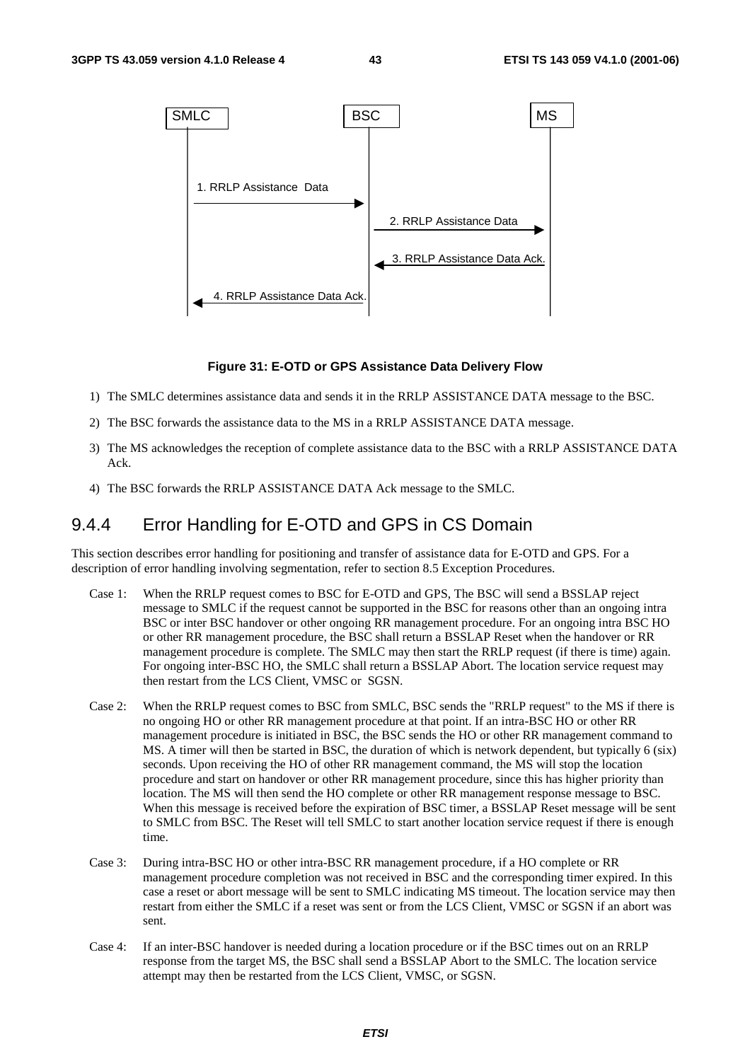SMLC BSC MS

1. RRLP Assistance Data

2. RRLP Assistance Data

3. RRLP Assistance Data Ack.

4. RRLP Assistance Data Ack.

**Figure 31: E-OTD or GPS Assistance Data Delivery Flow**

1) The SMLC determines assistance data and sends it in the RRLP ASSISTANCE DATA message to the BSC.

2) The BSC forwards the assistance data to the MS in a RRLP ASSISTANCE DATA message.

3) The MS acknowledges the reception of complete assistance data to the BSC with a RRLP ASSISTANCE DATA Ack.

4) The BSC forwards the RRLP ASSISTANCE DATA Ack message to the SMLC.

## 9.4.4 Error Handling for E-OTD and GPS in CS Domain

This section describes error handling for positioning and transfer of assistance data for E-OTD and GPS. For a description of error handling involving segmentation, refer to section 8.5 Exception Procedures.

Case 1: When the RRLP request comes to BSC for E-OTD and GPS, The BSC will send a BSSLAP reject message to SMLC if the request cannot be supported in the BSC for reasons other than an ongoing intra BSC or inter BSC handover or other ongoing RR management procedure. For an ongoing intra BSC HO or other RR management procedure, the BSC shall return a BSSLAP Reset when the handover or RR management procedure is complete. The SMLC may then start the RRLP request (if there is time) again. For ongoing inter-BSC HO, the SMLC shall return a BSSLAP Abort. The location service request may then restart from the LCS Client, VMSC or SGSN.

Case 2: When the RRLP request comes to BSC from SMLC, BSC sends the "RRLP request" to the MS if there is no ongoing HO or other RR management procedure at that point. If an intra-BSC HO or other RR management procedure is initiated in BSC, the BSC sends the HO or other RR management command to MS. A timer will then be started in BSC, the duration of which is network dependent, but typically 6 (six) seconds. Upon receiving the HO of other RR management command, the MS will stop the location procedure and start on handover or other RR management procedure, since this has higher priority than location. The MS will then send the HO complete or other RR management response message to BSC. When this message is received before the expiration of BSC timer, a BSSLAP Reset message will be sent to SMLC from BSC. The Reset will tell SMLC to start another location service request if there is enough time.

Case 3: During intra-BSC HO or other intra-BSC RR management procedure, if a HO complete or RR management procedure completion was not received in BSC and the corresponding timer expired. In this case a reset or abort message will be sent to SMLC indicating MS timeout. The location service may then restart from either the SMLC if a reset was sent or from the LCS Client, VMSC or SGSN if an abort was sent.

Case 4: If an inter-BSC handover is needed during a location procedure or if the BSC times out on an RRLP response from the target MS, the BSC shall send a BSSLAP Abort to the SMLC. The location service attempt may then be restarted from the LCS Client, VMSC, or SGSN.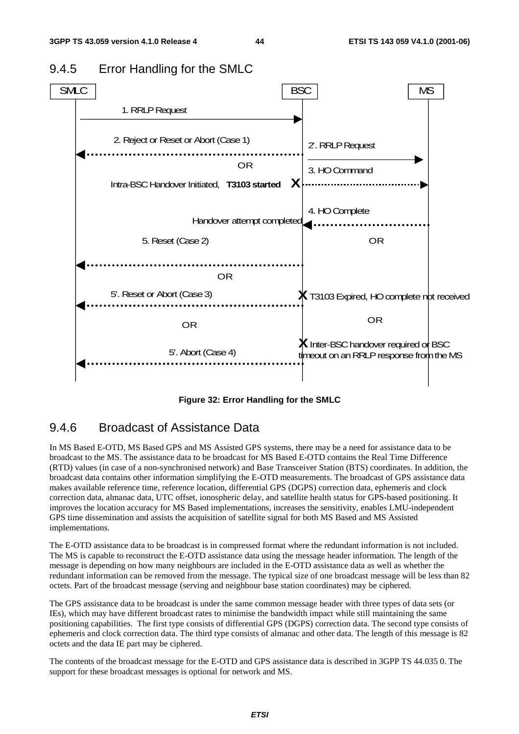## 9.4.5 Error Handling for the SMLC

SMLC | BSC | MS

1. RRLP Request

2. Reject or Reset or Abort (Case 1)

2'. RRLP Request

OR

3. HO Command

Intra-BSC Handover Initiated, **T3103 started**

4. HO Complete

Handover attempt completed

5. Reset (Case 2)

OR

OR

5'. Reset or Abort (Case 3)

T3103 Expired, HO complete not received

OR

OR

5'. Abort (Case 4)

Inter-BSC handover required or BSC timeout on an RRLP response from the MS

**Figure 32: Error Handling for the SMLC**

## 9.4.6 Broadcast of Assistance Data

In MS Based E-OTD, MS Based GPS and MS Assisted GPS systems, there may be a need for assistance data to be broadcast to the MS. The assistance data to be broadcast for MS Based E-OTD contains the Real Time Difference (RTD) values (in case of a non-synchronised network) and Base Transceiver Station (BTS) coordinates. In addition, the broadcast data contains other information simplifying the E-OTD measurements. The broadcast of GPS assistance data makes available reference time, reference location, differential GPS (DGPS) correction data, ephemeris and clock correction data, almanac data, UTC offset, ionospheric delay, and satellite health status for GPS-based positioning. It improves the location accuracy for MS Based implementations, increases the sensitivity, enables LMU-independent GPS time dissemination and assists the acquisition of satellite signal for both MS Based and MS Assisted implementations.

The E-OTD assistance data to be broadcast is in compressed format where the redundant information is not included. The MS is capable to reconstruct the E-OTD assistance data using the message header information. The length of the message is depending on how many neighbours are included in the E-OTD assistance data as well as whether the redundant information can be removed from the message. The typical size of one broadcast message will be less than 82 octets. Part of the broadcast message (serving and neighbour base station coordinates) may be ciphered.

The GPS assistance data to be broadcast is under the same common message header with three types of data sets (or IEs), which may have different broadcast rates to minimise the bandwidth impact while still maintaining the same positioning capabilities. The first type consists of differential GPS (DGPS) correction data. The second type consists of ephemeris and clock correction data. The third type consists of almanac and other data. The length of this message is 82 octets and the data IE part may be ciphered.

The contents of the broadcast message for the E-OTD and GPS assistance data is described in 3GPP TS 44.035 0. The support for these broadcast messages is optional for network and MS.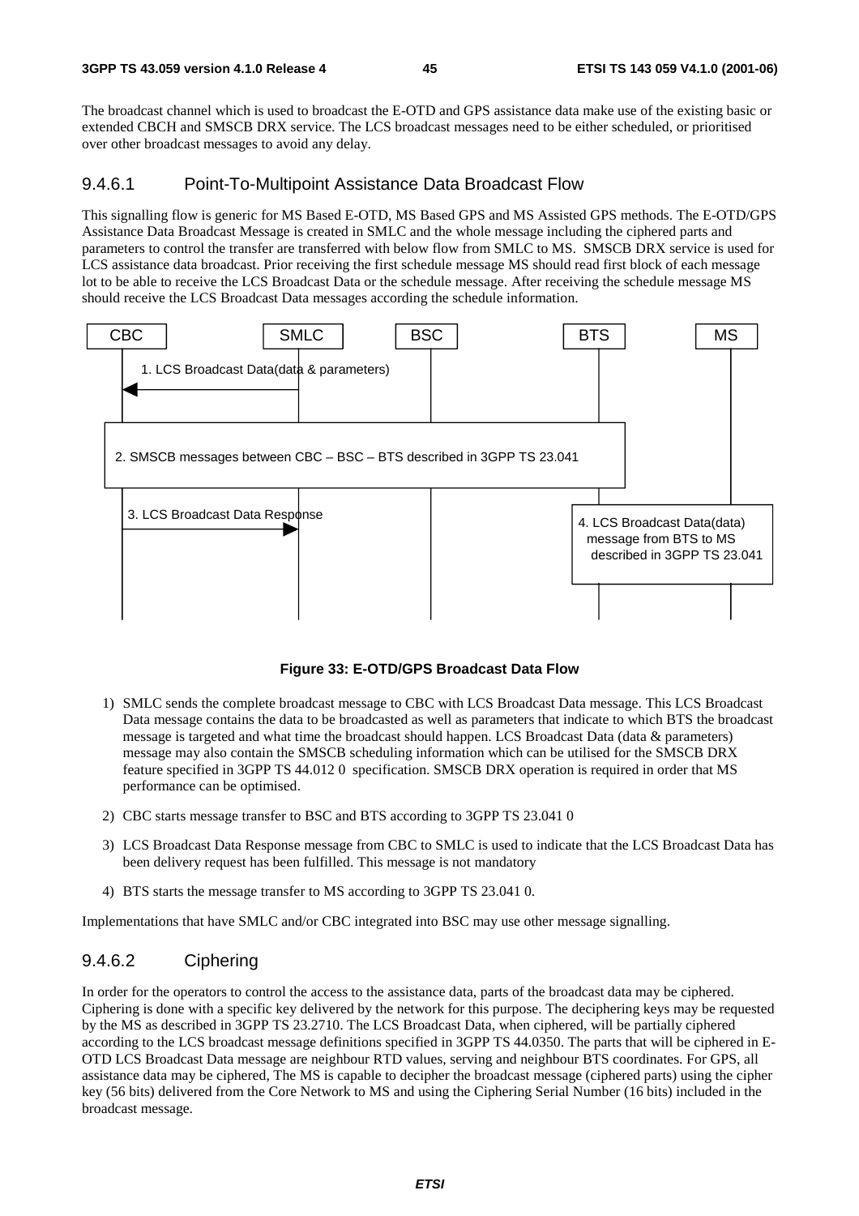The broadcast channel which is used to broadcast the E-OTD and GPS assistance data make use of the existing basic or extended CBCH and SMSCB DRX service. The LCS broadcast messages need to be either scheduled, or prioritised over other broadcast messages to avoid any delay.

#### 9.4.6.1 Point-To-Multipoint Assistance Data Broadcast Flow

This signalling flow is generic for MS Based E-OTD, MS Based GPS and MS Assisted GPS methods. The E-OTD/GPS Assistance Data Broadcast Message is created in SMLC and the whole message including the ciphered parts and parameters to control the transfer are transferred with below flow from SMLC to MS. SMSCB DRX service is used for LCS assistance data broadcast. Prior receiving the first schedule message MS should read first block of each message lot to be able to receive the LCS Broadcast Data or the schedule message. After receiving the schedule message MS should receive the LCS Broadcast Data messages according the schedule information.

CBC | SMLC | BSC | BTS | MS

1. LCS Broadcast Data(data & parameters)

2. SMSCB messages between CBC – BSC – BTS described in 3GPP TS 23.041

3. LCS Broadcast Data Response

4. LCS Broadcast Data(data) message from BTS to MS described in 3GPP TS 23.041

**Figure 33: E-OTD/GPS Broadcast Data Flow**

1) SMLC sends the complete broadcast message to CBC with LCS Broadcast Data message. This LCS Broadcast Data message contains the data to be broadcasted as well as parameters that indicate to which BTS the broadcast message is targeted and what time the broadcast should happen. LCS Broadcast Data (data & parameters) message may also contain the SMSCB scheduling information which can be utilised for the SMSCB DRX feature specified in 3GPP TS 44.012 0 specification. SMSCB DRX operation is required in order that MS performance can be optimised.

2) CBC starts message transfer to BSC and BTS according to 3GPP TS 23.041 0

3) LCS Broadcast Data Response message from CBC to SMLC is used to indicate that the LCS Broadcast Data has been delivery request has been fulfilled. This message is not mandatory

4) BTS starts the message transfer to MS according to 3GPP TS 23.041 0.

Implementations that have SMLC and/or CBC integrated into BSC may use other message signalling.

#### 9.4.6.2 Ciphering

In order for the operators to control the access to the assistance data, parts of the broadcast data may be ciphered. Ciphering is done with a specific key delivered by the network for this purpose. The deciphering keys may be requested by the MS as described in 3GPP TS 23.2710. The LCS Broadcast Data, when ciphered, will be partially ciphered according to the LCS broadcast message definitions specified in 3GPP TS 44.0350. The parts that will be ciphered in E-OTD LCS Broadcast Data message are neighbour RTD values, serving and neighbour BTS coordinates. For GPS, all assistance data may be ciphered, The MS is capable to decipher the broadcast message (ciphered parts) using the cipher key (56 bits) delivered from the Core Network to MS and using the Ciphering Serial Number (16 bits) included in the broadcast message.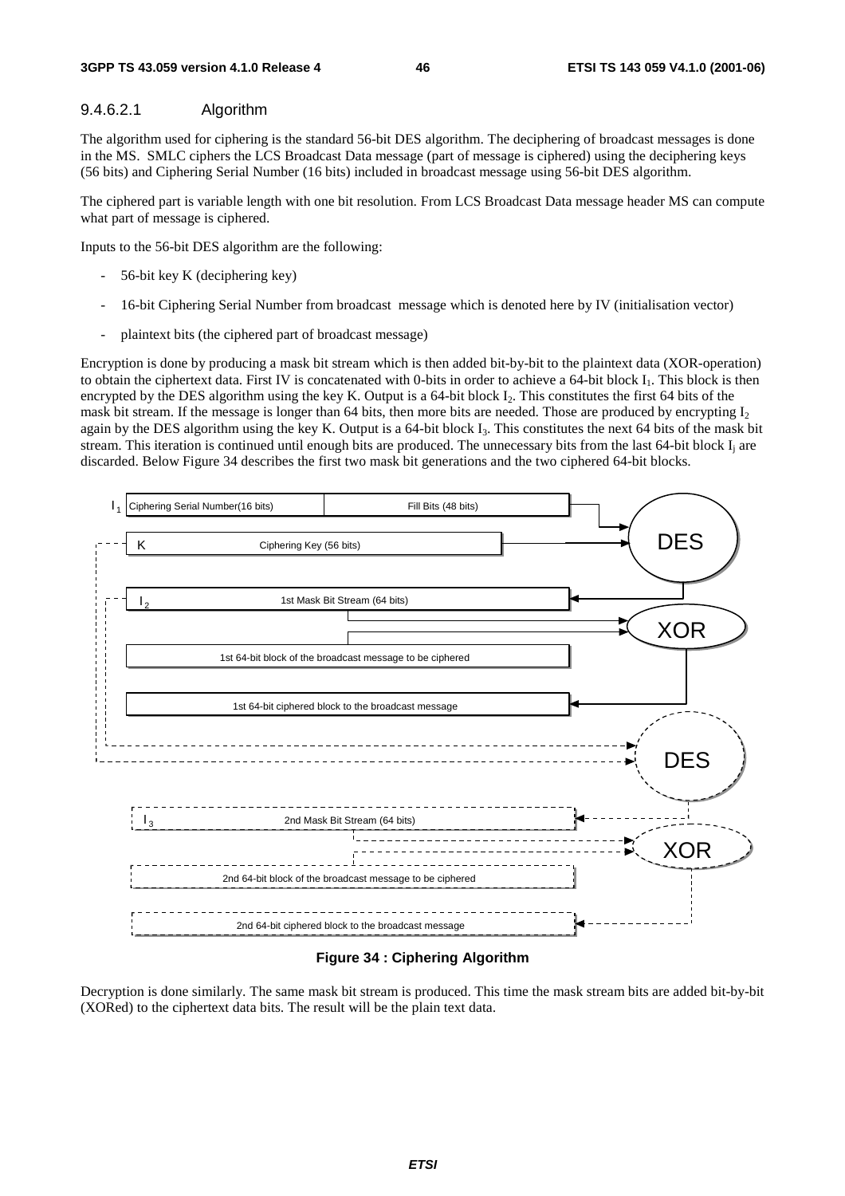#### 9.4.6.2.1 Algorithm

The algorithm used for ciphering is the standard 56-bit DES algorithm. The deciphering of broadcast messages is done in the MS. SMLC ciphers the LCS Broadcast Data message (part of message is ciphered) using the deciphering keys (56 bits) and Ciphering Serial Number (16 bits) included in broadcast message using 56-bit DES algorithm.

The ciphered part is variable length with one bit resolution. From LCS Broadcast Data message header MS can compute what part of message is ciphered.

Inputs to the 56-bit DES algorithm are the following:

- 56-bit key K (deciphering key)
- 16-bit Ciphering Serial Number from broadcast message which is denoted here by IV (initialisation vector)
- plaintext bits (the ciphered part of broadcast message)

Encryption is done by producing a mask bit stream which is then added bit-by-bit to the plaintext data (XOR-operation) to obtain the ciphertext data. First IV is concatenated with 0-bits in order to achieve a 64-bit block $I_1$. This block is then encrypted by the DES algorithm using the key K. Output is a 64-bit block $I_2$. This constitutes the first 64 bits of the mask bit stream. If the message is longer than 64 bits, then more bits are needed. Those are produced by encrypting $I_2$ again by the DES algorithm using the key K. Output is a 64-bit block $I_3$. This constitutes the next 64 bits of the mask bit stream. This iteration is continued until enough bits are produced. The unnecessary bits from the last 64-bit block $I_j$ are discarded. Below Figure 34 describes the first two mask bit generations and the two ciphered 64-bit blocks.

**Figure 34 : Ciphering Algorithm**

Decryption is done similarly. The same mask bit stream is produced. This time the mask stream bits are added bit-by-bit (XORed) to the ciphertext data bits. The result will be the plain text data.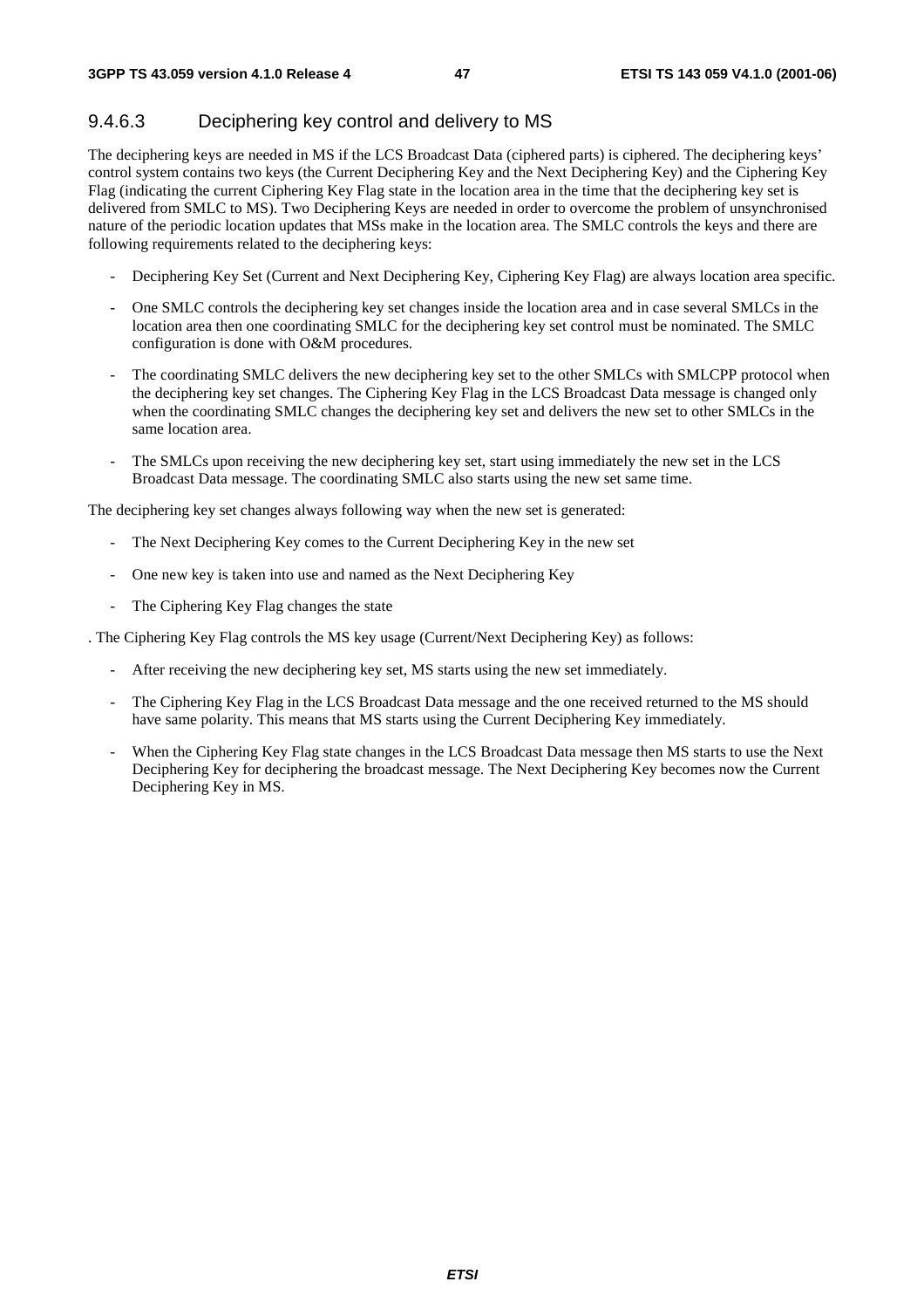### 9.4.6.3 Deciphering key control and delivery to MS

The deciphering keys are needed in MS if the LCS Broadcast Data (ciphered parts) is ciphered. The deciphering keys' control system contains two keys (the Current Deciphering Key and the Next Deciphering Key) and the Ciphering Key Flag (indicating the current Ciphering Key Flag state in the location area in the time that the deciphering key set is delivered from SMLC to MS). Two Deciphering Keys are needed in order to overcome the problem of unsynchronised nature of the periodic location updates that MSs make in the location area. The SMLC controls the keys and there are following requirements related to the deciphering keys:

- Deciphering Key Set (Current and Next Deciphering Key, Ciphering Key Flag) are always location area specific.
- One SMLC controls the deciphering key set changes inside the location area and in case several SMLCs in the location area then one coordinating SMLC for the deciphering key set control must be nominated. The SMLC configuration is done with O&M procedures.
- The coordinating SMLC delivers the new deciphering key set to the other SMLCs with SMLCPP protocol when the deciphering key set changes. The Ciphering Key Flag in the LCS Broadcast Data message is changed only when the coordinating SMLC changes the deciphering key set and delivers the new set to other SMLCs in the same location area.
- The SMLCs upon receiving the new deciphering key set, start using immediately the new set in the LCS Broadcast Data message. The coordinating SMLC also starts using the new set same time.

The deciphering key set changes always following way when the new set is generated:

- The Next Deciphering Key comes to the Current Deciphering Key in the new set
- One new key is taken into use and named as the Next Deciphering Key
- The Ciphering Key Flag changes the state

. The Ciphering Key Flag controls the MS key usage (Current/Next Deciphering Key) as follows:

- After receiving the new deciphering key set, MS starts using the new set immediately.
- The Ciphering Key Flag in the LCS Broadcast Data message and the one received returned to the MS should have same polarity. This means that MS starts using the Current Deciphering Key immediately.
- When the Ciphering Key Flag state changes in the LCS Broadcast Data message then MS starts to use the Next Deciphering Key for deciphering the broadcast message. The Next Deciphering Key becomes now the Current Deciphering Key in MS.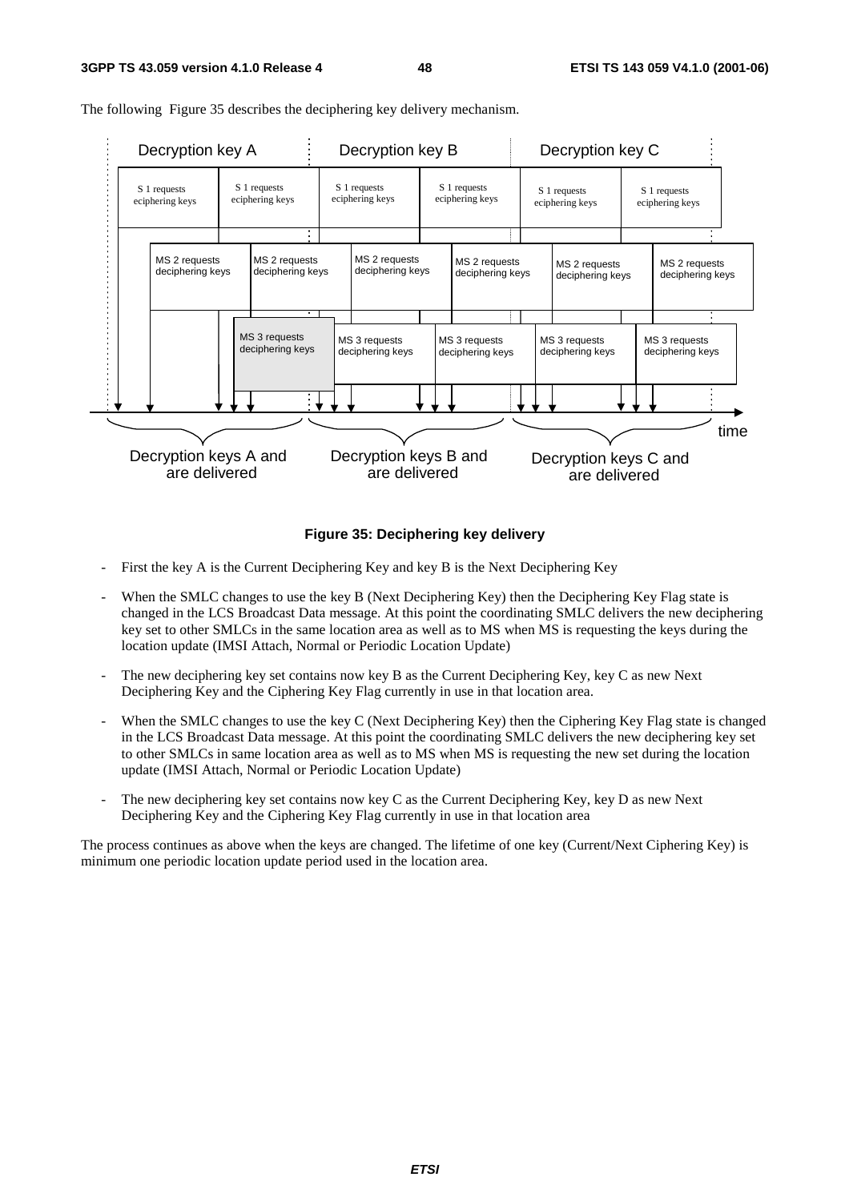The following Figure 35 describes the deciphering key delivery mechanism.

**Figure 35: Deciphering key delivery**

- First the key A is the Current Deciphering Key and key B is the Next Deciphering Key
- When the SMLC changes to use the key B (Next Deciphering Key) then the Deciphering Key Flag state is changed in the LCS Broadcast Data message. At this point the coordinating SMLC delivers the new deciphering key set to other SMLCs in the same location area as well as to MS when MS is requesting the keys during the location update (IMSI Attach, Normal or Periodic Location Update)
- The new deciphering key set contains now key B as the Current Deciphering Key, key C as new Next Deciphering Key and the Ciphering Key Flag currently in use in that location area.
- When the SMLC changes to use the key C (Next Deciphering Key) then the Ciphering Key Flag state is changed in the LCS Broadcast Data message. At this point the coordinating SMLC delivers the new deciphering key set to other SMLCs in same location area as well as to MS when MS is requesting the new set during the location update (IMSI Attach, Normal or Periodic Location Update)
- The new deciphering key set contains now key C as the Current Deciphering Key, key D as new Next Deciphering Key and the Ciphering Key Flag currently in use in that location area

The process continues as above when the keys are changed. The lifetime of one key (Current/Next Ciphering Key) is minimum one periodic location update period used in the location area.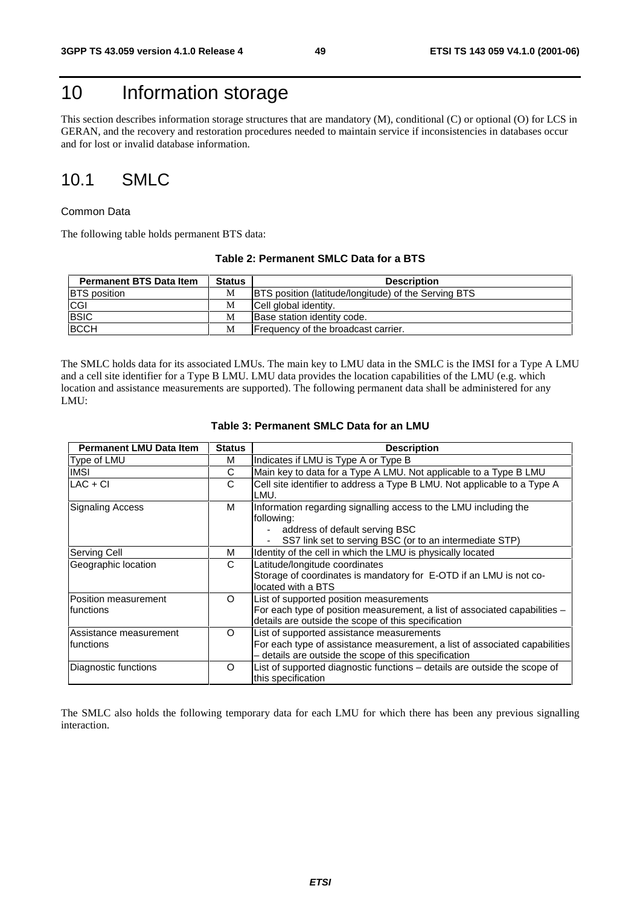# 10 Information storage

This section describes information storage structures that are mandatory (M), conditional (C) or optional (O) for LCS in GERAN, and the recovery and restoration procedures needed to maintain service if inconsistencies in databases occur and for lost or invalid database information.

## 10.1 SMLC

Common Data

The following table holds permanent BTS data:

**Table 2: Permanent SMLC Data for a BTS**

| Permanent BTS Data Item | Status | Description |
|---|---|---|
| BTS position | M | BTS position (latitude/longitude) of the Serving BTS |
| CGI | M | Cell global identity. |
| BSIC | M | Base station identity code. |
| BCCH | M | Frequency of the broadcast carrier. |

The SMLC holds data for its associated LMUs. The main key to LMU data in the SMLC is the IMSI for a Type A LMU and a cell site identifier for a Type B LMU. LMU data provides the location capabilities of the LMU (e.g. which location and assistance measurements are supported). The following permanent data shall be administered for any LMU:

**Table 3: Permanent SMLC Data for an LMU**

| Permanent LMU Data Item | Status | Description |
|---|---|---|
| Type of LMU | M | Indicates if LMU is Type A or Type B |
| IMSI | C | Main key to data for a Type A LMU. Not applicable to a Type B LMU |
| LAC + CI | C | Cell site identifier to address a Type B LMU. Not applicable to a Type A LMU. |
| Signaling Access | M | Information regarding signalling access to the LMU including the following:<br>- address of default serving BSC<br>- SS7 link set to serving BSC (or to an intermediate STP) |
| Serving Cell | M | Identity of the cell in which the LMU is physically located |
| Geographic location | C | Latitude/longitude coordinates<br>Storage of coordinates is mandatory for E-OTD if an LMU is not co-located with a BTS |
| Position measurement functions | O | List of supported position measurements<br>For each type of position measurement, a list of associated capabilities – details are outside the scope of this specification |
| Assistance measurement functions | O | List of supported assistance measurements<br>For each type of assistance measurement, a list of associated capabilities – details are outside the scope of this specification |
| Diagnostic functions | O | List of supported diagnostic functions – details are outside the scope of this specification |

The SMLC also holds the following temporary data for each LMU for which there has been any previous signalling interaction.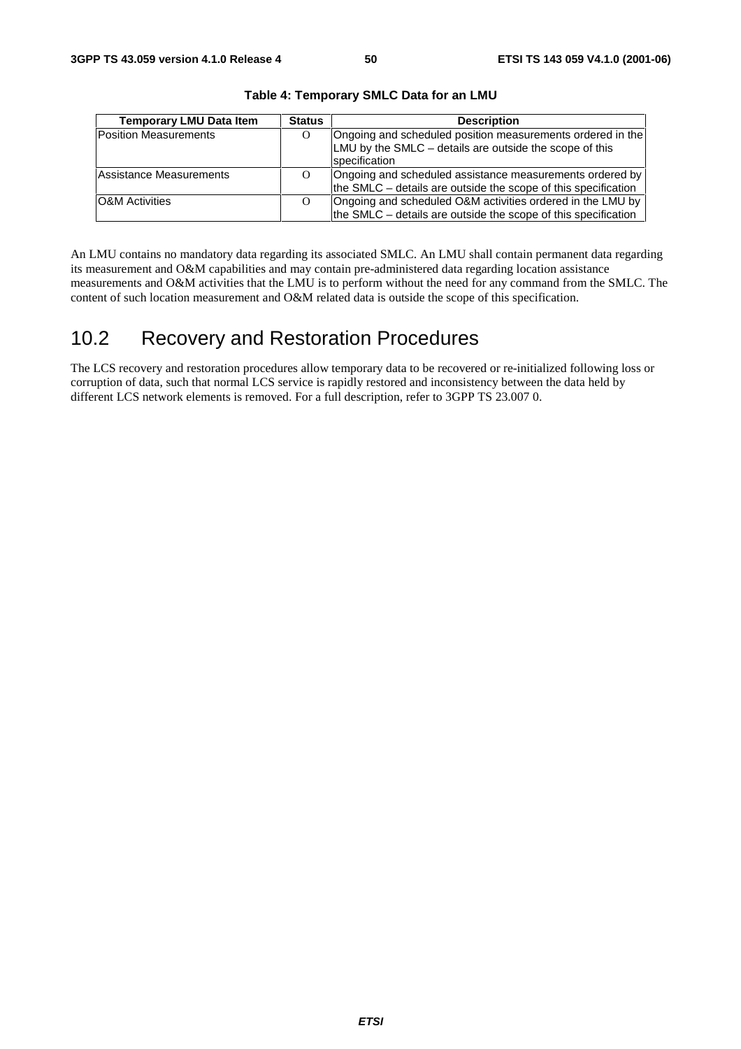**Table 4: Temporary SMLC Data for an LMU**

| Temporary LMU Data Item | Status | Description |
| --- | --- | --- |
| Position Measurements | O | Ongoing and scheduled position measurements ordered in the LMU by the SMLC – details are outside the scope of this specification |
| Assistance Measurements | O | Ongoing and scheduled assistance measurements ordered by the SMLC – details are outside the scope of this specification |
| O&M Activities | O | Ongoing and scheduled O&M activities ordered in the LMU by the SMLC – details are outside the scope of this specification |

An LMU contains no mandatory data regarding its associated SMLC. An LMU shall contain permanent data regarding its measurement and O&M capabilities and may contain pre-administered data regarding location assistance measurements and O&M activities that the LMU is to perform without the need for any command from the SMLC. The content of such location measurement and O&M related data is outside the scope of this specification.

## 10.2 Recovery and Restoration Procedures

The LCS recovery and restoration procedures allow temporary data to be recovered or re-initialized following loss or corruption of data, such that normal LCS service is rapidly restored and inconsistency between the data held by different LCS network elements is removed. For a full description, refer to 3GPP TS 23.007 0.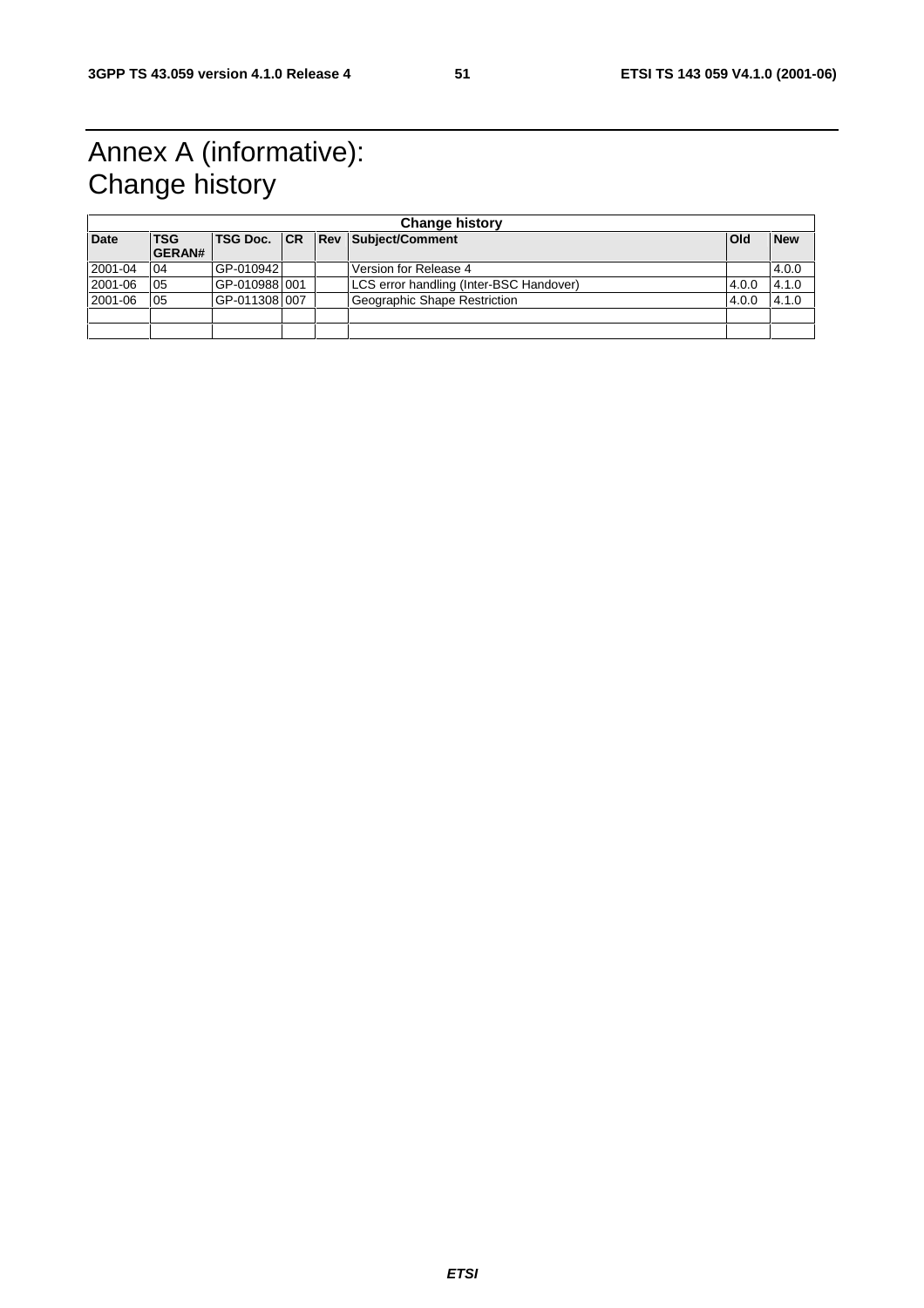# Annex A (informative): Change history

| Change history | | | | | | | |
|---|---|---|---|---|---|---|---|
| **Date** | **TSG GERAN#** | **TSG Doc.** | **CR** | **Rev** | **Subject/Comment** | **Old** | **New** |
| 2001-04 | 04 | GP-010942 | | | Version for Release 4 | | 4.0.0 |
| 2001-06 | 05 | GP-010988 | 001 | | LCS error handling (Inter-BSC Handover) | 4.0.0 | 4.1.0 |
| 2001-06 | 05 | GP-011308 | 007 | | Geographic Shape Restriction | 4.0.0 | 4.1.0 |
| | | | | | | | |
| | | | | | | | |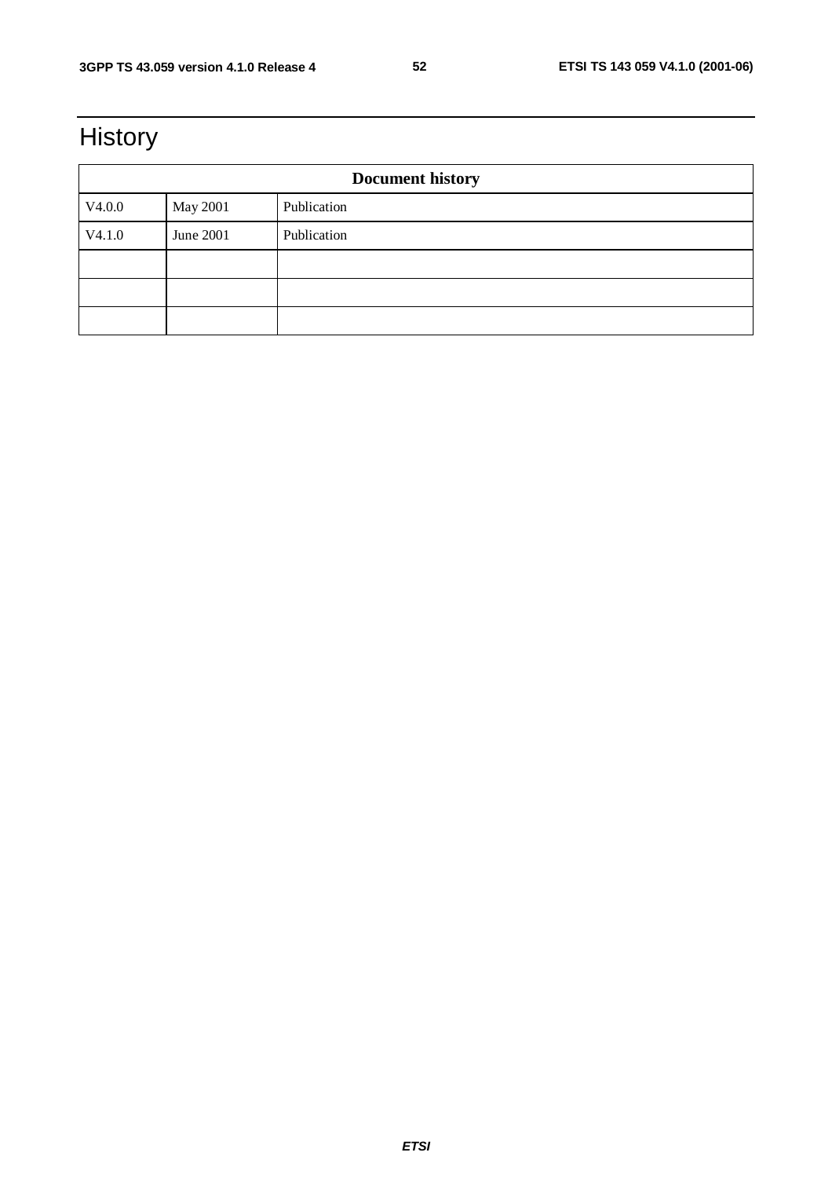# History

| Document history | | |
|---|---|---|
| V4.0.0 | May 2001 | Publication |
| V4.1.0 | June 2001 | Publication |
| | | |
| | | |
| | | |